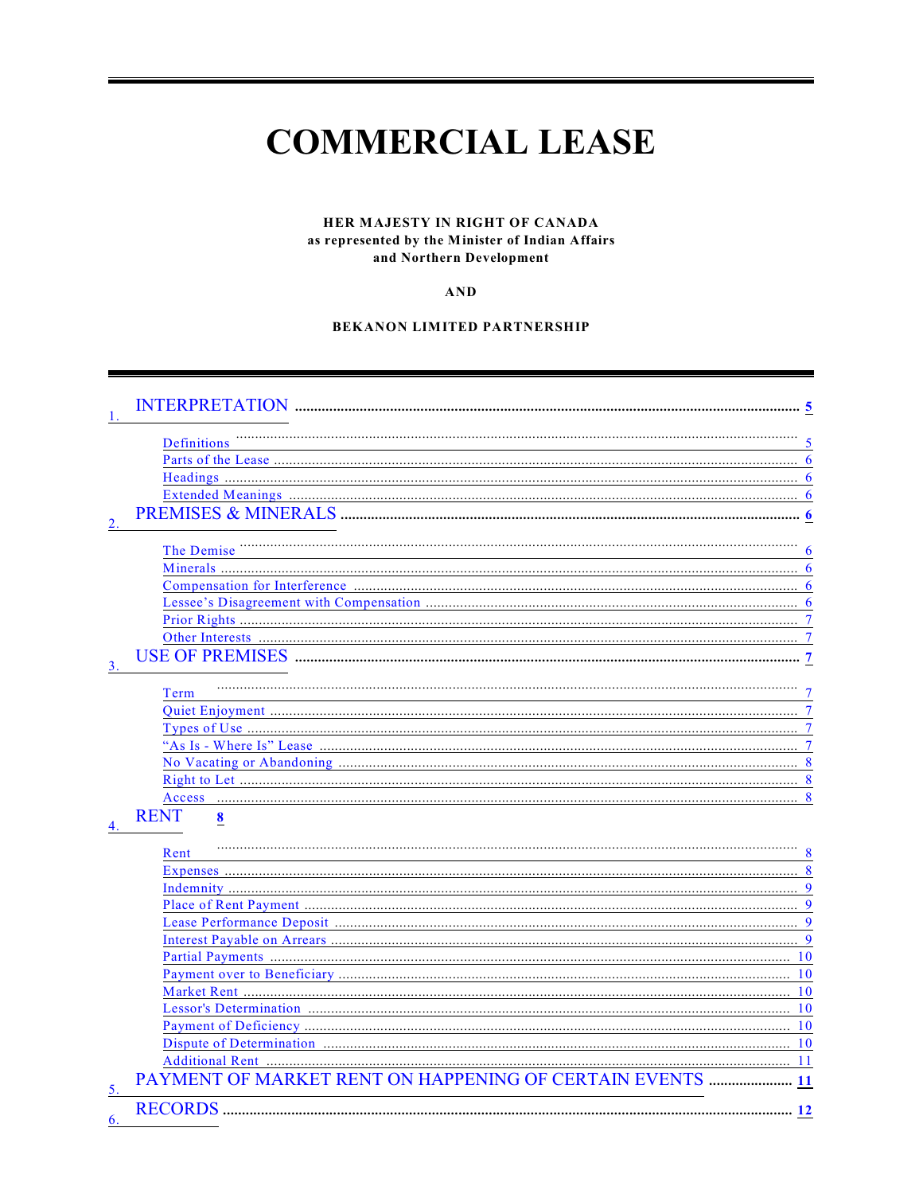# COMMERCIAL LEASE

**HER MAJESTY IN RIGHT OF CANADA**
**as represented by the Minister of Indian Affairs**
**and Northern Development**

**AND**

**BEKANON LIMITED PARTNERSHIP**

1. INTERPRETATION ..... 5
   - Definitions ..... 5
   - Parts of the Lease ..... 6
   - Headings ..... 6
   - Extended Meanings ..... 6
2. PREMISES & MINERALS ..... 6
   - The Demise ..... 6
   - Minerals ..... 6
   - Compensation for Interference ..... 6
   - Lessee's Disagreement with Compensation ..... 6
   - Prior Rights ..... 7
   - Other Interests ..... 7
3. USE OF PREMISES ..... 7
   - Term ..... 7
   - Quiet Enjoyment ..... 7
   - Types of Use ..... 7
   - "As Is - Where Is" Lease ..... 7
   - No Vacating or Abandoning ..... 8
   - Right to Let ..... 8
   - Access ..... 8
4. RENT ..... 8
   - Rent ..... 8
   - Expenses ..... 8
   - Indemnity ..... 9
   - Place of Rent Payment ..... 9
   - Lease Performance Deposit ..... 9
   - Interest Payable on Arrears ..... 9
   - Partial Payments ..... 10
   - Payment over to Beneficiary ..... 10
   - Market Rent ..... 10
   - Lessor's Determination ..... 10
   - Payment of Deficiency ..... 10
   - Dispute of Determination ..... 10
   - Additional Rent ..... 11
5. PAYMENT OF MARKET RENT ON HAPPENING OF CERTAIN EVENTS ..... 11
6. RECORDS ..... 12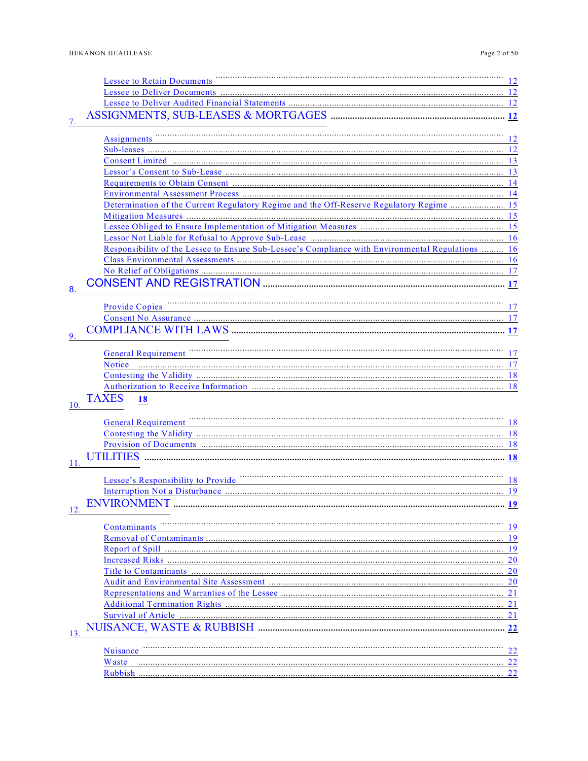Lessee to Retain Documents ..... 12
Lessee to Deliver Documents ..... 12
Lessee to Deliver Audited Financial Statements ..... 12

7. ASSIGNMENTS, SUB-LEASES & MORTGAGES ..... 12

Assignments ..... 12
Sub-leases ..... 12
Consent Limited ..... 13
Lessor's Consent to Sub-Lease ..... 13
Requirements to Obtain Consent ..... 14
Environmental Assessment Process ..... 14
Determination of the Current Regulatory Regime and the Off-Reserve Regulatory Regime ..... 15
Mitigation Measures ..... 15
Lessee Obliged to Ensure Implementation of Mitigation Measures ..... 15
Lessor Not Liable for Refusal to Approve Sub-Lease ..... 16
Responsibility of the Lessee to Ensure Sub-Lessee's Compliance with Environmental Regulations ..... 16
Class Environmental Assessments ..... 16
No Relief of Obligations ..... 17

8. CONSENT AND REGISTRATION ..... 17

Provide Copies ..... 17
Consent No Assurance ..... 17

9. COMPLIANCE WITH LAWS ..... 17

General Requirement ..... 17
Notice ..... 17
Contesting the Validity ..... 18
Authorization to Receive Information ..... 18

10. TAXES 18

General Requirement ..... 18
Contesting the Validity ..... 18
Provision of Documents ..... 18

11. UTILITIES ..... 18

Lessee's Responsibility to Provide ..... 18
Interruption Not a Disturbance ..... 19

12. ENVIRONMENT ..... 19

Contaminants ..... 19
Removal of Contaminants ..... 19
Report of Spill ..... 19
Increased Risks ..... 20
Title to Contaminants ..... 20
Audit and Environmental Site Assessment ..... 20
Representations and Warranties of the Lessee ..... 21
Additional Termination Rights ..... 21
Survival of Article ..... 21

13. NUISANCE, WASTE & RUBBISH ..... 22

Nuisance ..... 22
Waste ..... 22
Rubbish ..... 22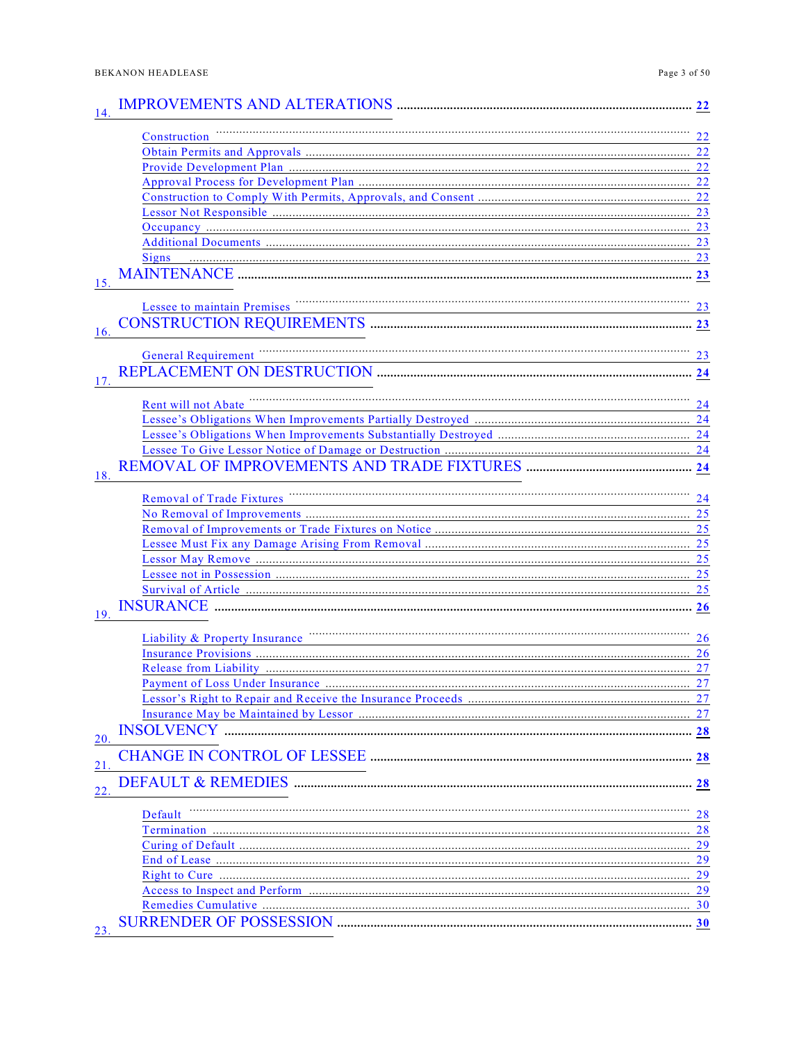14. IMPROVEMENTS AND ALTERATIONS ........ 22

- Construction ........ 22
- Obtain Permits and Approvals ........ 22
- Provide Development Plan ........ 22
- Approval Process for Development Plan ........ 22
- Construction to Comply With Permits, Approvals, and Consent ........ 22
- Lessor Not Responsible ........ 23
- Occupancy ........ 23
- Additional Documents ........ 23
- Signs ........ 23

15. MAINTENANCE ........ 23

- Lessee to maintain Premises ........ 23

16. CONSTRUCTION REQUIREMENTS ........ 23

- General Requirement ........ 23

17. REPLACEMENT ON DESTRUCTION ........ 24

- Rent will not Abate ........ 24
- Lessee's Obligations When Improvements Partially Destroyed ........ 24
- Lessee's Obligations When Improvements Substantially Destroyed ........ 24
- Lessee To Give Lessor Notice of Damage or Destruction ........ 24

18. REMOVAL OF IMPROVEMENTS AND TRADE FIXTURES ........ 24

- Removal of Trade Fixtures ........ 24
- No Removal of Improvements ........ 25
- Removal of Improvements or Trade Fixtures on Notice ........ 25
- Lessee Must Fix any Damage Arising From Removal ........ 25
- Lessor May Remove ........ 25
- Lessee not in Possession ........ 25
- Survival of Article ........ 25

19. INSURANCE ........ 26

- Liability & Property Insurance ........ 26
- Insurance Provisions ........ 26
- Release from Liability ........ 27
- Payment of Loss Under Insurance ........ 27
- Lessor's Right to Repair and Receive the Insurance Proceeds ........ 27
- Insurance May be Maintained by Lessor ........ 27

20. INSOLVENCY ........ 28

21. CHANGE IN CONTROL OF LESSEE ........ 28

22. DEFAULT & REMEDIES ........ 28

- Default ........ 28
- Termination ........ 28
- Curing of Default ........ 29
- End of Lease ........ 29
- Right to Cure ........ 29
- Access to Inspect and Perform ........ 29
- Remedies Cumulative ........ 30

23. SURRENDER OF POSSESSION ........ 30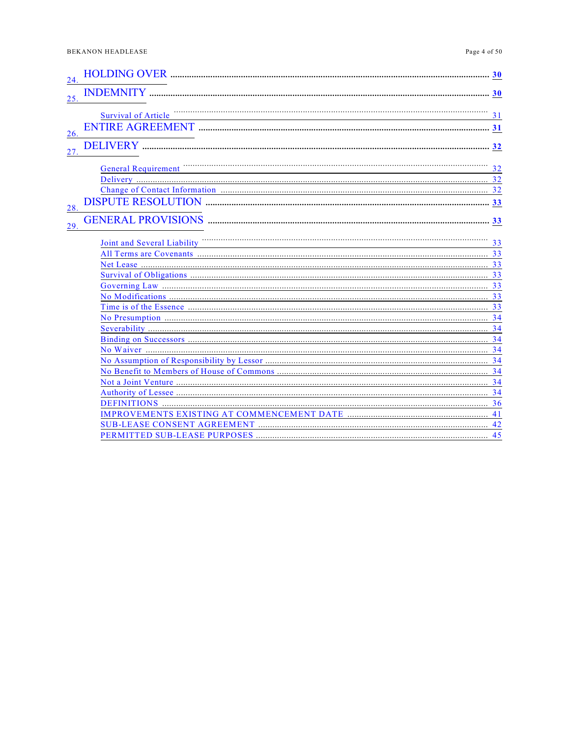24. HOLDING OVER .......... 30

25. INDEMNITY .......... 30

- Survival of Article .......... 31

26. ENTIRE AGREEMENT .......... 31

27. DELIVERY .......... 32

- General Requirement .......... 32
- Delivery .......... 32
- Change of Contact Information .......... 32

28. DISPUTE RESOLUTION .......... 33

29. GENERAL PROVISIONS .......... 33

- Joint and Several Liability .......... 33
- All Terms are Covenants .......... 33
- Net Lease .......... 33
- Survival of Obligations .......... 33
- Governing Law .......... 33
- No Modifications .......... 33
- Time is of the Essence .......... 33
- No Presumption .......... 34
- Severability .......... 34
- Binding on Successors .......... 34
- No Waiver .......... 34
- No Assumption of Responsibility by Lessor .......... 34
- No Benefit to Members of House of Commons .......... 34
- Not a Joint Venture .......... 34
- Authority of Lessee .......... 34
- DEFINITIONS .......... 36
- IMPROVEMENTS EXISTING AT COMMENCEMENT DATE .......... 41
- SUB-LEASE CONSENT AGREEMENT .......... 42
- PERMITTED SUB-LEASE PURPOSES .......... 45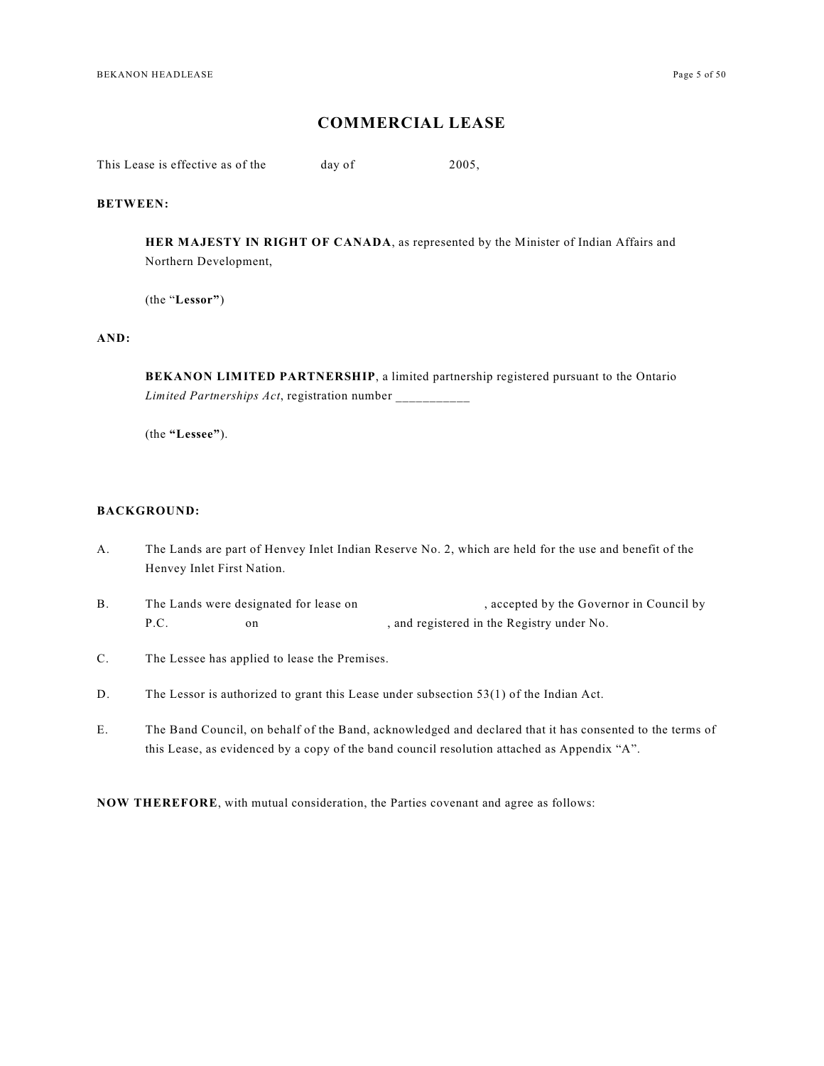# COMMERCIAL LEASE

This Lease is effective as of the day of 2005,

**BETWEEN:**

> **HER MAJESTY IN RIGHT OF CANADA**, as represented by the Minister of Indian Affairs and Northern Development,
>
> (the "**Lessor**")

**AND:**

> **BEKANON LIMITED PARTNERSHIP**, a limited partnership registered pursuant to the Ontario *Limited Partnerships Act*, registration number ___________
>
> (the **"Lessee"**).

**BACKGROUND:**

A. The Lands are part of Henvey Inlet Indian Reserve No. 2, which are held for the use and benefit of the Henvey Inlet First Nation.

B. The Lands were designated for lease on , accepted by the Governor in Council by P.C. on , and registered in the Registry under No.

C. The Lessee has applied to lease the Premises.

D. The Lessor is authorized to grant this Lease under subsection 53(1) of the Indian Act.

E. The Band Council, on behalf of the Band, acknowledged and declared that it has consented to the terms of this Lease, as evidenced by a copy of the band council resolution attached as Appendix "A".

**NOW THEREFORE**, with mutual consideration, the Parties covenant and agree as follows: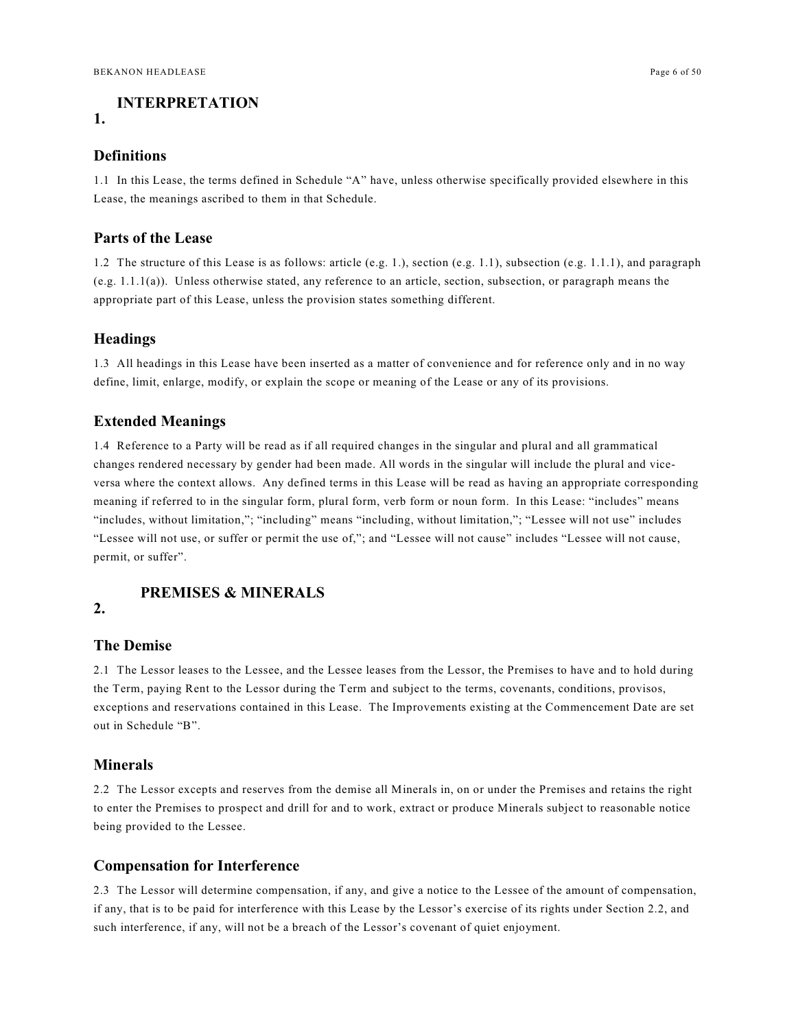# 1. INTERPRETATION

## Definitions

1.1 In this Lease, the terms defined in Schedule "A" have, unless otherwise specifically provided elsewhere in this Lease, the meanings ascribed to them in that Schedule.

## Parts of the Lease

1.2 The structure of this Lease is as follows: article (e.g. 1.), section (e.g. 1.1), subsection (e.g. 1.1.1), and paragraph (e.g. 1.1.1(a)). Unless otherwise stated, any reference to an article, section, subsection, or paragraph means the appropriate part of this Lease, unless the provision states something different.

## Headings

1.3 All headings in this Lease have been inserted as a matter of convenience and for reference only and in no way define, limit, enlarge, modify, or explain the scope or meaning of the Lease or any of its provisions.

## Extended Meanings

1.4 Reference to a Party will be read as if all required changes in the singular and plural and all grammatical changes rendered necessary by gender had been made. All words in the singular will include the plural and vice-versa where the context allows. Any defined terms in this Lease will be read as having an appropriate corresponding meaning if referred to in the singular form, plural form, verb form or noun form. In this Lease: "includes" means "includes, without limitation,"; "including" means "including, without limitation,"; "Lessee will not use" includes "Lessee will not use, or suffer or permit the use of,"; and "Lessee will not cause" includes "Lessee will not cause, permit, or suffer".

# 2. PREMISES & MINERALS

## The Demise

2.1 The Lessor leases to the Lessee, and the Lessee leases from the Lessor, the Premises to have and to hold during the Term, paying Rent to the Lessor during the Term and subject to the terms, covenants, conditions, provisos, exceptions and reservations contained in this Lease. The Improvements existing at the Commencement Date are set out in Schedule "B".

## Minerals

2.2 The Lessor excepts and reserves from the demise all Minerals in, on or under the Premises and retains the right to enter the Premises to prospect and drill for and to work, extract or produce Minerals subject to reasonable notice being provided to the Lessee.

## Compensation for Interference

2.3 The Lessor will determine compensation, if any, and give a notice to the Lessee of the amount of compensation, if any, that is to be paid for interference with this Lease by the Lessor's exercise of its rights under Section 2.2, and such interference, if any, will not be a breach of the Lessor's covenant of quiet enjoyment.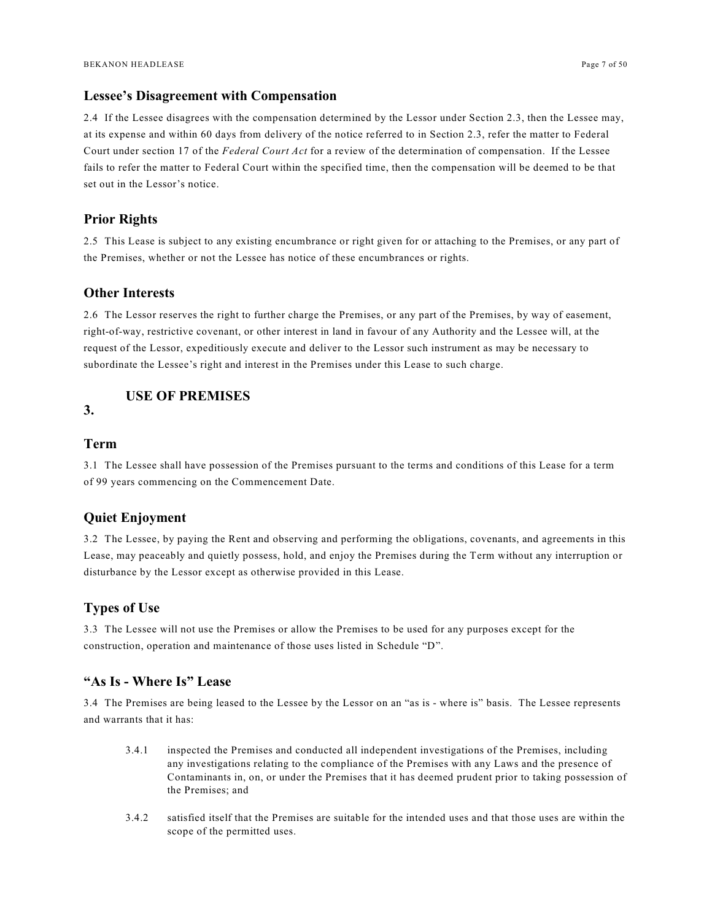### Lessee's Disagreement with Compensation

2.4 If the Lessee disagrees with the compensation determined by the Lessor under Section 2.3, then the Lessee may, at its expense and within 60 days from delivery of the notice referred to in Section 2.3, refer the matter to Federal Court under section 17 of the *Federal Court Act* for a review of the determination of compensation. If the Lessee fails to refer the matter to Federal Court within the specified time, then the compensation will be deemed to be that set out in the Lessor's notice.

### Prior Rights

2.5 This Lease is subject to any existing encumbrance or right given for or attaching to the Premises, or any part of the Premises, whether or not the Lessee has notice of these encumbrances or rights.

### Other Interests

2.6 The Lessor reserves the right to further charge the Premises, or any part of the Premises, by way of easement, right-of-way, restrictive covenant, or other interest in land in favour of any Authority and the Lessee will, at the request of the Lessor, expeditiously execute and deliver to the Lessor such instrument as may be necessary to subordinate the Lessee's right and interest in the Premises under this Lease to such charge.

## 3. USE OF PREMISES

### Term

3.1 The Lessee shall have possession of the Premises pursuant to the terms and conditions of this Lease for a term of 99 years commencing on the Commencement Date.

### Quiet Enjoyment

3.2 The Lessee, by paying the Rent and observing and performing the obligations, covenants, and agreements in this Lease, may peaceably and quietly possess, hold, and enjoy the Premises during the Term without any interruption or disturbance by the Lessor except as otherwise provided in this Lease.

### Types of Use

3.3 The Lessee will not use the Premises or allow the Premises to be used for any purposes except for the construction, operation and maintenance of those uses listed in Schedule "D".

### "As Is - Where Is" Lease

3.4 The Premises are being leased to the Lessee by the Lessor on an "as is - where is" basis. The Lessee represents and warrants that it has:

3.4.1 inspected the Premises and conducted all independent investigations of the Premises, including any investigations relating to the compliance of the Premises with any Laws and the presence of Contaminants in, on, or under the Premises that it has deemed prudent prior to taking possession of the Premises; and

3.4.2 satisfied itself that the Premises are suitable for the intended uses and that those uses are within the scope of the permitted uses.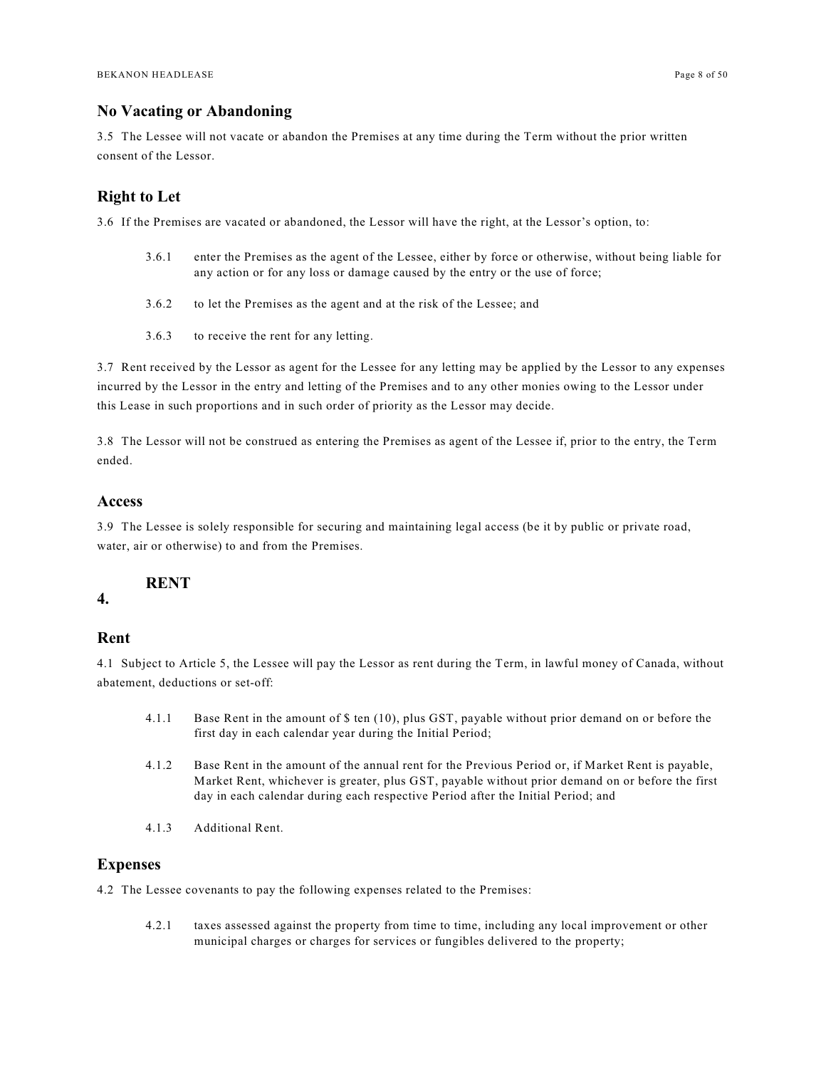### No Vacating or Abandoning

3.5 The Lessee will not vacate or abandon the Premises at any time during the Term without the prior written consent of the Lessor.

### Right to Let

3.6 If the Premises are vacated or abandoned, the Lessor will have the right, at the Lessor's option, to:

> 3.6.1 enter the Premises as the agent of the Lessee, either by force or otherwise, without being liable for any action or for any loss or damage caused by the entry or the use of force;
>
> 3.6.2 to let the Premises as the agent and at the risk of the Lessee; and
>
> 3.6.3 to receive the rent for any letting.

3.7 Rent received by the Lessor as agent for the Lessee for any letting may be applied by the Lessor to any expenses incurred by the Lessor in the entry and letting of the Premises and to any other monies owing to the Lessor under this Lease in such proportions and in such order of priority as the Lessor may decide.

3.8 The Lessor will not be construed as entering the Premises as agent of the Lessee if, prior to the entry, the Term ended.

### Access

3.9 The Lessee is solely responsible for securing and maintaining legal access (be it by public or private road, water, air or otherwise) to and from the Premises.

## 4. RENT

### Rent

4.1 Subject to Article 5, the Lessee will pay the Lessor as rent during the Term, in lawful money of Canada, without abatement, deductions or set-off:

> 4.1.1 Base Rent in the amount of $ ten (10), plus GST, payable without prior demand on or before the first day in each calendar year during the Initial Period;
>
> 4.1.2 Base Rent in the amount of the annual rent for the Previous Period or, if Market Rent is payable, Market Rent, whichever is greater, plus GST, payable without prior demand on or before the first day in each calendar during each respective Period after the Initial Period; and
>
> 4.1.3 Additional Rent.

### Expenses

4.2 The Lessee covenants to pay the following expenses related to the Premises:

> 4.2.1 taxes assessed against the property from time to time, including any local improvement or other municipal charges or charges for services or fungibles delivered to the property;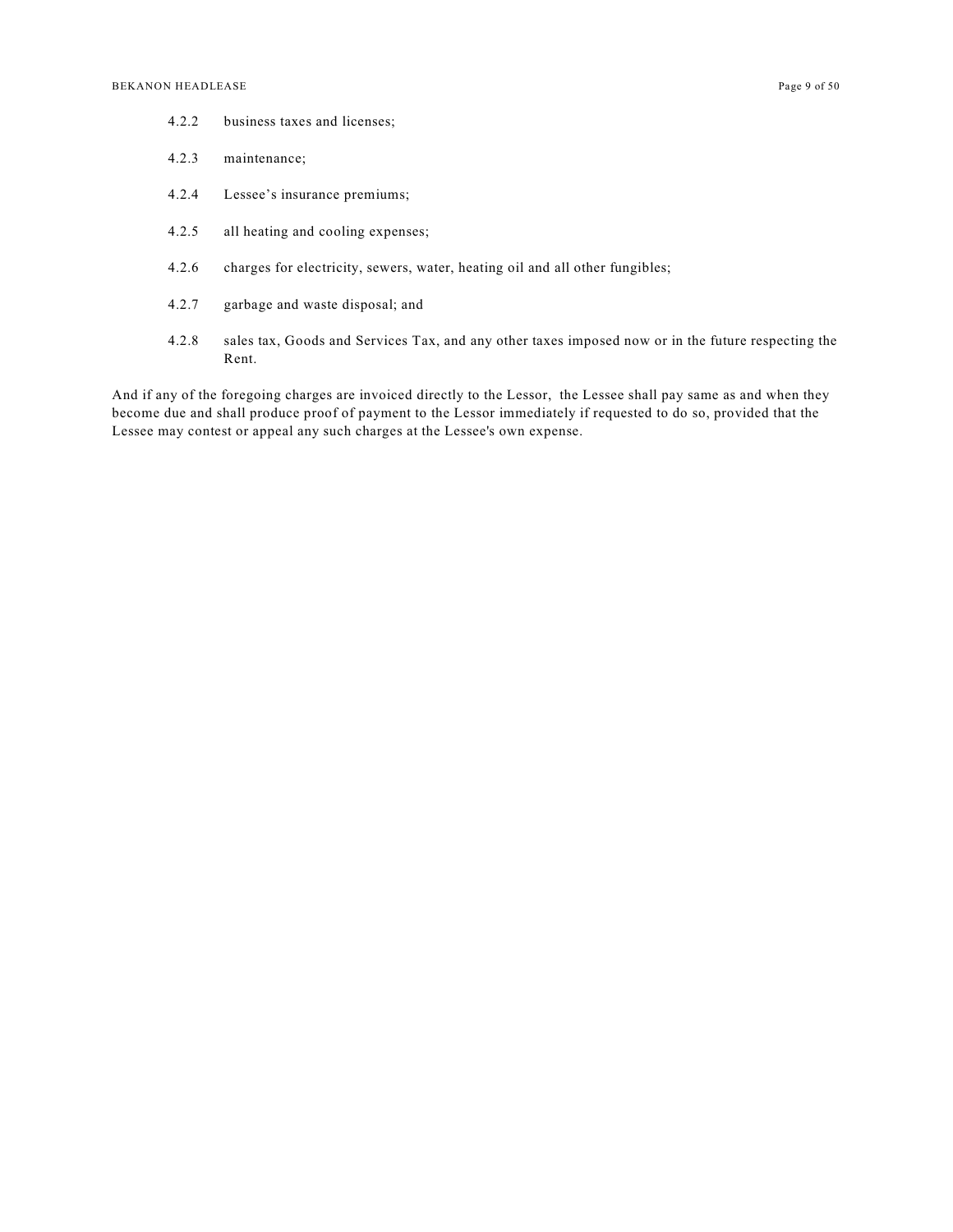4.2.2 business taxes and licenses;

4.2.3 maintenance;

4.2.4 Lessee's insurance premiums;

4.2.5 all heating and cooling expenses;

4.2.6 charges for electricity, sewers, water, heating oil and all other fungibles;

4.2.7 garbage and waste disposal; and

4.2.8 sales tax, Goods and Services Tax, and any other taxes imposed now or in the future respecting the Rent.

And if any of the foregoing charges are invoiced directly to the Lessor, the Lessee shall pay same as and when they become due and shall produce proof of payment to the Lessor immediately if requested to do so, provided that the Lessee may contest or appeal any such charges at the Lessee's own expense.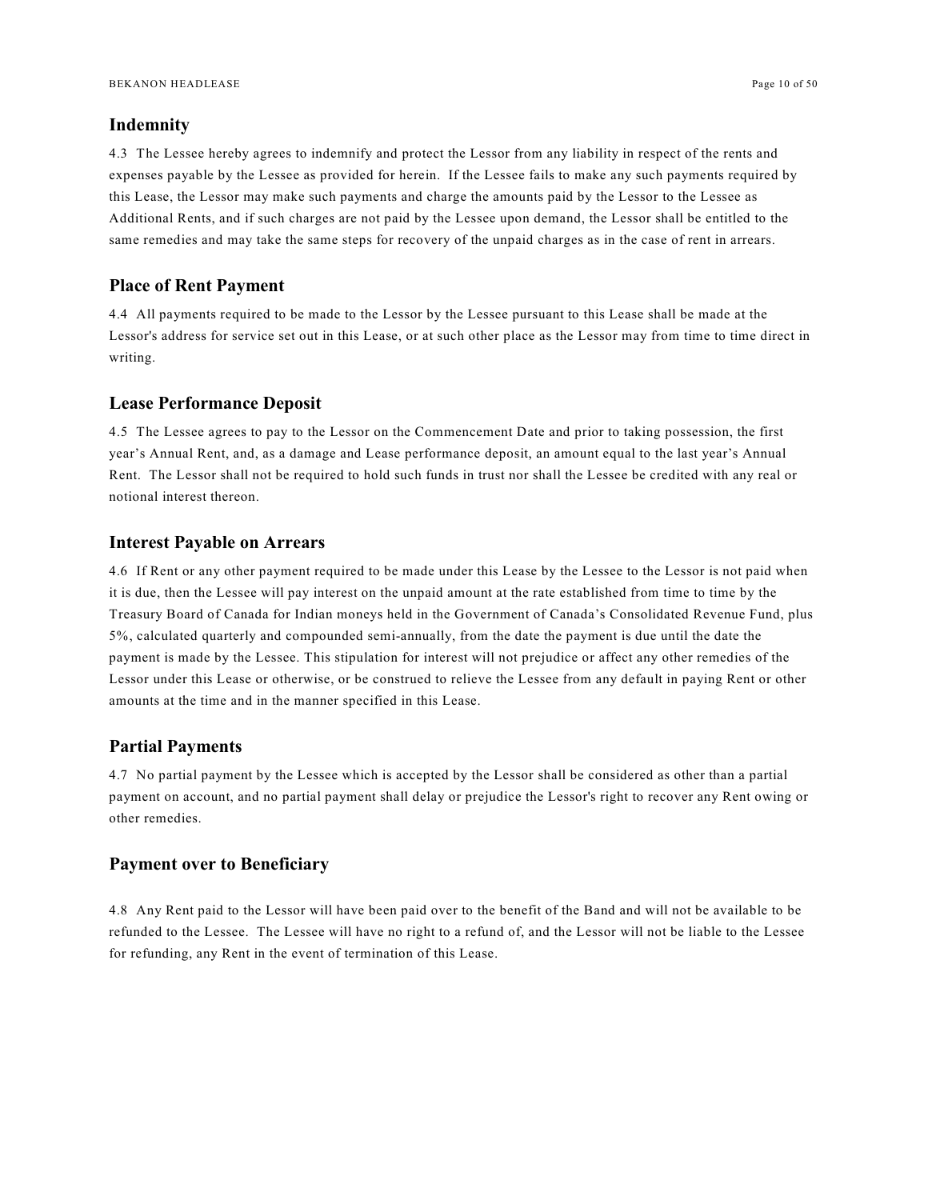## Indemnity

4.3 The Lessee hereby agrees to indemnify and protect the Lessor from any liability in respect of the rents and expenses payable by the Lessee as provided for herein. If the Lessee fails to make any such payments required by this Lease, the Lessor may make such payments and charge the amounts paid by the Lessor to the Lessee as Additional Rents, and if such charges are not paid by the Lessee upon demand, the Lessor shall be entitled to the same remedies and may take the same steps for recovery of the unpaid charges as in the case of rent in arrears.

## Place of Rent Payment

4.4 All payments required to be made to the Lessor by the Lessee pursuant to this Lease shall be made at the Lessor's address for service set out in this Lease, or at such other place as the Lessor may from time to time direct in writing.

## Lease Performance Deposit

4.5 The Lessee agrees to pay to the Lessor on the Commencement Date and prior to taking possession, the first year's Annual Rent, and, as a damage and Lease performance deposit, an amount equal to the last year's Annual Rent. The Lessor shall not be required to hold such funds in trust nor shall the Lessee be credited with any real or notional interest thereon.

## Interest Payable on Arrears

4.6 If Rent or any other payment required to be made under this Lease by the Lessee to the Lessor is not paid when it is due, then the Lessee will pay interest on the unpaid amount at the rate established from time to time by the Treasury Board of Canada for Indian moneys held in the Government of Canada's Consolidated Revenue Fund, plus 5%, calculated quarterly and compounded semi-annually, from the date the payment is due until the date the payment is made by the Lessee. This stipulation for interest will not prejudice or affect any other remedies of the Lessor under this Lease or otherwise, or be construed to relieve the Lessee from any default in paying Rent or other amounts at the time and in the manner specified in this Lease.

## Partial Payments

4.7 No partial payment by the Lessee which is accepted by the Lessor shall be considered as other than a partial payment on account, and no partial payment shall delay or prejudice the Lessor's right to recover any Rent owing or other remedies.

## Payment over to Beneficiary

4.8 Any Rent paid to the Lessor will have been paid over to the benefit of the Band and will not be available to be refunded to the Lessee. The Lessee will have no right to a refund of, and the Lessor will not be liable to the Lessee for refunding, any Rent in the event of termination of this Lease.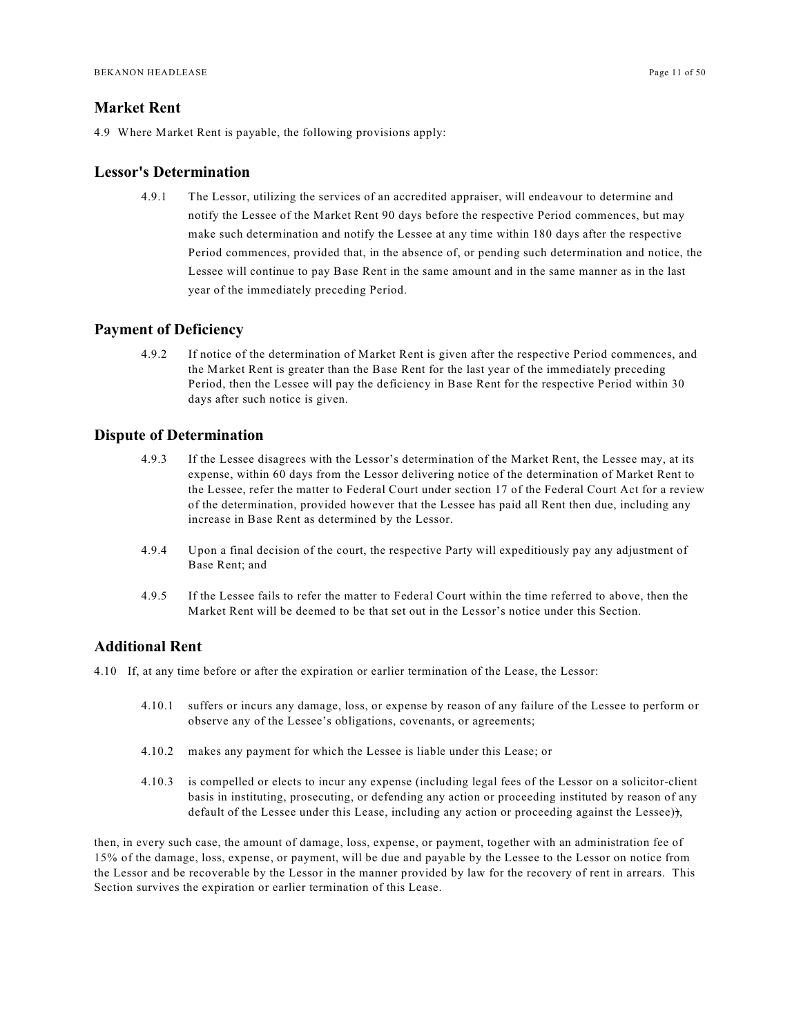## Market Rent

4.9 Where Market Rent is payable, the following provisions apply:

## Lessor's Determination

4.9.1 The Lessor, utilizing the services of an accredited appraiser, will endeavour to determine and notify the Lessee of the Market Rent 90 days before the respective Period commences, but may make such determination and notify the Lessee at any time within 180 days after the respective Period commences, provided that, in the absence of, or pending such determination and notice, the Lessee will continue to pay Base Rent in the same amount and in the same manner as in the last year of the immediately preceding Period.

## Payment of Deficiency

4.9.2 If notice of the determination of Market Rent is given after the respective Period commences, and the Market Rent is greater than the Base Rent for the last year of the immediately preceding Period, then the Lessee will pay the deficiency in Base Rent for the respective Period within 30 days after such notice is given.

## Dispute of Determination

4.9.3 If the Lessee disagrees with the Lessor's determination of the Market Rent, the Lessee may, at its expense, within 60 days from the Lessor delivering notice of the determination of Market Rent to the Lessee, refer the matter to Federal Court under section 17 of the Federal Court Act for a review of the determination, provided however that the Lessee has paid all Rent then due, including any increase in Base Rent as determined by the Lessor.

4.9.4 Upon a final decision of the court, the respective Party will expeditiously pay any adjustment of Base Rent; and

4.9.5 If the Lessee fails to refer the matter to Federal Court within the time referred to above, then the Market Rent will be deemed to be that set out in the Lessor's notice under this Section.

## Additional Rent

4.10 If, at any time before or after the expiration or earlier termination of the Lease, the Lessor:

4.10.1 suffers or incurs any damage, loss, or expense by reason of any failure of the Lessee to perform or observe any of the Lessee's obligations, covenants, or agreements;

4.10.2 makes any payment for which the Lessee is liable under this Lease; or

4.10.3 is compelled or elects to incur any expense (including legal fees of the Lessor on a solicitor-client basis in instituting, prosecuting, or defending any action or proceeding instituted by reason of any default of the Lessee under this Lease, including any action or proceeding against the Lessee)),

then, in every such case, the amount of damage, loss, expense, or payment, together with an administration fee of 15% of the damage, loss, expense, or payment, will be due and payable by the Lessee to the Lessor on notice from the Lessor and be recoverable by the Lessor in the manner provided by law for the recovery of rent in arrears. This Section survives the expiration or earlier termination of this Lease.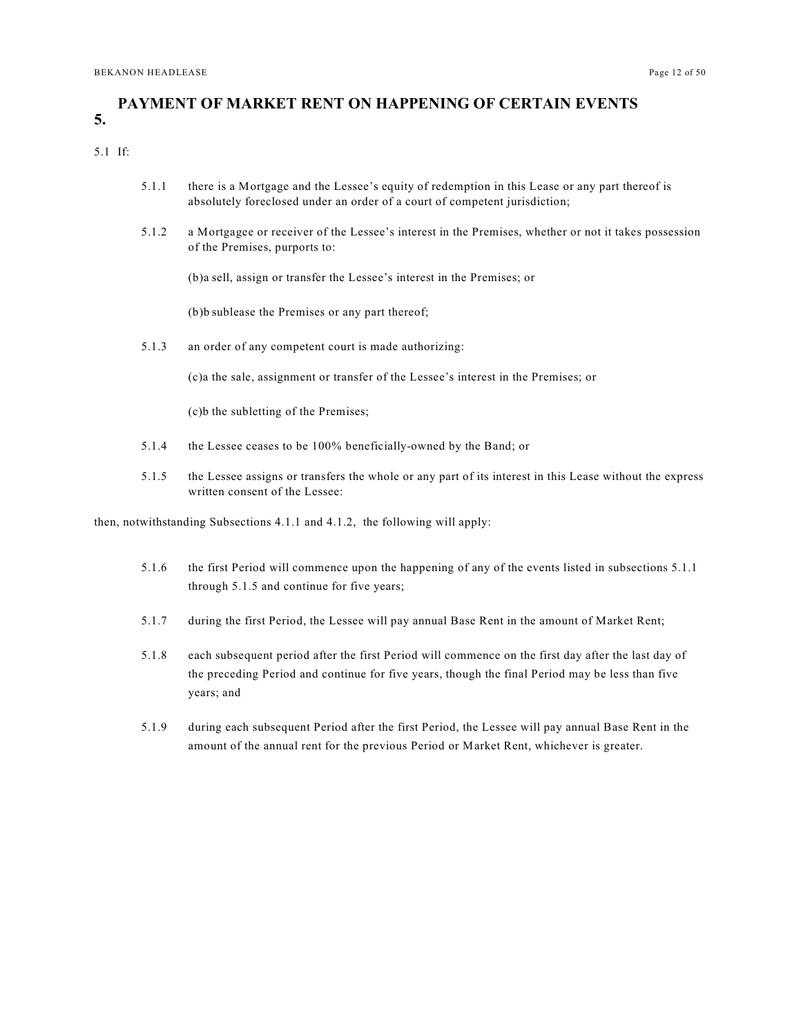## 5. PAYMENT OF MARKET RENT ON HAPPENING OF CERTAIN EVENTS

5.1 If:

5.1.1 there is a Mortgage and the Lessee's equity of redemption in this Lease or any part thereof is absolutely foreclosed under an order of a court of competent jurisdiction;

5.1.2 a Mortgagee or receiver of the Lessee's interest in the Premises, whether or not it takes possession of the Premises, purports to:

(b)a sell, assign or transfer the Lessee's interest in the Premises; or

(b)b sublease the Premises or any part thereof;

5.1.3 an order of any competent court is made authorizing:

(c)a the sale, assignment or transfer of the Lessee's interest in the Premises; or

(c)b the subletting of the Premises;

5.1.4 the Lessee ceases to be 100% beneficially-owned by the Band; or

5.1.5 the Lessee assigns or transfers the whole or any part of its interest in this Lease without the express written consent of the Lessee:

then, notwithstanding Subsections 4.1.1 and 4.1.2, the following will apply:

5.1.6 the first Period will commence upon the happening of any of the events listed in subsections 5.1.1 through 5.1.5 and continue for five years;

5.1.7 during the first Period, the Lessee will pay annual Base Rent in the amount of Market Rent;

5.1.8 each subsequent period after the first Period will commence on the first day after the last day of the preceding Period and continue for five years, though the final Period may be less than five years; and

5.1.9 during each subsequent Period after the first Period, the Lessee will pay annual Base Rent in the amount of the annual rent for the previous Period or Market Rent, whichever is greater.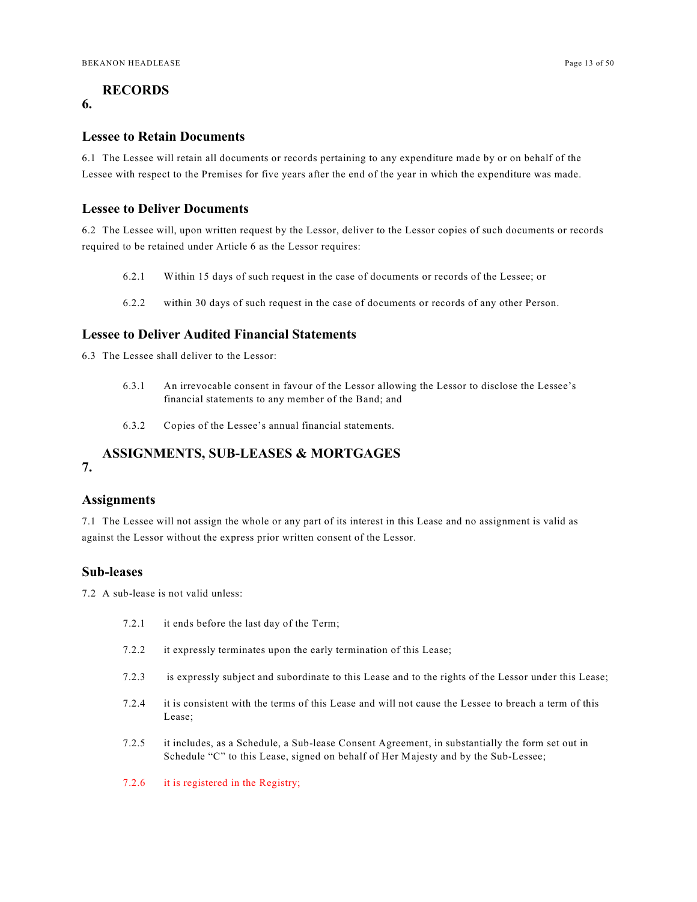## 6. RECORDS

### Lessee to Retain Documents

6.1 The Lessee will retain all documents or records pertaining to any expenditure made by or on behalf of the Lessee with respect to the Premises for five years after the end of the year in which the expenditure was made.

### Lessee to Deliver Documents

6.2 The Lessee will, upon written request by the Lessor, deliver to the Lessor copies of such documents or records required to be retained under Article 6 as the Lessor requires:

- 6.2.1 Within 15 days of such request in the case of documents or records of the Lessee; or
- 6.2.2 within 30 days of such request in the case of documents or records of any other Person.

### Lessee to Deliver Audited Financial Statements

6.3 The Lessee shall deliver to the Lessor:

- 6.3.1 An irrevocable consent in favour of the Lessor allowing the Lessor to disclose the Lessee's financial statements to any member of the Band; and
- 6.3.2 Copies of the Lessee's annual financial statements.

## 7. ASSIGNMENTS, SUB-LEASES & MORTGAGES

### Assignments

7.1 The Lessee will not assign the whole or any part of its interest in this Lease and no assignment is valid as against the Lessor without the express prior written consent of the Lessor.

### Sub-leases

7.2 A sub-lease is not valid unless:

- 7.2.1 it ends before the last day of the Term;
- 7.2.2 it expressly terminates upon the early termination of this Lease;
- 7.2.3 is expressly subject and subordinate to this Lease and to the rights of the Lessor under this Lease;
- 7.2.4 it is consistent with the terms of this Lease and will not cause the Lessee to breach a term of this Lease;
- 7.2.5 it includes, as a Schedule, a Sub-lease Consent Agreement, in substantially the form set out in Schedule "C" to this Lease, signed on behalf of Her Majesty and by the Sub-Lessee;
- 7.2.6 it is registered in the Registry;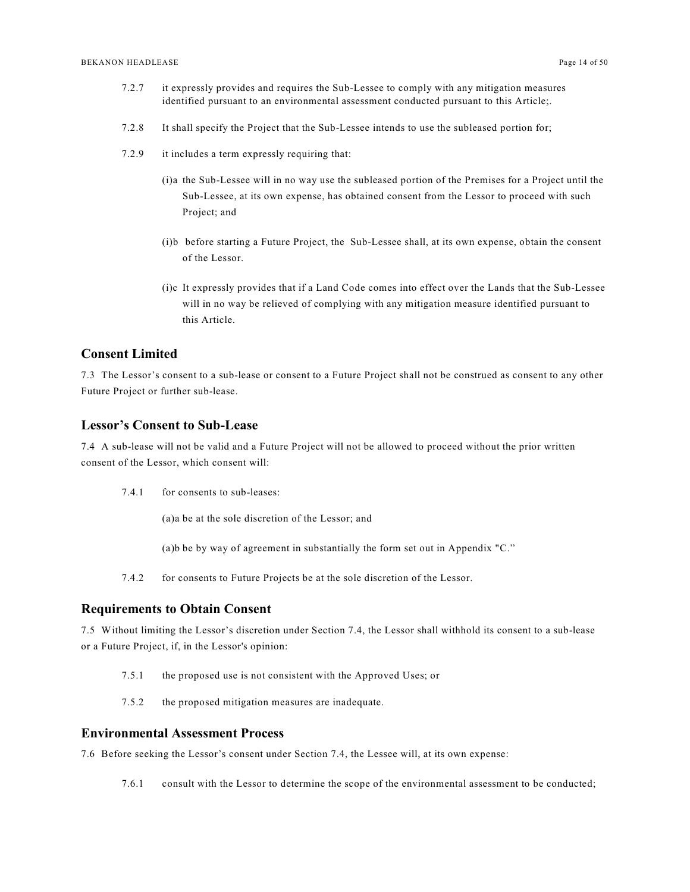7.2.7 it expressly provides and requires the Sub-Lessee to comply with any mitigation measures identified pursuant to an environmental assessment conducted pursuant to this Article;.

7.2.8 It shall specify the Project that the Sub-Lessee intends to use the subleased portion for;

7.2.9 it includes a term expressly requiring that:

(i)a the Sub-Lessee will in no way use the subleased portion of the Premises for a Project until the Sub-Lessee, at its own expense, has obtained consent from the Lessor to proceed with such Project; and

(i)b before starting a Future Project, the Sub-Lessee shall, at its own expense, obtain the consent of the Lessor.

(i)c It expressly provides that if a Land Code comes into effect over the Lands that the Sub-Lessee will in no way be relieved of complying with any mitigation measure identified pursuant to this Article.

## Consent Limited

7.3 The Lessor's consent to a sub-lease or consent to a Future Project shall not be construed as consent to any other Future Project or further sub-lease.

## Lessor's Consent to Sub-Lease

7.4 A sub-lease will not be valid and a Future Project will not be allowed to proceed without the prior written consent of the Lessor, which consent will:

7.4.1 for consents to sub-leases:

(a)a be at the sole discretion of the Lessor; and

(a)b be by way of agreement in substantially the form set out in Appendix "C."

7.4.2 for consents to Future Projects be at the sole discretion of the Lessor.

## Requirements to Obtain Consent

7.5 Without limiting the Lessor's discretion under Section 7.4, the Lessor shall withhold its consent to a sub-lease or a Future Project, if, in the Lessor's opinion:

7.5.1 the proposed use is not consistent with the Approved Uses; or

7.5.2 the proposed mitigation measures are inadequate.

## Environmental Assessment Process

7.6 Before seeking the Lessor's consent under Section 7.4, the Lessee will, at its own expense:

7.6.1 consult with the Lessor to determine the scope of the environmental assessment to be conducted;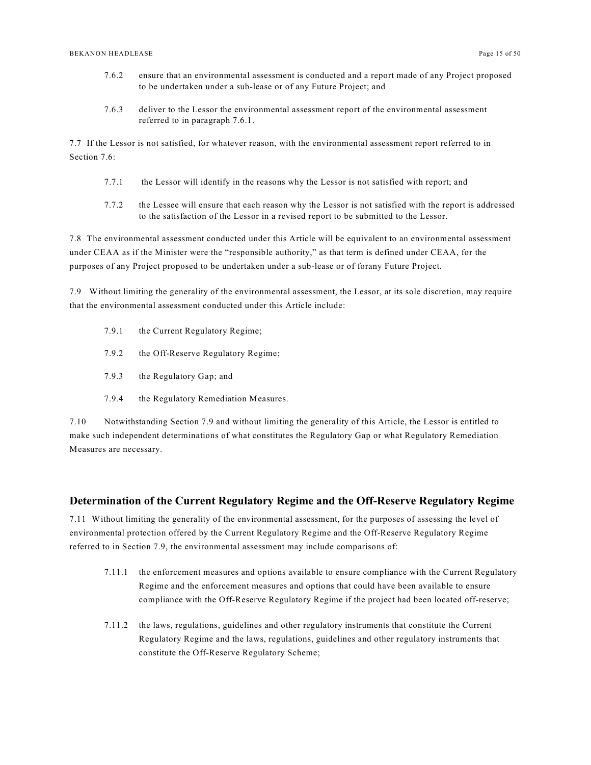7.6.2 ensure that an environmental assessment is conducted and a report made of any Project proposed to be undertaken under a sub-lease or of any Future Project; and

7.6.3 deliver to the Lessor the environmental assessment report of the environmental assessment referred to in paragraph 7.6.1.

7.7 If the Lessor is not satisfied, for whatever reason, with the environmental assessment report referred to in Section 7.6:

7.7.1 the Lessor will identify in the reasons why the Lessor is not satisfied with report; and

7.7.2 the Lessee will ensure that each reason why the Lessor is not satisfied with the report is addressed to the satisfaction of the Lessor in a revised report to be submitted to the Lessor.

7.8 The environmental assessment conducted under this Article will be equivalent to an environmental assessment under CEAA as if the Minister were the "responsible authority," as that term is defined under CEAA, for the purposes of any Project proposed to be undertaken under a sub-lease or ~~of~~ forany Future Project.

7.9 Without limiting the generality of the environmental assessment, the Lessor, at its sole discretion, may require that the environmental assessment conducted under this Article include:

7.9.1 the Current Regulatory Regime;

7.9.2 the Off-Reserve Regulatory Regime;

7.9.3 the Regulatory Gap; and

7.9.4 the Regulatory Remediation Measures.

7.10 Notwithstanding Section 7.9 and without limiting the generality of this Article, the Lessor is entitled to make such independent determinations of what constitutes the Regulatory Gap or what Regulatory Remediation Measures are necessary.

## Determination of the Current Regulatory Regime and the Off-Reserve Regulatory Regime

7.11 Without limiting the generality of the environmental assessment, for the purposes of assessing the level of environmental protection offered by the Current Regulatory Regime and the Off-Reserve Regulatory Regime referred to in Section 7.9, the environmental assessment may include comparisons of:

7.11.1 the enforcement measures and options available to ensure compliance with the Current Regulatory Regime and the enforcement measures and options that could have been available to ensure compliance with the Off-Reserve Regulatory Regime if the project had been located off-reserve;

7.11.2 the laws, regulations, guidelines and other regulatory instruments that constitute the Current Regulatory Regime and the laws, regulations, guidelines and other regulatory instruments that constitute the Off-Reserve Regulatory Scheme;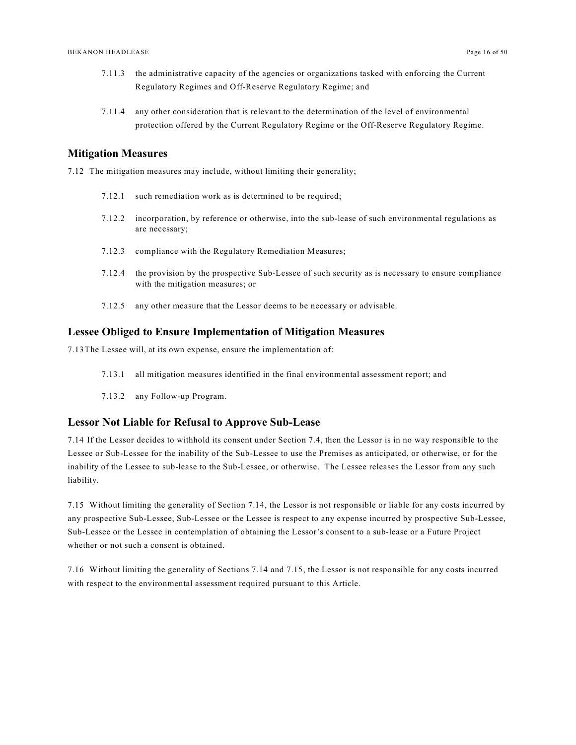7.11.3 the administrative capacity of the agencies or organizations tasked with enforcing the Current Regulatory Regimes and Off-Reserve Regulatory Regime; and

7.11.4 any other consideration that is relevant to the determination of the level of environmental protection offered by the Current Regulatory Regime or the Off-Reserve Regulatory Regime.

## Mitigation Measures

7.12 The mitigation measures may include, without limiting their generality;

7.12.1 such remediation work as is determined to be required;

7.12.2 incorporation, by reference or otherwise, into the sub-lease of such environmental regulations as are necessary;

7.12.3 compliance with the Regulatory Remediation Measures;

7.12.4 the provision by the prospective Sub-Lessee of such security as is necessary to ensure compliance with the mitigation measures; or

7.12.5 any other measure that the Lessor deems to be necessary or advisable.

## Lessee Obliged to Ensure Implementation of Mitigation Measures

7.13 The Lessee will, at its own expense, ensure the implementation of:

7.13.1 all mitigation measures identified in the final environmental assessment report; and

7.13.2 any Follow-up Program.

## Lessor Not Liable for Refusal to Approve Sub-Lease

7.14 If the Lessor decides to withhold its consent under Section 7.4, then the Lessor is in no way responsible to the Lessee or Sub-Lessee for the inability of the Sub-Lessee to use the Premises as anticipated, or otherwise, or for the inability of the Lessee to sub-lease to the Sub-Lessee, or otherwise. The Lessee releases the Lessor from any such liability.

7.15 Without limiting the generality of Section 7.14, the Lessor is not responsible or liable for any costs incurred by any prospective Sub-Lessee, Sub-Lessee or the Lessee is respect to any expense incurred by prospective Sub-Lessee, Sub-Lessee or the Lessee in contemplation of obtaining the Lessor's consent to a sub-lease or a Future Project whether or not such a consent is obtained.

7.16 Without limiting the generality of Sections 7.14 and 7.15, the Lessor is not responsible for any costs incurred with respect to the environmental assessment required pursuant to this Article.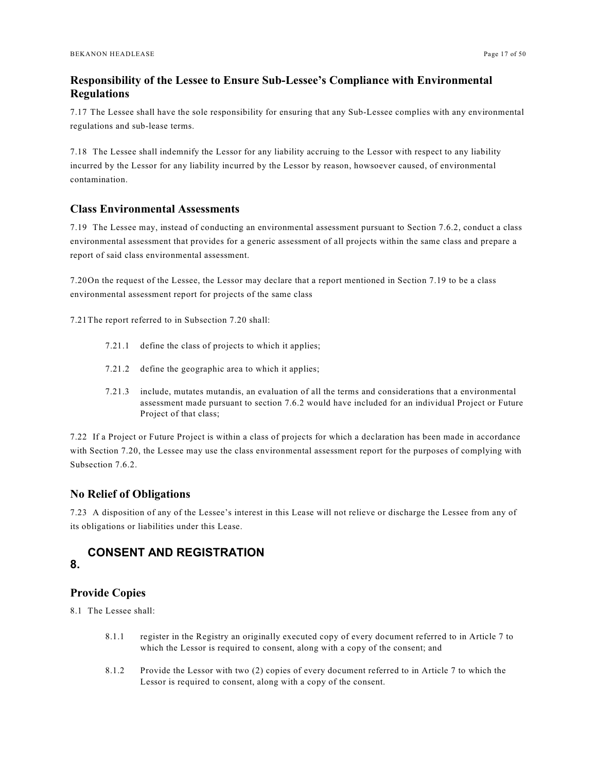### Responsibility of the Lessee to Ensure Sub-Lessee's Compliance with Environmental Regulations

7.17 The Lessee shall have the sole responsibility for ensuring that any Sub-Lessee complies with any environmental regulations and sub-lease terms.

7.18 The Lessee shall indemnify the Lessor for any liability accruing to the Lessor with respect to any liability incurred by the Lessor for any liability incurred by the Lessor by reason, howsoever caused, of environmental contamination.

### Class Environmental Assessments

7.19 The Lessee may, instead of conducting an environmental assessment pursuant to Section 7.6.2, conduct a class environmental assessment that provides for a generic assessment of all projects within the same class and prepare a report of said class environmental assessment.

7.20 On the request of the Lessee, the Lessor may declare that a report mentioned in Section 7.19 to be a class environmental assessment report for projects of the same class

7.21 The report referred to in Subsection 7.20 shall:

- 7.21.1 define the class of projects to which it applies;
- 7.21.2 define the geographic area to which it applies;
- 7.21.3 include, mutates mutandis, an evaluation of all the terms and considerations that a environmental assessment made pursuant to section 7.6.2 would have included for an individual Project or Future Project of that class;

7.22 If a Project or Future Project is within a class of projects for which a declaration has been made in accordance with Section 7.20, the Lessee may use the class environmental assessment report for the purposes of complying with Subsection 7.6.2.

### No Relief of Obligations

7.23 A disposition of any of the Lessee's interest in this Lease will not relieve or discharge the Lessee from any of its obligations or liabilities under this Lease.

## 8. CONSENT AND REGISTRATION

### Provide Copies

8.1 The Lessee shall:

- 8.1.1 register in the Registry an originally executed copy of every document referred to in Article 7 to which the Lessor is required to consent, along with a copy of the consent; and
- 8.1.2 Provide the Lessor with two (2) copies of every document referred to in Article 7 to which the Lessor is required to consent, along with a copy of the consent.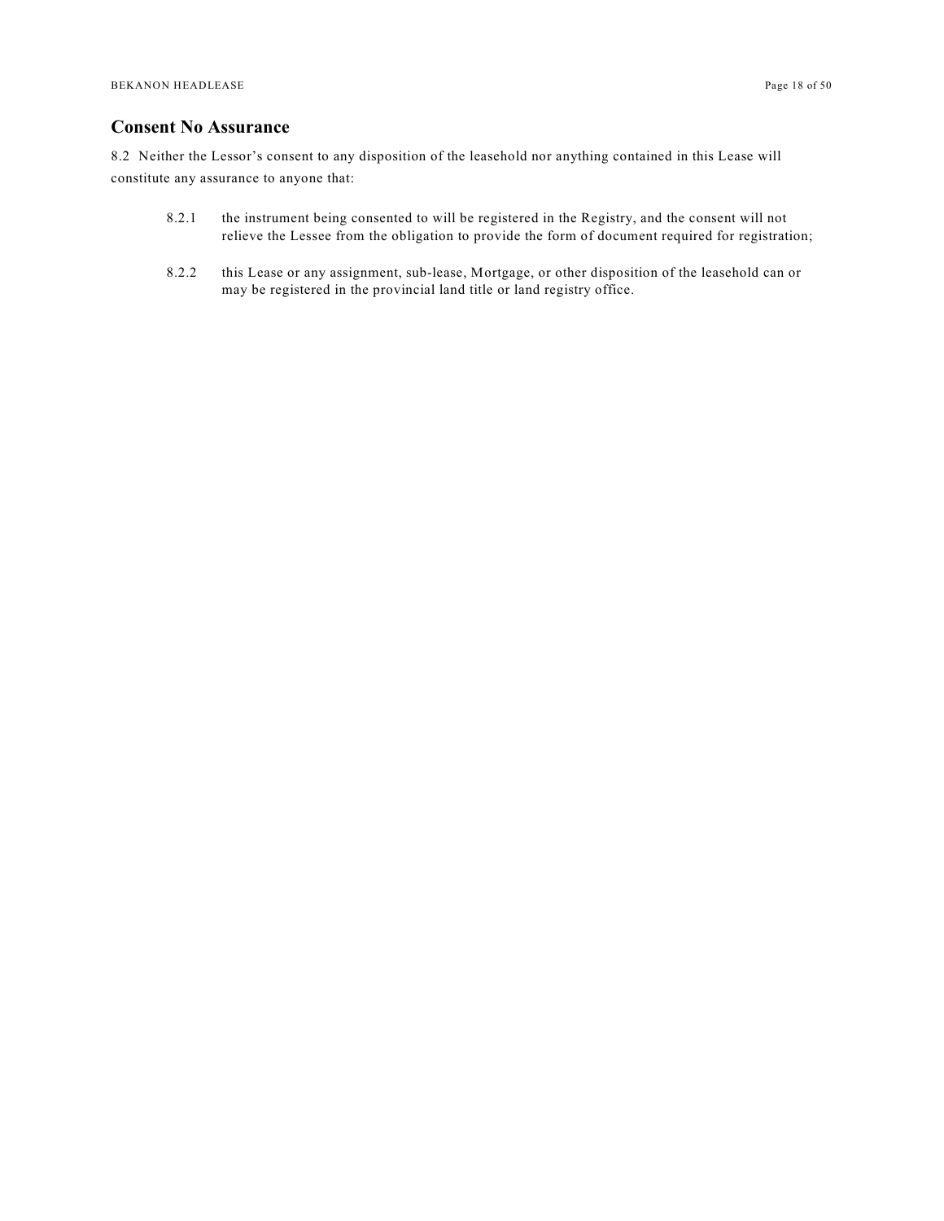## Consent No Assurance

8.2 Neither the Lessor's consent to any disposition of the leasehold nor anything contained in this Lease will constitute any assurance to anyone that:

8.2.1 the instrument being consented to will be registered in the Registry, and the consent will not relieve the Lessee from the obligation to provide the form of document required for registration;

8.2.2 this Lease or any assignment, sub-lease, Mortgage, or other disposition of the leasehold can or may be registered in the provincial land title or land registry office.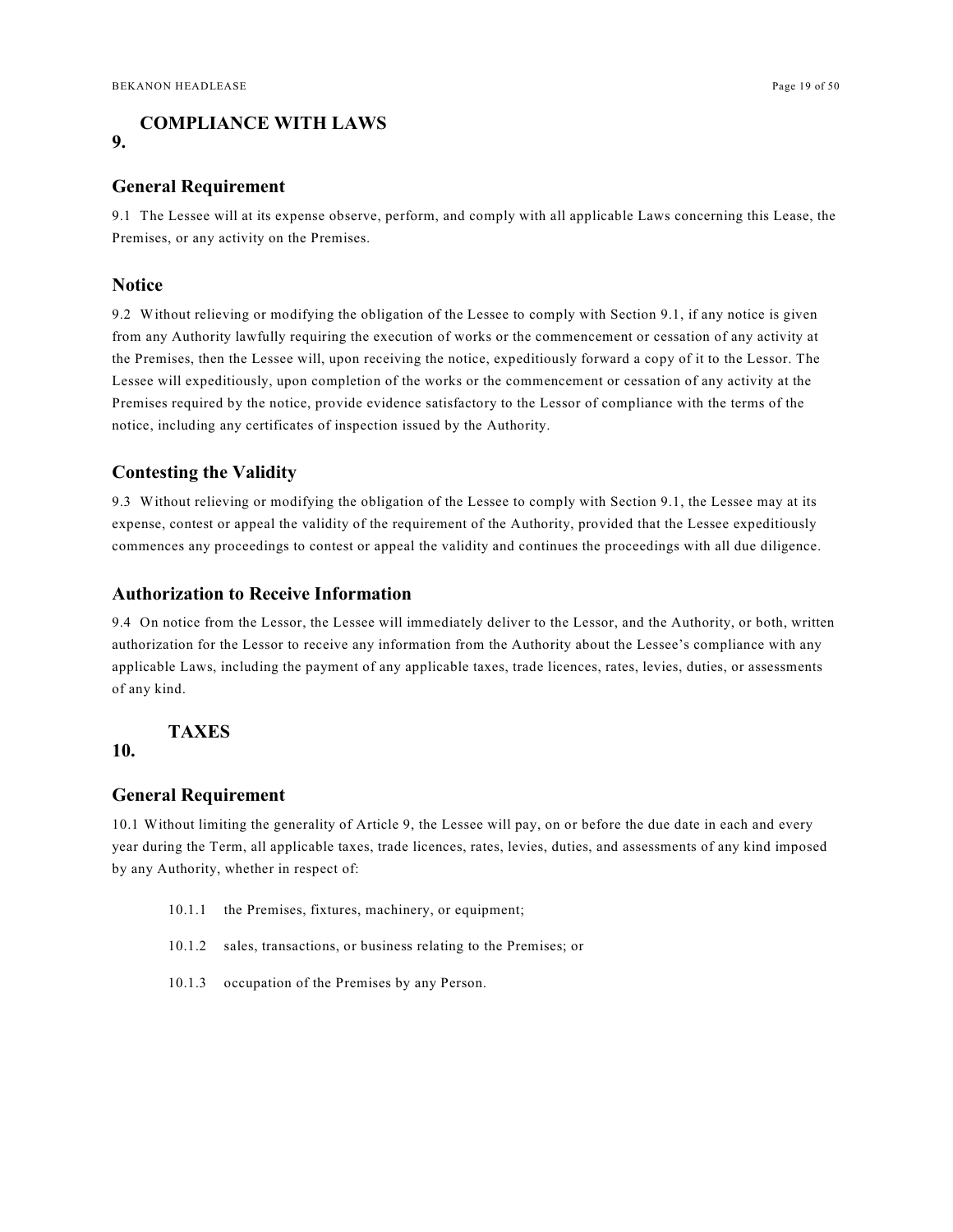## 9. COMPLIANCE WITH LAWS

### General Requirement

9.1 The Lessee will at its expense observe, perform, and comply with all applicable Laws concerning this Lease, the Premises, or any activity on the Premises.

### Notice

9.2 Without relieving or modifying the obligation of the Lessee to comply with Section 9.1, if any notice is given from any Authority lawfully requiring the execution of works or the commencement or cessation of any activity at the Premises, then the Lessee will, upon receiving the notice, expeditiously forward a copy of it to the Lessor. The Lessee will expeditiously, upon completion of the works or the commencement or cessation of any activity at the Premises required by the notice, provide evidence satisfactory to the Lessor of compliance with the terms of the notice, including any certificates of inspection issued by the Authority.

### Contesting the Validity

9.3 Without relieving or modifying the obligation of the Lessee to comply with Section 9.1, the Lessee may at its expense, contest or appeal the validity of the requirement of the Authority, provided that the Lessee expeditiously commences any proceedings to contest or appeal the validity and continues the proceedings with all due diligence.

### Authorization to Receive Information

9.4 On notice from the Lessor, the Lessee will immediately deliver to the Lessor, and the Authority, or both, written authorization for the Lessor to receive any information from the Authority about the Lessee's compliance with any applicable Laws, including the payment of any applicable taxes, trade licences, rates, levies, duties, or assessments of any kind.

## 10. TAXES

### General Requirement

10.1 Without limiting the generality of Article 9, the Lessee will pay, on or before the due date in each and every year during the Term, all applicable taxes, trade licences, rates, levies, duties, and assessments of any kind imposed by any Authority, whether in respect of:

10.1.1 the Premises, fixtures, machinery, or equipment;

10.1.2 sales, transactions, or business relating to the Premises; or

10.1.3 occupation of the Premises by any Person.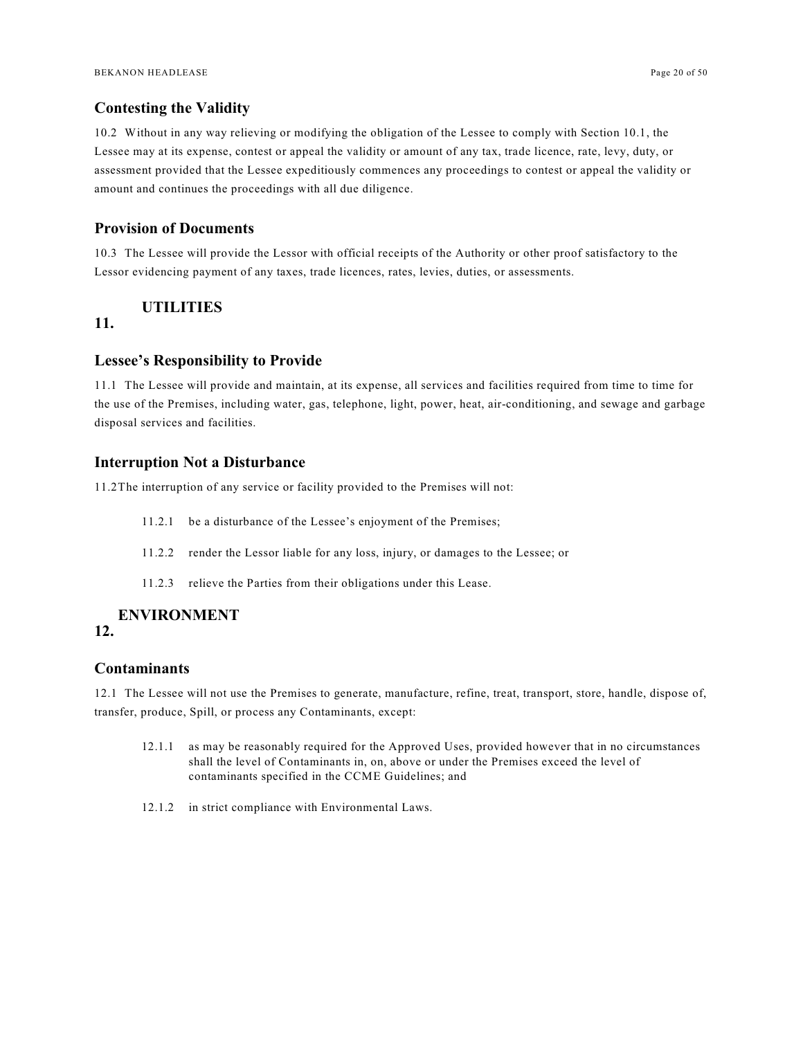### Contesting the Validity

10.2 Without in any way relieving or modifying the obligation of the Lessee to comply with Section 10.1, the Lessee may at its expense, contest or appeal the validity or amount of any tax, trade licence, rate, levy, duty, or assessment provided that the Lessee expeditiously commences any proceedings to contest or appeal the validity or amount and continues the proceedings with all due diligence.

### Provision of Documents

10.3 The Lessee will provide the Lessor with official receipts of the Authority or other proof satisfactory to the Lessor evidencing payment of any taxes, trade licences, rates, levies, duties, or assessments.

## 11. UTILITIES

### Lessee's Responsibility to Provide

11.1 The Lessee will provide and maintain, at its expense, all services and facilities required from time to time for the use of the Premises, including water, gas, telephone, light, power, heat, air-conditioning, and sewage and garbage disposal services and facilities.

### Interruption Not a Disturbance

11.2 The interruption of any service or facility provided to the Premises will not:

11.2.1 be a disturbance of the Lessee's enjoyment of the Premises;

11.2.2 render the Lessor liable for any loss, injury, or damages to the Lessee; or

11.2.3 relieve the Parties from their obligations under this Lease.

## 12. ENVIRONMENT

### Contaminants

12.1 The Lessee will not use the Premises to generate, manufacture, refine, treat, transport, store, handle, dispose of, transfer, produce, Spill, or process any Contaminants, except:

12.1.1 as may be reasonably required for the Approved Uses, provided however that in no circumstances shall the level of Contaminants in, on, above or under the Premises exceed the level of contaminants specified in the CCME Guidelines; and

12.1.2 in strict compliance with Environmental Laws.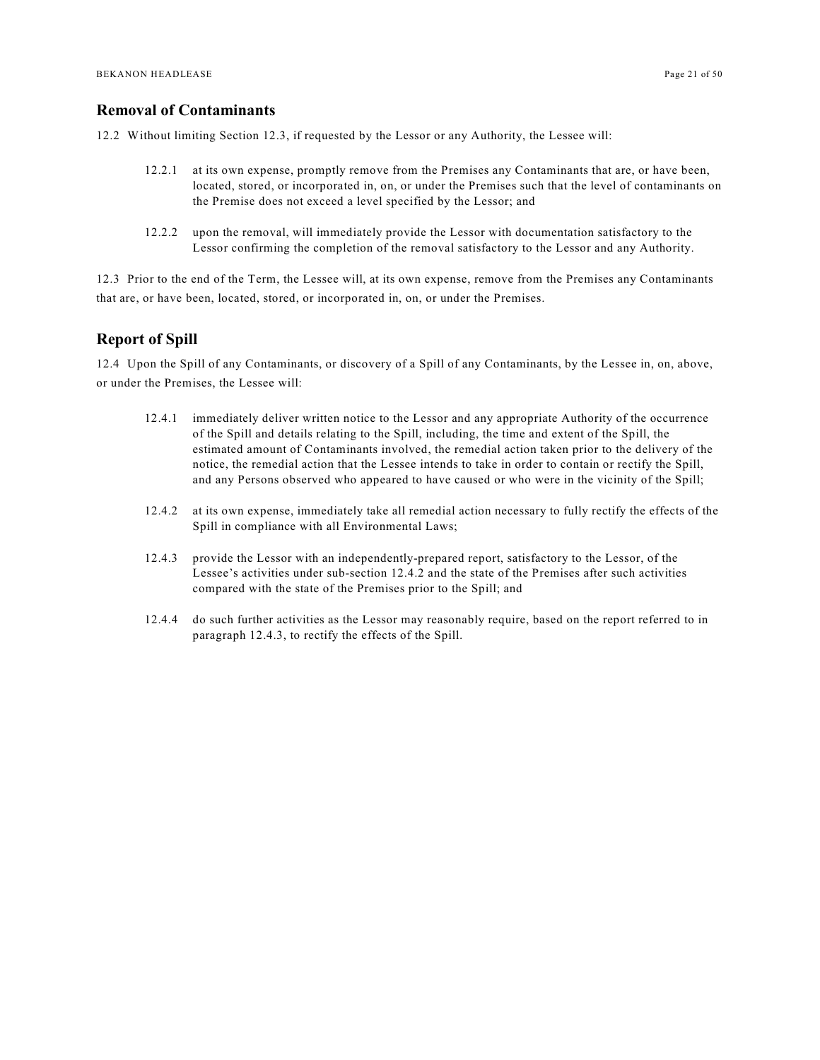## Removal of Contaminants

12.2 Without limiting Section 12.3, if requested by the Lessor or any Authority, the Lessee will:

> 12.2.1 at its own expense, promptly remove from the Premises any Contaminants that are, or have been, located, stored, or incorporated in, on, or under the Premises such that the level of contaminants on the Premise does not exceed a level specified by the Lessor; and
>
> 12.2.2 upon the removal, will immediately provide the Lessor with documentation satisfactory to the Lessor confirming the completion of the removal satisfactory to the Lessor and any Authority.

12.3 Prior to the end of the Term, the Lessee will, at its own expense, remove from the Premises any Contaminants that are, or have been, located, stored, or incorporated in, on, or under the Premises.

## Report of Spill

12.4 Upon the Spill of any Contaminants, or discovery of a Spill of any Contaminants, by the Lessee in, on, above, or under the Premises, the Lessee will:

> 12.4.1 immediately deliver written notice to the Lessor and any appropriate Authority of the occurrence of the Spill and details relating to the Spill, including, the time and extent of the Spill, the estimated amount of Contaminants involved, the remedial action taken prior to the delivery of the notice, the remedial action that the Lessee intends to take in order to contain or rectify the Spill, and any Persons observed who appeared to have caused or who were in the vicinity of the Spill;
>
> 12.4.2 at its own expense, immediately take all remedial action necessary to fully rectify the effects of the Spill in compliance with all Environmental Laws;
>
> 12.4.3 provide the Lessor with an independently-prepared report, satisfactory to the Lessor, of the Lessee's activities under sub-section 12.4.2 and the state of the Premises after such activities compared with the state of the Premises prior to the Spill; and
>
> 12.4.4 do such further activities as the Lessor may reasonably require, based on the report referred to in paragraph 12.4.3, to rectify the effects of the Spill.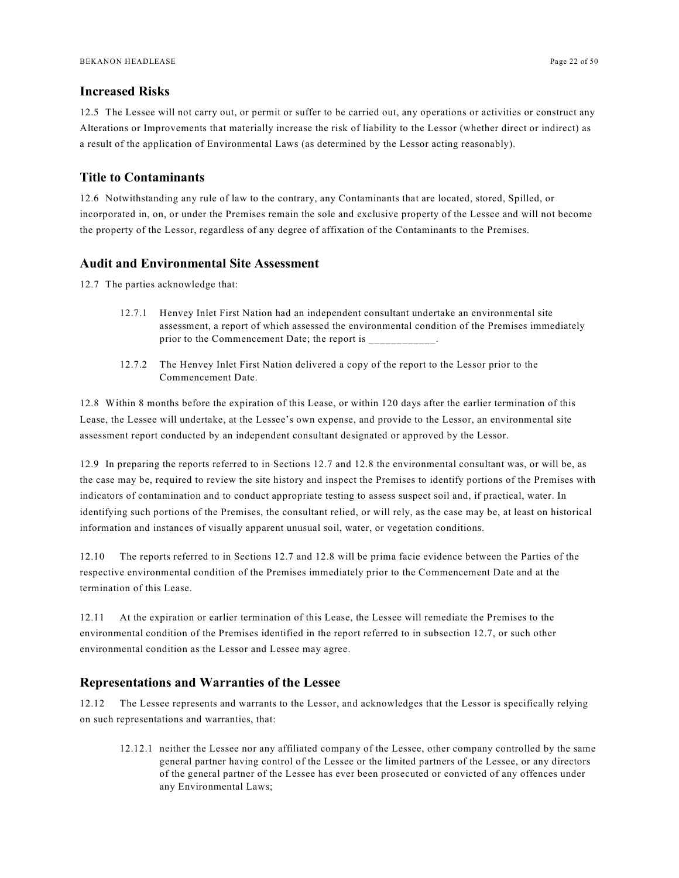## Increased Risks

12.5 The Lessee will not carry out, or permit or suffer to be carried out, any operations or activities or construct any Alterations or Improvements that materially increase the risk of liability to the Lessor (whether direct or indirect) as a result of the application of Environmental Laws (as determined by the Lessor acting reasonably).

## Title to Contaminants

12.6 Notwithstanding any rule of law to the contrary, any Contaminants that are located, stored, Spilled, or incorporated in, on, or under the Premises remain the sole and exclusive property of the Lessee and will not become the property of the Lessor, regardless of any degree of affixation of the Contaminants to the Premises.

## Audit and Environmental Site Assessment

12.7 The parties acknowledge that:

> 12.7.1 Henvey Inlet First Nation had an independent consultant undertake an environmental site assessment, a report of which assessed the environmental condition of the Premises immediately prior to the Commencement Date; the report is ____________.
>
> 12.7.2 The Henvey Inlet First Nation delivered a copy of the report to the Lessor prior to the Commencement Date.

12.8 Within 8 months before the expiration of this Lease, or within 120 days after the earlier termination of this Lease, the Lessee will undertake, at the Lessee's own expense, and provide to the Lessor, an environmental site assessment report conducted by an independent consultant designated or approved by the Lessor.

12.9 In preparing the reports referred to in Sections 12.7 and 12.8 the environmental consultant was, or will be, as the case may be, required to review the site history and inspect the Premises to identify portions of the Premises with indicators of contamination and to conduct appropriate testing to assess suspect soil and, if practical, water. In identifying such portions of the Premises, the consultant relied, or will rely, as the case may be, at least on historical information and instances of visually apparent unusual soil, water, or vegetation conditions.

12.10 The reports referred to in Sections 12.7 and 12.8 will be prima facie evidence between the Parties of the respective environmental condition of the Premises immediately prior to the Commencement Date and at the termination of this Lease.

12.11 At the expiration or earlier termination of this Lease, the Lessee will remediate the Premises to the environmental condition of the Premises identified in the report referred to in subsection 12.7, or such other environmental condition as the Lessor and Lessee may agree.

## Representations and Warranties of the Lessee

12.12 The Lessee represents and warrants to the Lessor, and acknowledges that the Lessor is specifically relying on such representations and warranties, that:

> 12.12.1 neither the Lessee nor any affiliated company of the Lessee, other company controlled by the same general partner having control of the Lessee or the limited partners of the Lessee, or any directors of the general partner of the Lessee has ever been prosecuted or convicted of any offences under any Environmental Laws;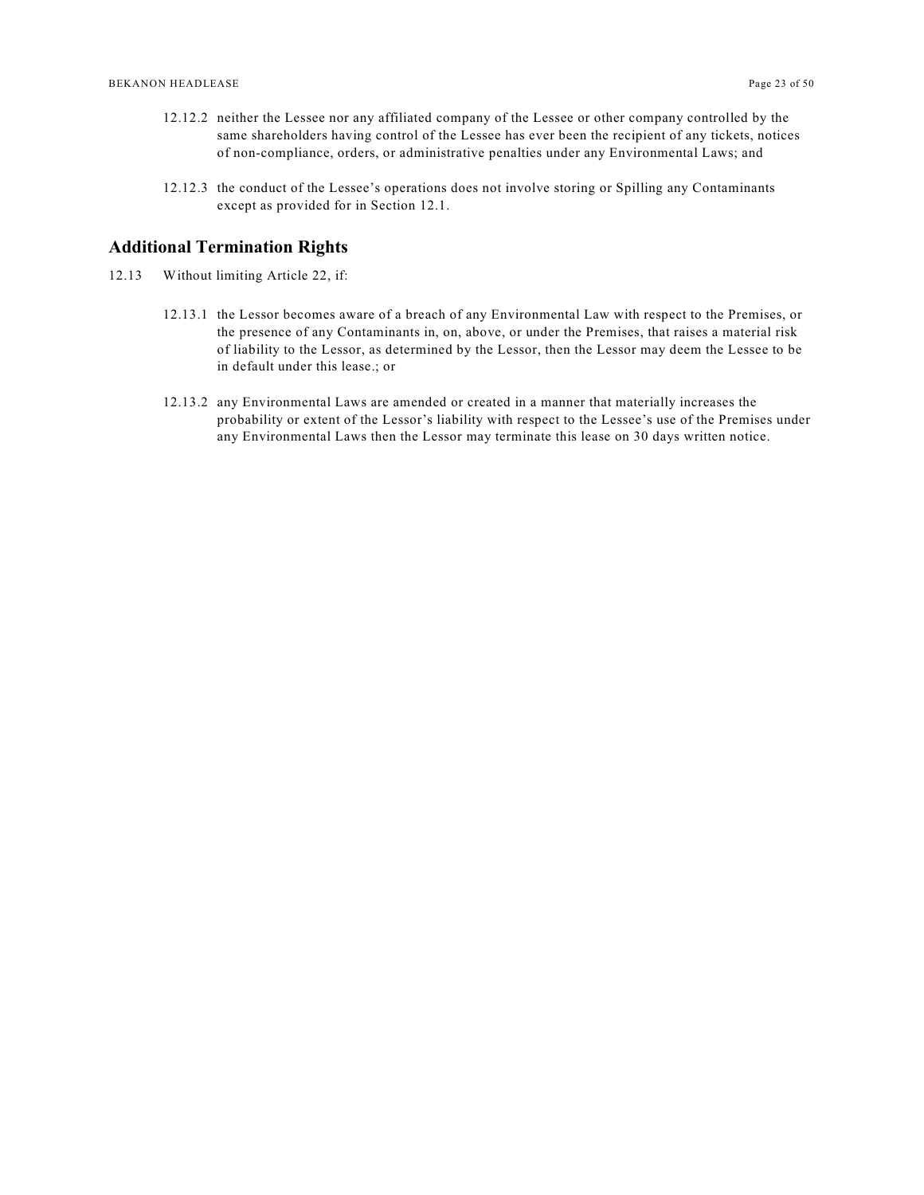12.12.2 neither the Lessee nor any affiliated company of the Lessee or other company controlled by the same shareholders having control of the Lessee has ever been the recipient of any tickets, notices of non-compliance, orders, or administrative penalties under any Environmental Laws; and

12.12.3 the conduct of the Lessee's operations does not involve storing or Spilling any Contaminants except as provided for in Section 12.1.

## Additional Termination Rights

12.13 Without limiting Article 22, if:

12.13.1 the Lessor becomes aware of a breach of any Environmental Law with respect to the Premises, or the presence of any Contaminants in, on, above, or under the Premises, that raises a material risk of liability to the Lessor, as determined by the Lessor, then the Lessor may deem the Lessee to be in default under this lease.; or

12.13.2 any Environmental Laws are amended or created in a manner that materially increases the probability or extent of the Lessor's liability with respect to the Lessee's use of the Premises under any Environmental Laws then the Lessor may terminate this lease on 30 days written notice.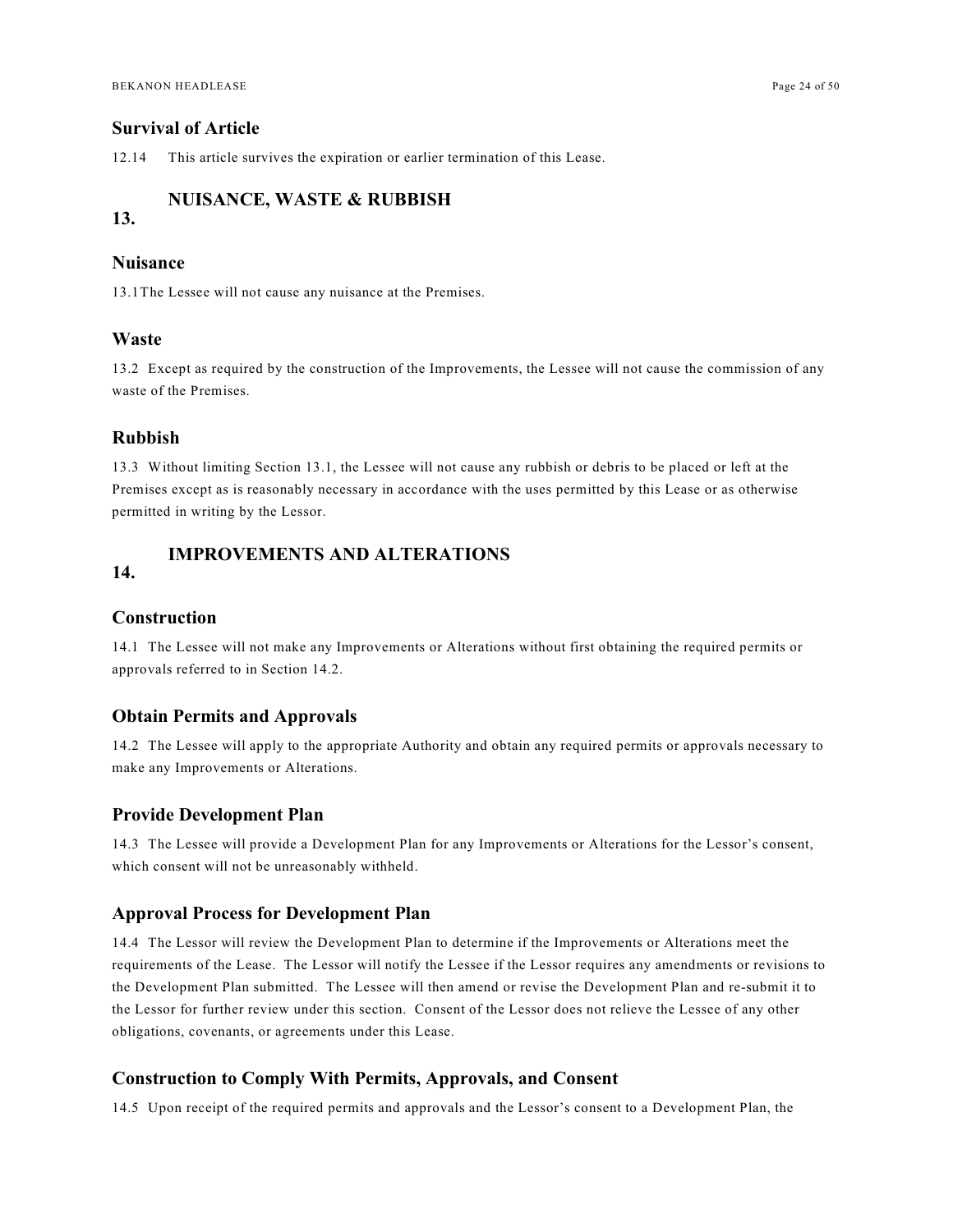### Survival of Article

12.14 This article survives the expiration or earlier termination of this Lease.

## 13. NUISANCE, WASTE & RUBBISH

### Nuisance

13.1The Lessee will not cause any nuisance at the Premises.

### Waste

13.2 Except as required by the construction of the Improvements, the Lessee will not cause the commission of any waste of the Premises.

### Rubbish

13.3 Without limiting Section 13.1, the Lessee will not cause any rubbish or debris to be placed or left at the Premises except as is reasonably necessary in accordance with the uses permitted by this Lease or as otherwise permitted in writing by the Lessor.

## 14. IMPROVEMENTS AND ALTERATIONS

### Construction

14.1 The Lessee will not make any Improvements or Alterations without first obtaining the required permits or approvals referred to in Section 14.2.

### Obtain Permits and Approvals

14.2 The Lessee will apply to the appropriate Authority and obtain any required permits or approvals necessary to make any Improvements or Alterations.

### Provide Development Plan

14.3 The Lessee will provide a Development Plan for any Improvements or Alterations for the Lessor's consent, which consent will not be unreasonably withheld.

### Approval Process for Development Plan

14.4 The Lessor will review the Development Plan to determine if the Improvements or Alterations meet the requirements of the Lease. The Lessor will notify the Lessee if the Lessor requires any amendments or revisions to the Development Plan submitted. The Lessee will then amend or revise the Development Plan and re-submit it to the Lessor for further review under this section. Consent of the Lessor does not relieve the Lessee of any other obligations, covenants, or agreements under this Lease.

### Construction to Comply With Permits, Approvals, and Consent

14.5 Upon receipt of the required permits and approvals and the Lessor's consent to a Development Plan, the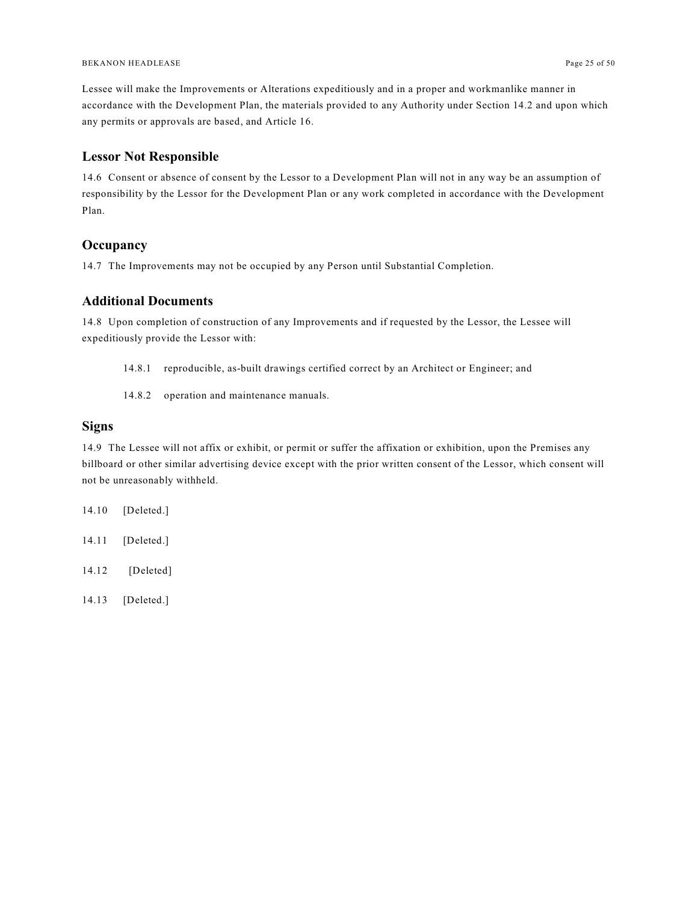Lessee will make the Improvements or Alterations expeditiously and in a proper and workmanlike manner in accordance with the Development Plan, the materials provided to any Authority under Section 14.2 and upon which any permits or approvals are based, and Article 16.

## Lessor Not Responsible

14.6 Consent or absence of consent by the Lessor to a Development Plan will not in any way be an assumption of responsibility by the Lessor for the Development Plan or any work completed in accordance with the Development Plan.

## Occupancy

14.7 The Improvements may not be occupied by any Person until Substantial Completion.

## Additional Documents

14.8 Upon completion of construction of any Improvements and if requested by the Lessor, the Lessee will expeditiously provide the Lessor with:

> 14.8.1 reproducible, as-built drawings certified correct by an Architect or Engineer; and
>
> 14.8.2 operation and maintenance manuals.

## Signs

14.9 The Lessee will not affix or exhibit, or permit or suffer the affixation or exhibition, upon the Premises any billboard or other similar advertising device except with the prior written consent of the Lessor, which consent will not be unreasonably withheld.

14.10 [Deleted.]

14.11 [Deleted.]

14.12 [Deleted]

14.13 [Deleted.]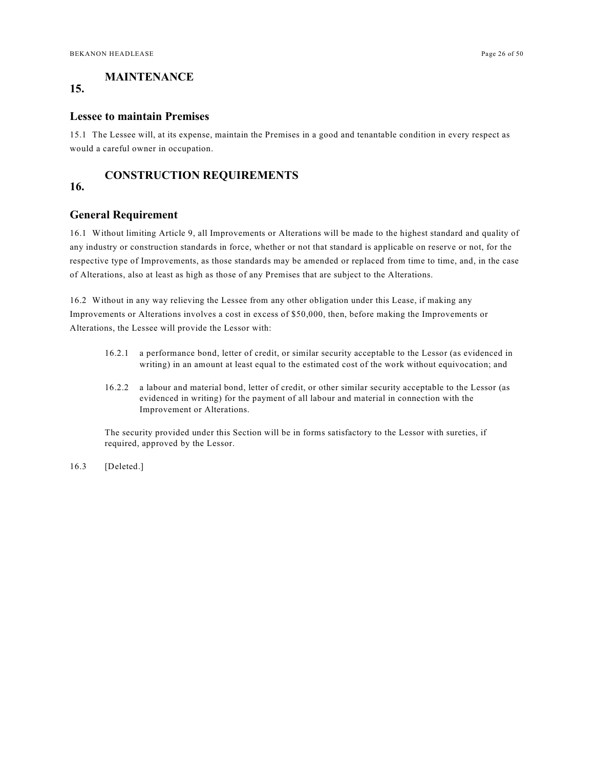## 15. MAINTENANCE

### Lessee to maintain Premises

15.1 The Lessee will, at its expense, maintain the Premises in a good and tenantable condition in every respect as would a careful owner in occupation.

## 16. CONSTRUCTION REQUIREMENTS

### General Requirement

16.1 Without limiting Article 9, all Improvements or Alterations will be made to the highest standard and quality of any industry or construction standards in force, whether or not that standard is applicable on reserve or not, for the respective type of Improvements, as those standards may be amended or replaced from time to time, and, in the case of Alterations, also at least as high as those of any Premises that are subject to the Alterations.

16.2 Without in any way relieving the Lessee from any other obligation under this Lease, if making any Improvements or Alterations involves a cost in excess of $50,000, then, before making the Improvements or Alterations, the Lessee will provide the Lessor with:

> 16.2.1 a performance bond, letter of credit, or similar security acceptable to the Lessor (as evidenced in writing) in an amount at least equal to the estimated cost of the work without equivocation; and
>
> 16.2.2 a labour and material bond, letter of credit, or other similar security acceptable to the Lessor (as evidenced in writing) for the payment of all labour and material in connection with the Improvement or Alterations.
>
> The security provided under this Section will be in forms satisfactory to the Lessor with sureties, if required, approved by the Lessor.

16.3 [Deleted.]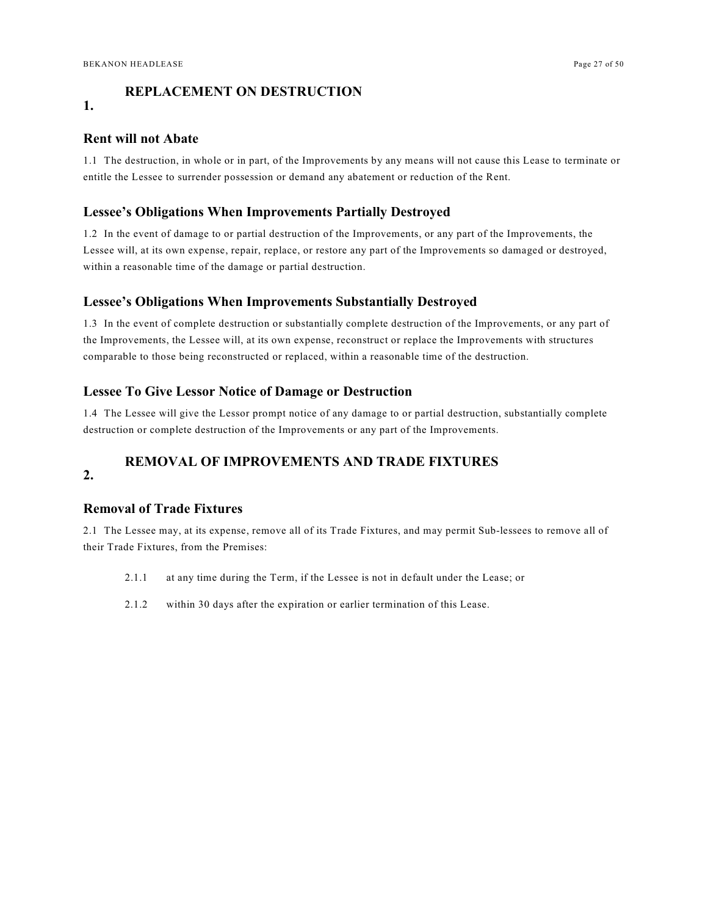## 1. REPLACEMENT ON DESTRUCTION

### Rent will not Abate

1.1 The destruction, in whole or in part, of the Improvements by any means will not cause this Lease to terminate or entitle the Lessee to surrender possession or demand any abatement or reduction of the Rent.

### Lessee's Obligations When Improvements Partially Destroyed

1.2 In the event of damage to or partial destruction of the Improvements, or any part of the Improvements, the Lessee will, at its own expense, repair, replace, or restore any part of the Improvements so damaged or destroyed, within a reasonable time of the damage or partial destruction.

### Lessee's Obligations When Improvements Substantially Destroyed

1.3 In the event of complete destruction or substantially complete destruction of the Improvements, or any part of the Improvements, the Lessee will, at its own expense, reconstruct or replace the Improvements with structures comparable to those being reconstructed or replaced, within a reasonable time of the destruction.

### Lessee To Give Lessor Notice of Damage or Destruction

1.4 The Lessee will give the Lessor prompt notice of any damage to or partial destruction, substantially complete destruction or complete destruction of the Improvements or any part of the Improvements.

## 2. REMOVAL OF IMPROVEMENTS AND TRADE FIXTURES

### Removal of Trade Fixtures

2.1 The Lessee may, at its expense, remove all of its Trade Fixtures, and may permit Sub-lessees to remove all of their Trade Fixtures, from the Premises:

2.1.1 at any time during the Term, if the Lessee is not in default under the Lease; or

2.1.2 within 30 days after the expiration or earlier termination of this Lease.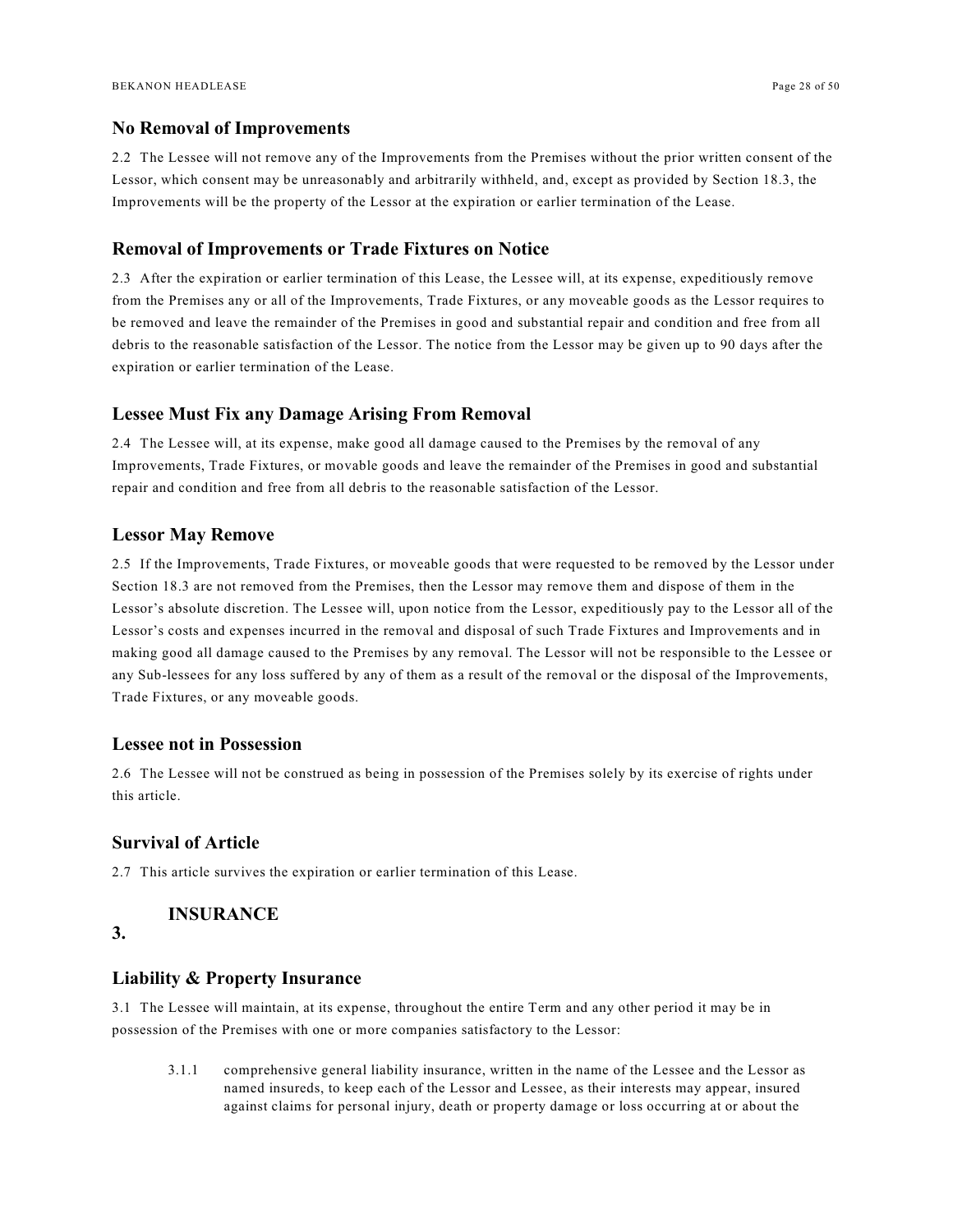### No Removal of Improvements

2.2 The Lessee will not remove any of the Improvements from the Premises without the prior written consent of the Lessor, which consent may be unreasonably and arbitrarily withheld, and, except as provided by Section 18.3, the Improvements will be the property of the Lessor at the expiration or earlier termination of the Lease.

### Removal of Improvements or Trade Fixtures on Notice

2.3 After the expiration or earlier termination of this Lease, the Lessee will, at its expense, expeditiously remove from the Premises any or all of the Improvements, Trade Fixtures, or any moveable goods as the Lessor requires to be removed and leave the remainder of the Premises in good and substantial repair and condition and free from all debris to the reasonable satisfaction of the Lessor. The notice from the Lessor may be given up to 90 days after the expiration or earlier termination of the Lease.

### Lessee Must Fix any Damage Arising From Removal

2.4 The Lessee will, at its expense, make good all damage caused to the Premises by the removal of any Improvements, Trade Fixtures, or movable goods and leave the remainder of the Premises in good and substantial repair and condition and free from all debris to the reasonable satisfaction of the Lessor.

### Lessor May Remove

2.5 If the Improvements, Trade Fixtures, or moveable goods that were requested to be removed by the Lessor under Section 18.3 are not removed from the Premises, then the Lessor may remove them and dispose of them in the Lessor's absolute discretion. The Lessee will, upon notice from the Lessor, expeditiously pay to the Lessor all of the Lessor's costs and expenses incurred in the removal and disposal of such Trade Fixtures and Improvements and in making good all damage caused to the Premises by any removal. The Lessor will not be responsible to the Lessee or any Sub-lessees for any loss suffered by any of them as a result of the removal or the disposal of the Improvements, Trade Fixtures, or any moveable goods.

### Lessee not in Possession

2.6 The Lessee will not be construed as being in possession of the Premises solely by its exercise of rights under this article.

### Survival of Article

2.7 This article survives the expiration or earlier termination of this Lease.

## 3. INSURANCE

### Liability & Property Insurance

3.1 The Lessee will maintain, at its expense, throughout the entire Term and any other period it may be in possession of the Premises with one or more companies satisfactory to the Lessor:

3.1.1 comprehensive general liability insurance, written in the name of the Lessee and the Lessor as named insureds, to keep each of the Lessor and Lessee, as their interests may appear, insured against claims for personal injury, death or property damage or loss occurring at or about the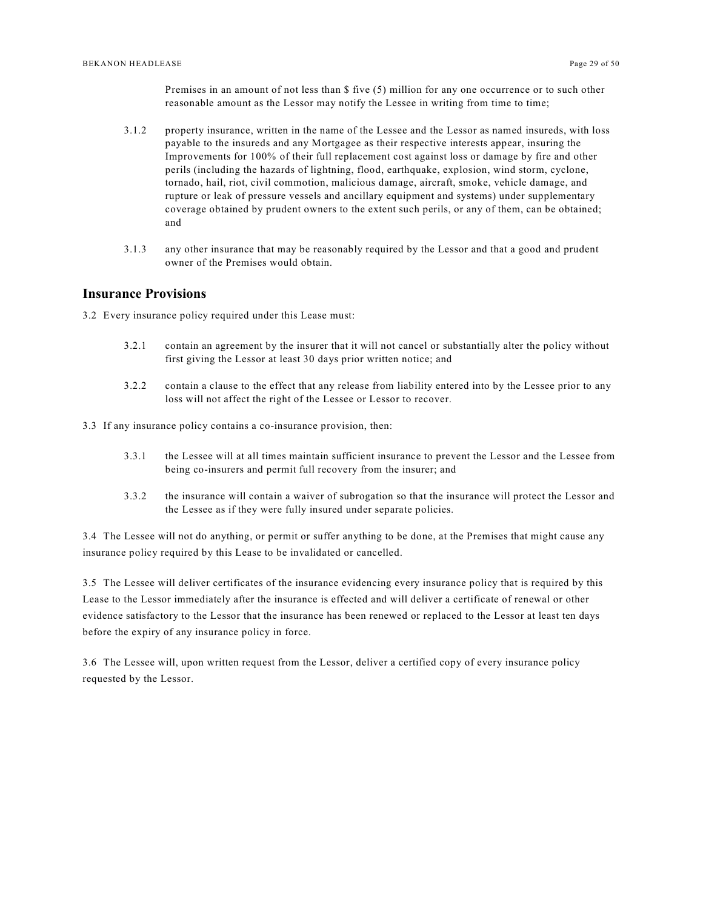Premises in an amount of not less than $ five (5) million for any one occurrence or to such other reasonable amount as the Lessor may notify the Lessee in writing from time to time;

3.1.2 property insurance, written in the name of the Lessee and the Lessor as named insureds, with loss payable to the insureds and any Mortgagee as their respective interests appear, insuring the Improvements for 100% of their full replacement cost against loss or damage by fire and other perils (including the hazards of lightning, flood, earthquake, explosion, wind storm, cyclone, tornado, hail, riot, civil commotion, malicious damage, aircraft, smoke, vehicle damage, and rupture or leak of pressure vessels and ancillary equipment and systems) under supplementary coverage obtained by prudent owners to the extent such perils, or any of them, can be obtained; and

3.1.3 any other insurance that may be reasonably required by the Lessor and that a good and prudent owner of the Premises would obtain.

## Insurance Provisions

3.2 Every insurance policy required under this Lease must:

3.2.1 contain an agreement by the insurer that it will not cancel or substantially alter the policy without first giving the Lessor at least 30 days prior written notice; and

3.2.2 contain a clause to the effect that any release from liability entered into by the Lessee prior to any loss will not affect the right of the Lessee or Lessor to recover.

3.3 If any insurance policy contains a co-insurance provision, then:

3.3.1 the Lessee will at all times maintain sufficient insurance to prevent the Lessor and the Lessee from being co-insurers and permit full recovery from the insurer; and

3.3.2 the insurance will contain a waiver of subrogation so that the insurance will protect the Lessor and the Lessee as if they were fully insured under separate policies.

3.4 The Lessee will not do anything, or permit or suffer anything to be done, at the Premises that might cause any insurance policy required by this Lease to be invalidated or cancelled.

3.5 The Lessee will deliver certificates of the insurance evidencing every insurance policy that is required by this Lease to the Lessor immediately after the insurance is effected and will deliver a certificate of renewal or other evidence satisfactory to the Lessor that the insurance has been renewed or replaced to the Lessor at least ten days before the expiry of any insurance policy in force.

3.6 The Lessee will, upon written request from the Lessor, deliver a certified copy of every insurance policy requested by the Lessor.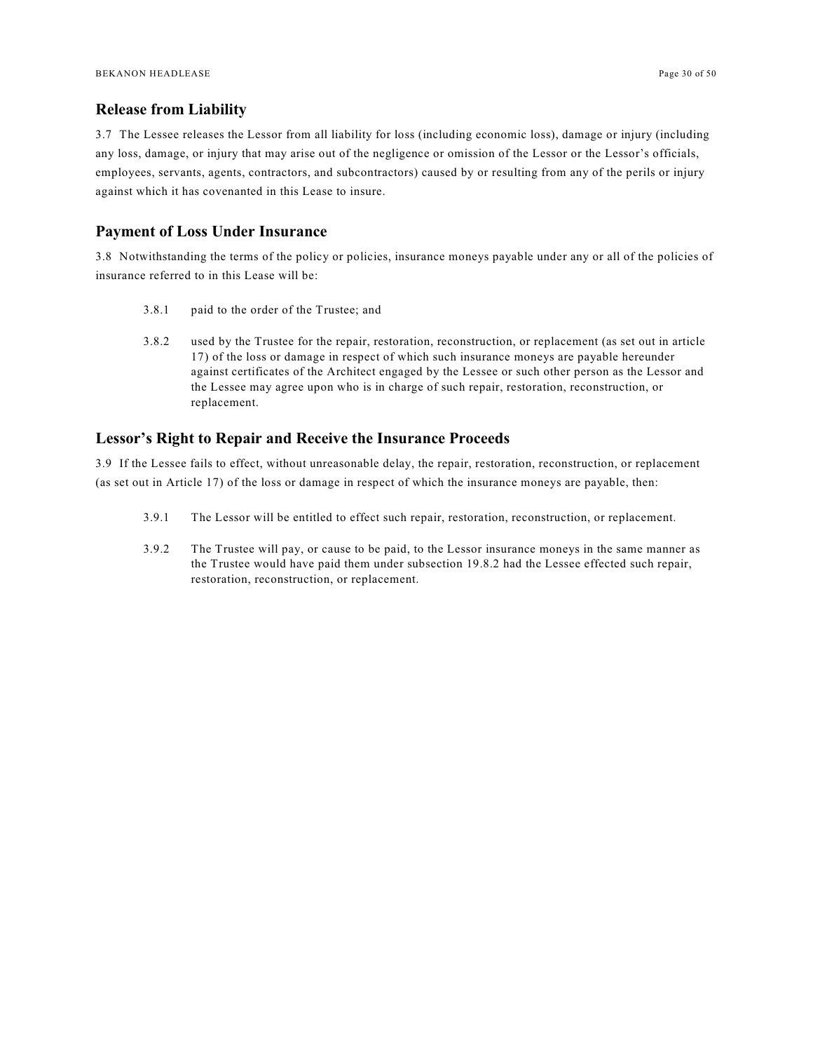## Release from Liability

3.7 The Lessee releases the Lessor from all liability for loss (including economic loss), damage or injury (including any loss, damage, or injury that may arise out of the negligence or omission of the Lessor or the Lessor's officials, employees, servants, agents, contractors, and subcontractors) caused by or resulting from any of the perils or injury against which it has covenanted in this Lease to insure.

## Payment of Loss Under Insurance

3.8 Notwithstanding the terms of the policy or policies, insurance moneys payable under any or all of the policies of insurance referred to in this Lease will be:

3.8.1 paid to the order of the Trustee; and

3.8.2 used by the Trustee for the repair, restoration, reconstruction, or replacement (as set out in article 17) of the loss or damage in respect of which such insurance moneys are payable hereunder against certificates of the Architect engaged by the Lessee or such other person as the Lessor and the Lessee may agree upon who is in charge of such repair, restoration, reconstruction, or replacement.

## Lessor's Right to Repair and Receive the Insurance Proceeds

3.9 If the Lessee fails to effect, without unreasonable delay, the repair, restoration, reconstruction, or replacement (as set out in Article 17) of the loss or damage in respect of which the insurance moneys are payable, then:

3.9.1 The Lessor will be entitled to effect such repair, restoration, reconstruction, or replacement.

3.9.2 The Trustee will pay, or cause to be paid, to the Lessor insurance moneys in the same manner as the Trustee would have paid them under subsection 19.8.2 had the Lessee effected such repair, restoration, reconstruction, or replacement.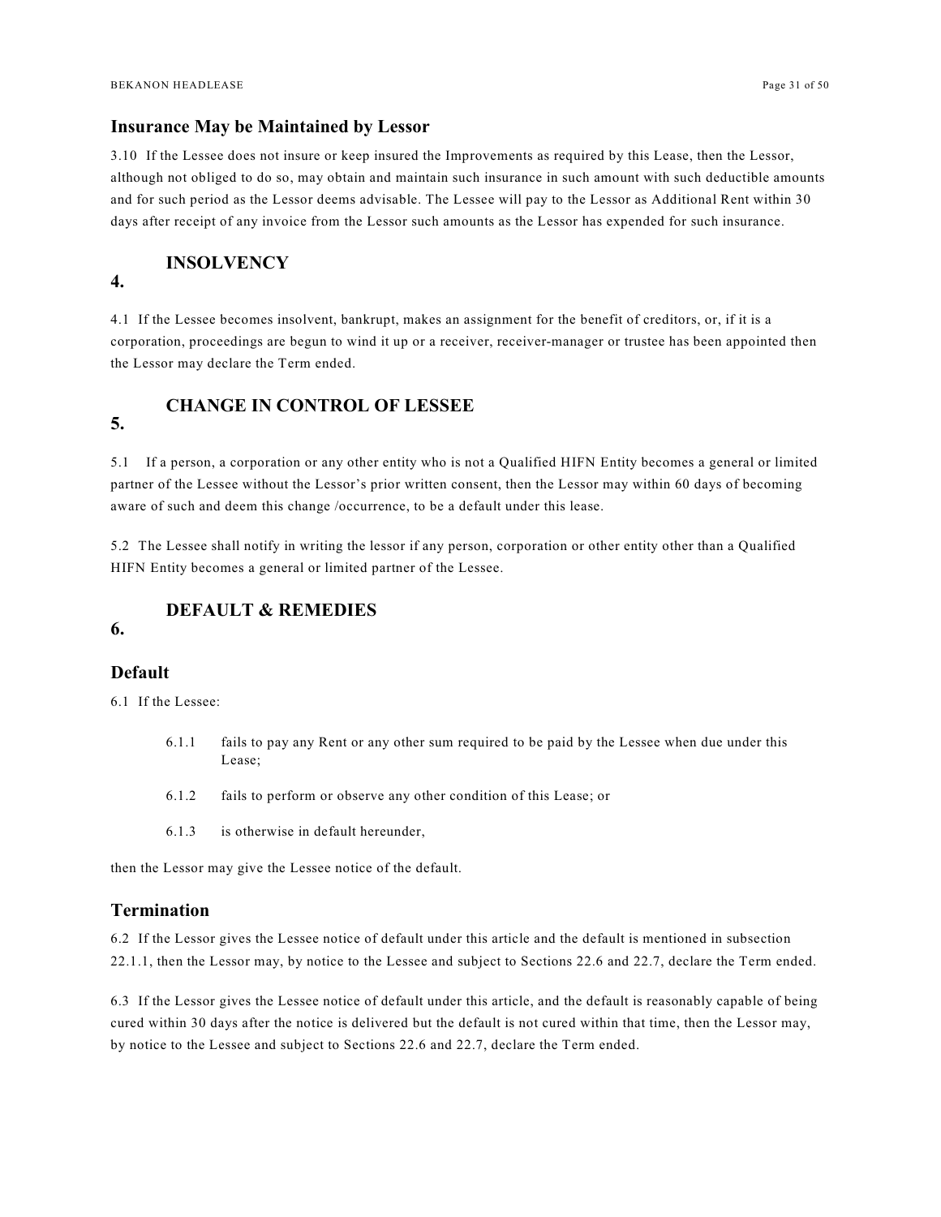## Insurance May be Maintained by Lessor

3.10 If the Lessee does not insure or keep insured the Improvements as required by this Lease, then the Lessor, although not obliged to do so, may obtain and maintain such insurance in such amount with such deductible amounts and for such period as the Lessor deems advisable. The Lessee will pay to the Lessor as Additional Rent within 30 days after receipt of any invoice from the Lessor such amounts as the Lessor has expended for such insurance.

# 4. INSOLVENCY

4.1 If the Lessee becomes insolvent, bankrupt, makes an assignment for the benefit of creditors, or, if it is a corporation, proceedings are begun to wind it up or a receiver, receiver-manager or trustee has been appointed then the Lessor may declare the Term ended.

# 5. CHANGE IN CONTROL OF LESSEE

5.1 If a person, a corporation or any other entity who is not a Qualified HIFN Entity becomes a general or limited partner of the Lessee without the Lessor's prior written consent, then the Lessor may within 60 days of becoming aware of such and deem this change /occurrence, to be a default under this lease.

5.2 The Lessee shall notify in writing the lessor if any person, corporation or other entity other than a Qualified HIFN Entity becomes a general or limited partner of the Lessee.

# 6. DEFAULT & REMEDIES

## Default

6.1 If the Lessee:

> 6.1.1 fails to pay any Rent or any other sum required to be paid by the Lessee when due under this Lease;
>
> 6.1.2 fails to perform or observe any other condition of this Lease; or
>
> 6.1.3 is otherwise in default hereunder,

then the Lessor may give the Lessee notice of the default.

## Termination

6.2 If the Lessor gives the Lessee notice of default under this article and the default is mentioned in subsection 22.1.1, then the Lessor may, by notice to the Lessee and subject to Sections 22.6 and 22.7, declare the Term ended.

6.3 If the Lessor gives the Lessee notice of default under this article, and the default is reasonably capable of being cured within 30 days after the notice is delivered but the default is not cured within that time, then the Lessor may, by notice to the Lessee and subject to Sections 22.6 and 22.7, declare the Term ended.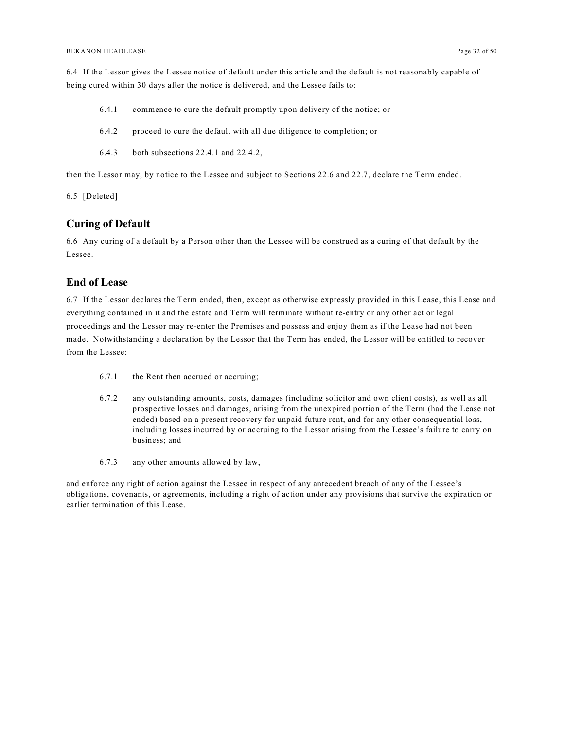6.4 If the Lessor gives the Lessee notice of default under this article and the default is not reasonably capable of being cured within 30 days after the notice is delivered, and the Lessee fails to:

6.4.1 commence to cure the default promptly upon delivery of the notice; or

6.4.2 proceed to cure the default with all due diligence to completion; or

6.4.3 both subsections 22.4.1 and 22.4.2,

then the Lessor may, by notice to the Lessee and subject to Sections 22.6 and 22.7, declare the Term ended.

6.5 [Deleted]

## Curing of Default

6.6 Any curing of a default by a Person other than the Lessee will be construed as a curing of that default by the Lessee.

## End of Lease

6.7 If the Lessor declares the Term ended, then, except as otherwise expressly provided in this Lease, this Lease and everything contained in it and the estate and Term will terminate without re-entry or any other act or legal proceedings and the Lessor may re-enter the Premises and possess and enjoy them as if the Lease had not been made. Notwithstanding a declaration by the Lessor that the Term has ended, the Lessor will be entitled to recover from the Lessee:

6.7.1 the Rent then accrued or accruing;

6.7.2 any outstanding amounts, costs, damages (including solicitor and own client costs), as well as all prospective losses and damages, arising from the unexpired portion of the Term (had the Lease not ended) based on a present recovery for unpaid future rent, and for any other consequential loss, including losses incurred by or accruing to the Lessor arising from the Lessee's failure to carry on business; and

6.7.3 any other amounts allowed by law,

and enforce any right of action against the Lessee in respect of any antecedent breach of any of the Lessee's obligations, covenants, or agreements, including a right of action under any provisions that survive the expiration or earlier termination of this Lease.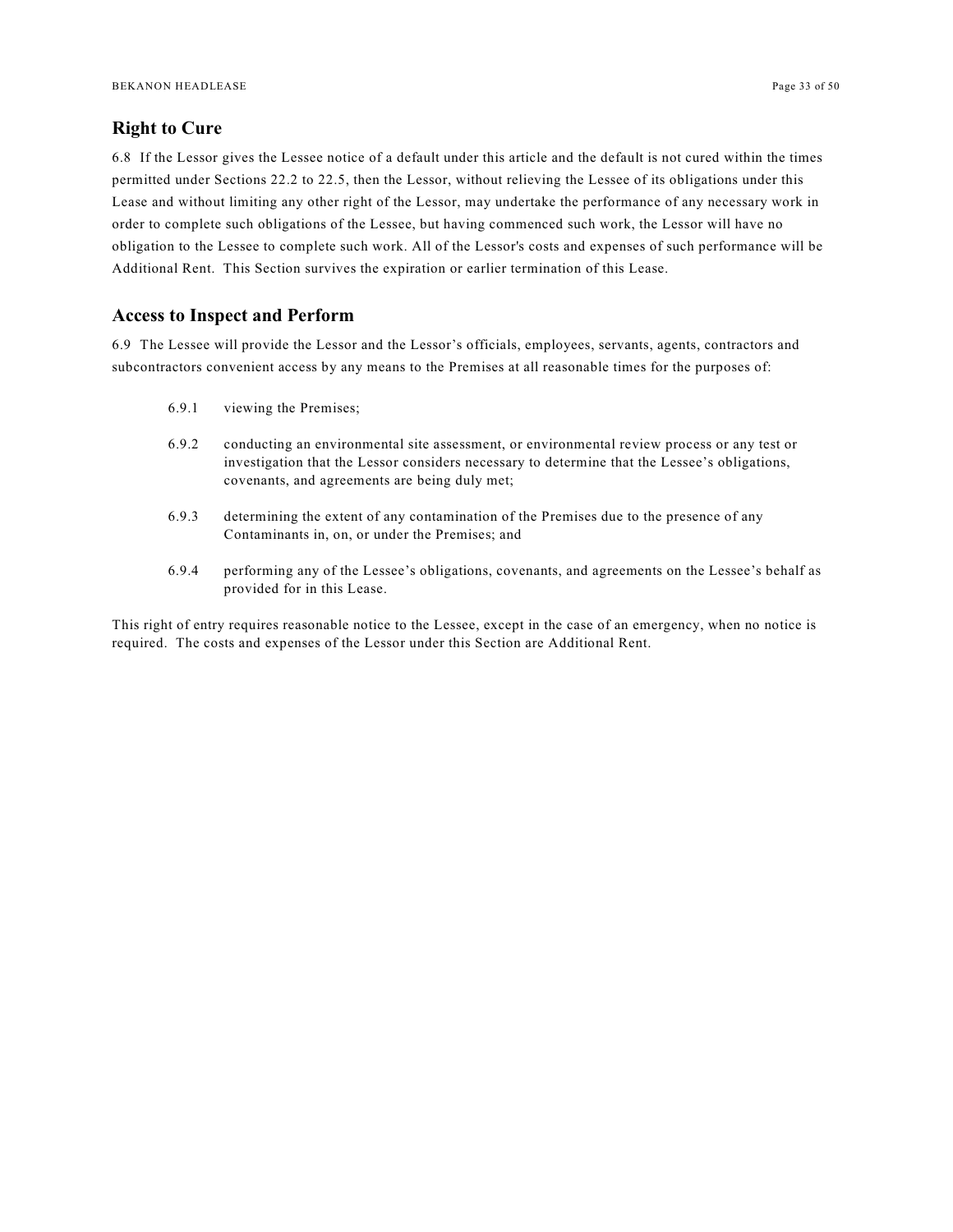## Right to Cure

6.8 If the Lessor gives the Lessee notice of a default under this article and the default is not cured within the times permitted under Sections 22.2 to 22.5, then the Lessor, without relieving the Lessee of its obligations under this Lease and without limiting any other right of the Lessor, may undertake the performance of any necessary work in order to complete such obligations of the Lessee, but having commenced such work, the Lessor will have no obligation to the Lessee to complete such work. All of the Lessor's costs and expenses of such performance will be Additional Rent. This Section survives the expiration or earlier termination of this Lease.

## Access to Inspect and Perform

6.9 The Lessee will provide the Lessor and the Lessor's officials, employees, servants, agents, contractors and subcontractors convenient access by any means to the Premises at all reasonable times for the purposes of:

- 6.9.1 viewing the Premises;
- 6.9.2 conducting an environmental site assessment, or environmental review process or any test or investigation that the Lessor considers necessary to determine that the Lessee's obligations, covenants, and agreements are being duly met;
- 6.9.3 determining the extent of any contamination of the Premises due to the presence of any Contaminants in, on, or under the Premises; and
- 6.9.4 performing any of the Lessee's obligations, covenants, and agreements on the Lessee's behalf as provided for in this Lease.

This right of entry requires reasonable notice to the Lessee, except in the case of an emergency, when no notice is required. The costs and expenses of the Lessor under this Section are Additional Rent.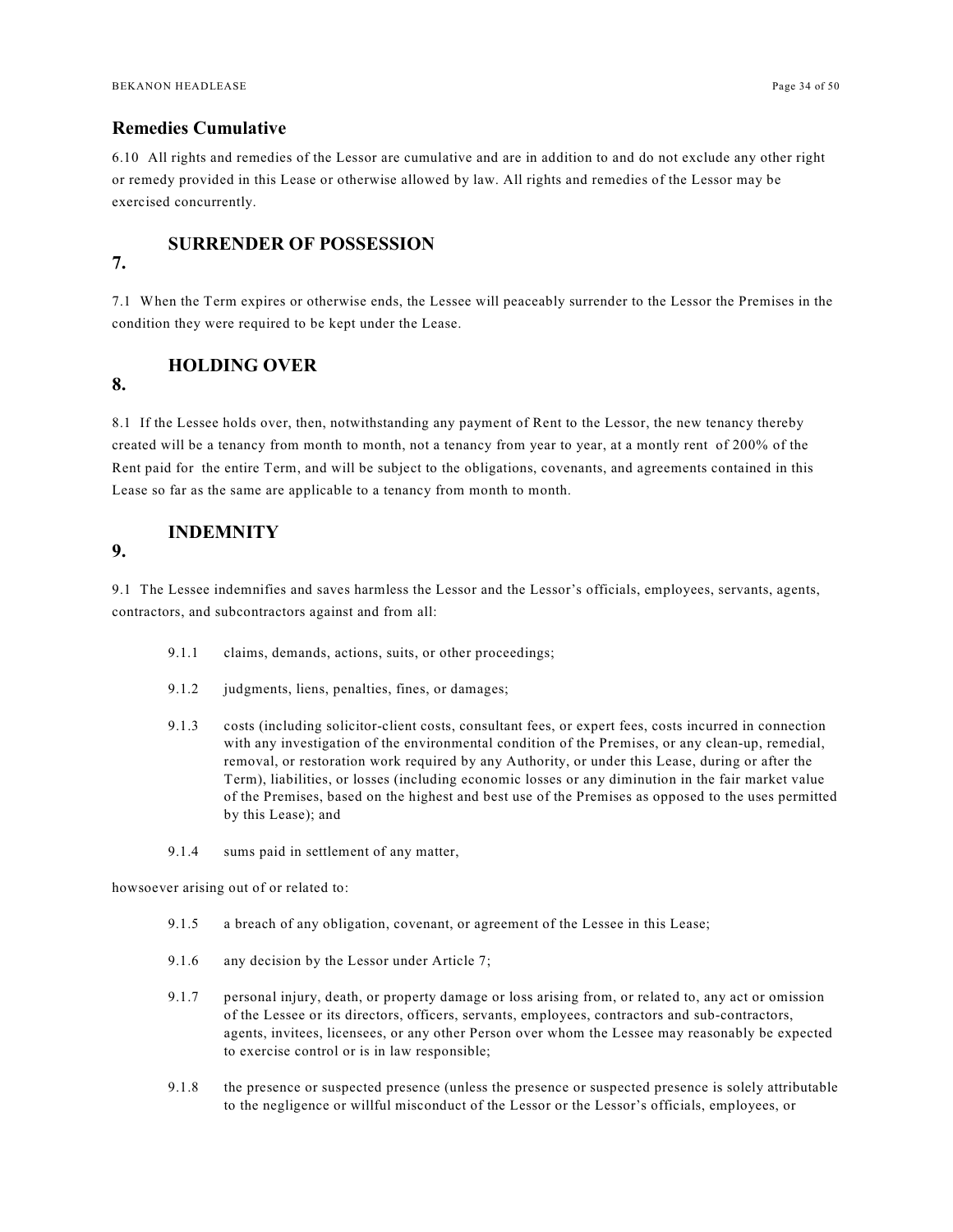## Remedies Cumulative

6.10 All rights and remedies of the Lessor are cumulative and are in addition to and do not exclude any other right or remedy provided in this Lease or otherwise allowed by law. All rights and remedies of the Lessor may be exercised concurrently.

## 7. SURRENDER OF POSSESSION

7.1 When the Term expires or otherwise ends, the Lessee will peaceably surrender to the Lessor the Premises in the condition they were required to be kept under the Lease.

## 8. HOLDING OVER

8.1 If the Lessee holds over, then, notwithstanding any payment of Rent to the Lessor, the new tenancy thereby created will be a tenancy from month to month, not a tenancy from year to year, at a montly rent of 200% of the Rent paid for the entire Term, and will be subject to the obligations, covenants, and agreements contained in this Lease so far as the same are applicable to a tenancy from month to month.

## 9. INDEMNITY

9.1 The Lessee indemnifies and saves harmless the Lessor and the Lessor's officials, employees, servants, agents, contractors, and subcontractors against and from all:

- 9.1.1 claims, demands, actions, suits, or other proceedings;
- 9.1.2 judgments, liens, penalties, fines, or damages;
- 9.1.3 costs (including solicitor-client costs, consultant fees, or expert fees, costs incurred in connection with any investigation of the environmental condition of the Premises, or any clean-up, remedial, removal, or restoration work required by any Authority, or under this Lease, during or after the Term), liabilities, or losses (including economic losses or any diminution in the fair market value of the Premises, based on the highest and best use of the Premises as opposed to the uses permitted by this Lease); and
- 9.1.4 sums paid in settlement of any matter,

howsoever arising out of or related to:

- 9.1.5 a breach of any obligation, covenant, or agreement of the Lessee in this Lease;
- 9.1.6 any decision by the Lessor under Article 7;
- 9.1.7 personal injury, death, or property damage or loss arising from, or related to, any act or omission of the Lessee or its directors, officers, servants, employees, contractors and sub-contractors, agents, invitees, licensees, or any other Person over whom the Lessee may reasonably be expected to exercise control or is in law responsible;
- 9.1.8 the presence or suspected presence (unless the presence or suspected presence is solely attributable to the negligence or willful misconduct of the Lessor or the Lessor's officials, employees, or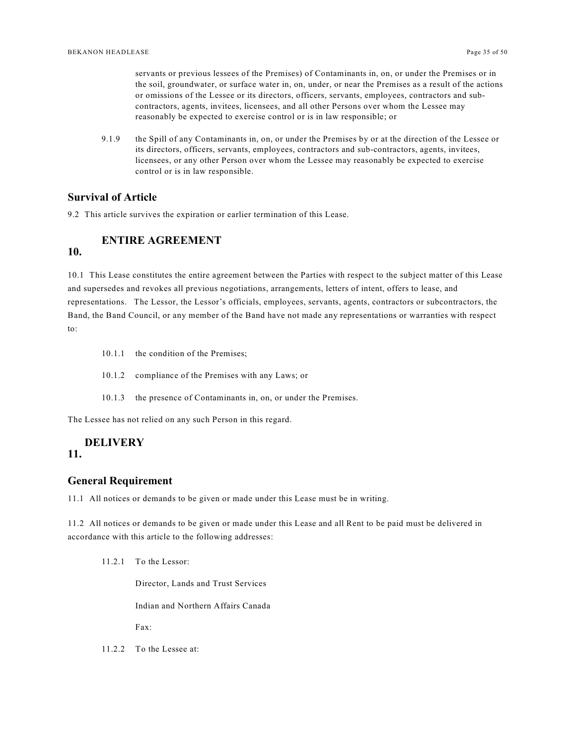servants or previous lessees of the Premises) of Contaminants in, on, or under the Premises or in the soil, groundwater, or surface water in, on, under, or near the Premises as a result of the actions or omissions of the Lessee or its directors, officers, servants, employees, contractors and sub-contractors, agents, invitees, licensees, and all other Persons over whom the Lessee may reasonably be expected to exercise control or is in law responsible; or

9.1.9 the Spill of any Contaminants in, on, or under the Premises by or at the direction of the Lessee or its directors, officers, servants, employees, contractors and sub-contractors, agents, invitees, licensees, or any other Person over whom the Lessee may reasonably be expected to exercise control or is in law responsible.

### Survival of Article

9.2 This article survives the expiration or earlier termination of this Lease.

## 10. ENTIRE AGREEMENT

10.1 This Lease constitutes the entire agreement between the Parties with respect to the subject matter of this Lease and supersedes and revokes all previous negotiations, arrangements, letters of intent, offers to lease, and representations. The Lessor, the Lessor's officials, employees, servants, agents, contractors or subcontractors, the Band, the Band Council, or any member of the Band have not made any representations or warranties with respect to:

10.1.1 the condition of the Premises;

10.1.2 compliance of the Premises with any Laws; or

10.1.3 the presence of Contaminants in, on, or under the Premises.

The Lessee has not relied on any such Person in this regard.

## 11. DELIVERY

### General Requirement

11.1 All notices or demands to be given or made under this Lease must be in writing.

11.2 All notices or demands to be given or made under this Lease and all Rent to be paid must be delivered in accordance with this article to the following addresses:

11.2.1 To the Lessor:

Director, Lands and Trust Services

Indian and Northern Affairs Canada

Fax:

11.2.2 To the Lessee at: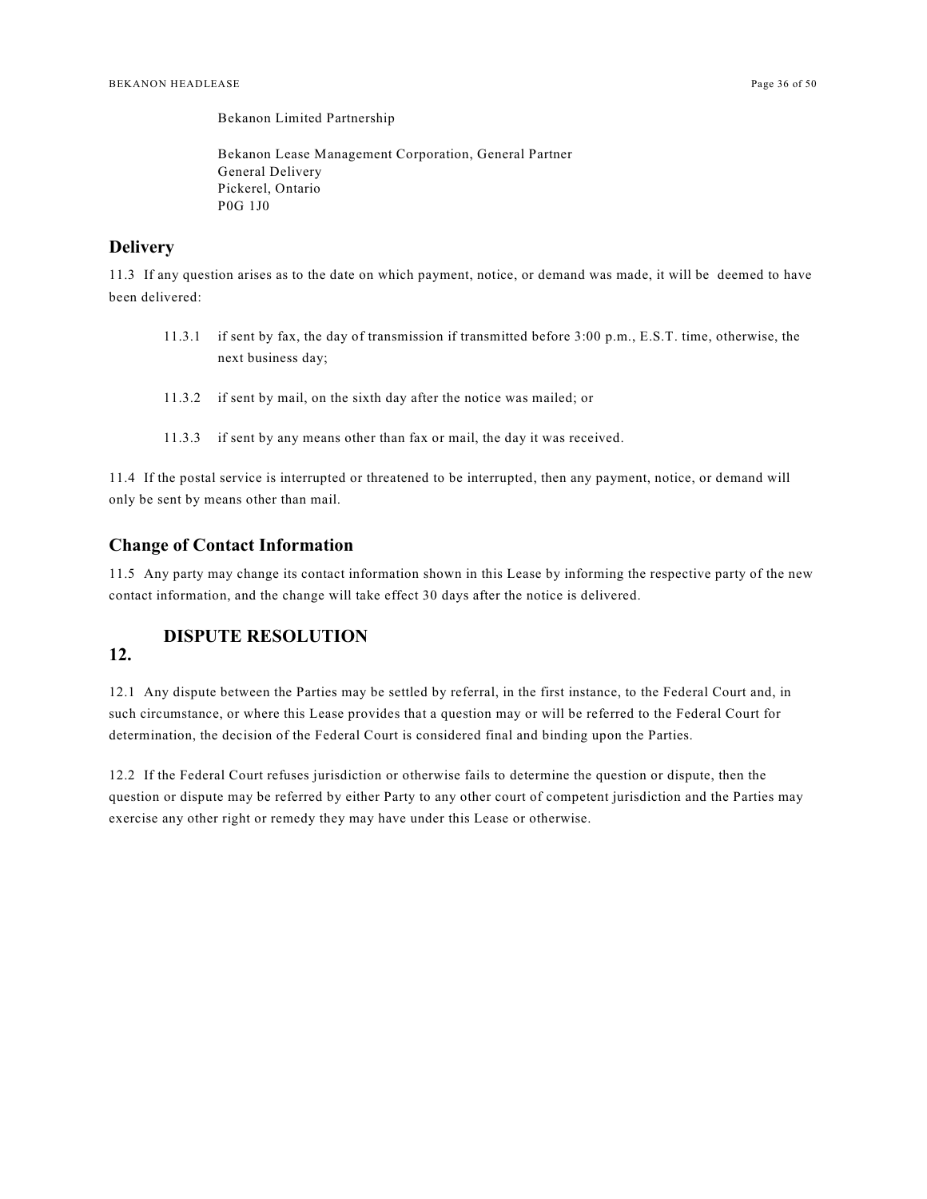Bekanon Limited Partnership

Bekanon Lease Management Corporation, General Partner
General Delivery
Pickerel, Ontario
P0G 1J0

## Delivery

11.3 If any question arises as to the date on which payment, notice, or demand was made, it will be deemed to have been delivered:

- 11.3.1 if sent by fax, the day of transmission if transmitted before 3:00 p.m., E.S.T. time, otherwise, the next business day;
- 11.3.2 if sent by mail, on the sixth day after the notice was mailed; or
- 11.3.3 if sent by any means other than fax or mail, the day it was received.

11.4 If the postal service is interrupted or threatened to be interrupted, then any payment, notice, or demand will only be sent by means other than mail.

## Change of Contact Information

11.5 Any party may change its contact information shown in this Lease by informing the respective party of the new contact information, and the change will take effect 30 days after the notice is delivered.

# 12. DISPUTE RESOLUTION

12.1 Any dispute between the Parties may be settled by referral, in the first instance, to the Federal Court and, in such circumstance, or where this Lease provides that a question may or will be referred to the Federal Court for determination, the decision of the Federal Court is considered final and binding upon the Parties.

12.2 If the Federal Court refuses jurisdiction or otherwise fails to determine the question or dispute, then the question or dispute may be referred by either Party to any other court of competent jurisdiction and the Parties may exercise any other right or remedy they may have under this Lease or otherwise.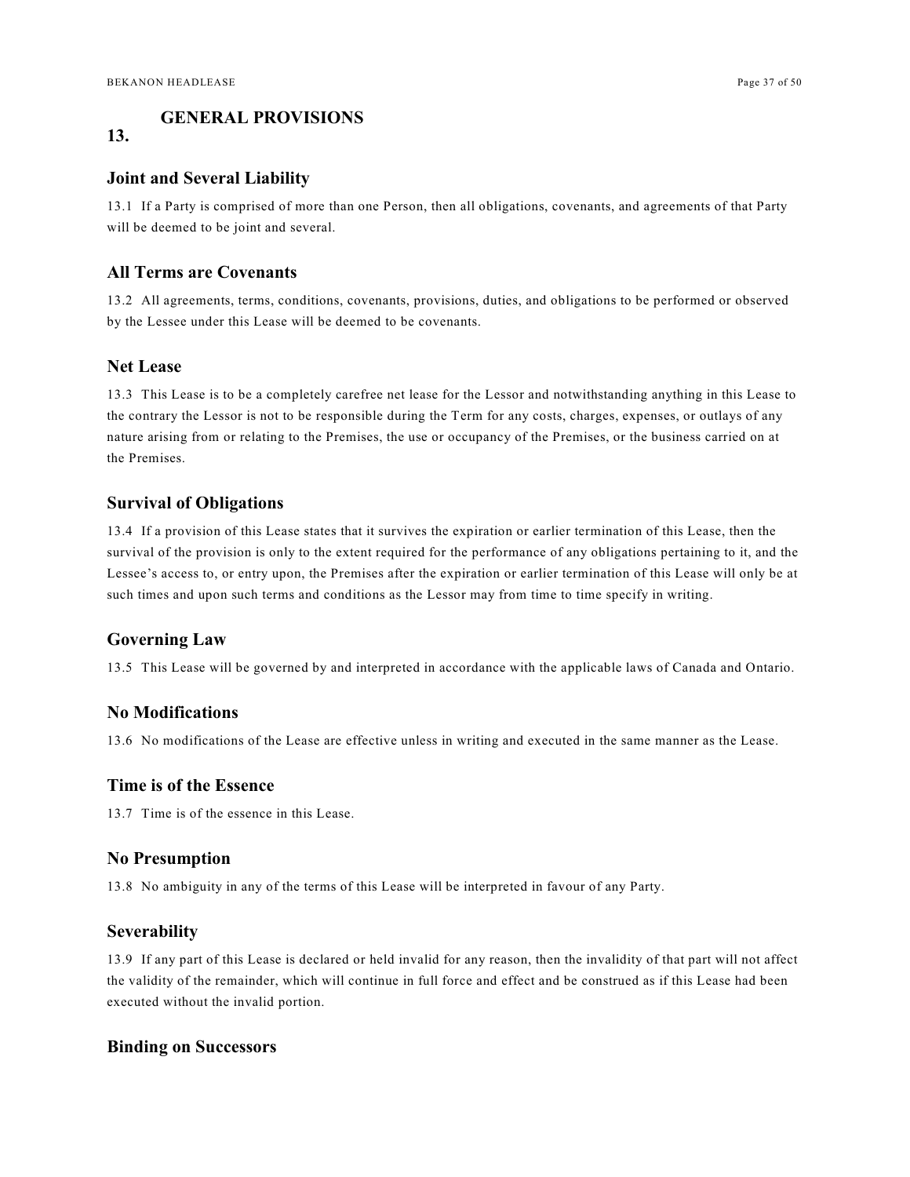## 13. GENERAL PROVISIONS

### Joint and Several Liability

13.1 If a Party is comprised of more than one Person, then all obligations, covenants, and agreements of that Party will be deemed to be joint and several.

### All Terms are Covenants

13.2 All agreements, terms, conditions, covenants, provisions, duties, and obligations to be performed or observed by the Lessee under this Lease will be deemed to be covenants.

### Net Lease

13.3 This Lease is to be a completely carefree net lease for the Lessor and notwithstanding anything in this Lease to the contrary the Lessor is not to be responsible during the Term for any costs, charges, expenses, or outlays of any nature arising from or relating to the Premises, the use or occupancy of the Premises, or the business carried on at the Premises.

### Survival of Obligations

13.4 If a provision of this Lease states that it survives the expiration or earlier termination of this Lease, then the survival of the provision is only to the extent required for the performance of any obligations pertaining to it, and the Lessee's access to, or entry upon, the Premises after the expiration or earlier termination of this Lease will only be at such times and upon such terms and conditions as the Lessor may from time to time specify in writing.

### Governing Law

13.5 This Lease will be governed by and interpreted in accordance with the applicable laws of Canada and Ontario.

### No Modifications

13.6 No modifications of the Lease are effective unless in writing and executed in the same manner as the Lease.

### Time is of the Essence

13.7 Time is of the essence in this Lease.

### No Presumption

13.8 No ambiguity in any of the terms of this Lease will be interpreted in favour of any Party.

### Severability

13.9 If any part of this Lease is declared or held invalid for any reason, then the invalidity of that part will not affect the validity of the remainder, which will continue in full force and effect and be construed as if this Lease had been executed without the invalid portion.

### Binding on Successors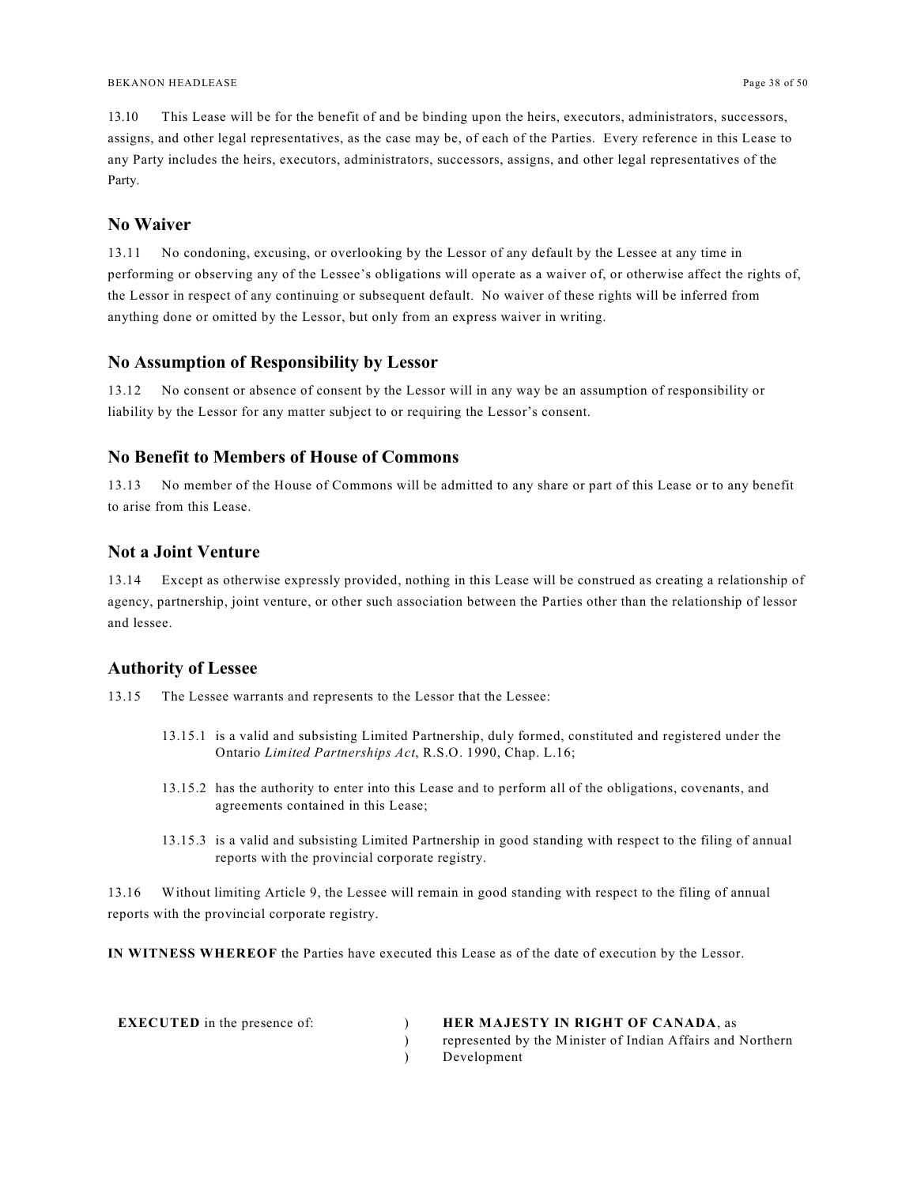13.10 This Lease will be for the benefit of and be binding upon the heirs, executors, administrators, successors, assigns, and other legal representatives, as the case may be, of each of the Parties. Every reference in this Lease to any Party includes the heirs, executors, administrators, successors, assigns, and other legal representatives of the Party.

## No Waiver

13.11 No condoning, excusing, or overlooking by the Lessor of any default by the Lessee at any time in performing or observing any of the Lessee's obligations will operate as a waiver of, or otherwise affect the rights of, the Lessor in respect of any continuing or subsequent default. No waiver of these rights will be inferred from anything done or omitted by the Lessor, but only from an express waiver in writing.

## No Assumption of Responsibility by Lessor

13.12 No consent or absence of consent by the Lessor will in any way be an assumption of responsibility or liability by the Lessor for any matter subject to or requiring the Lessor's consent.

## No Benefit to Members of House of Commons

13.13 No member of the House of Commons will be admitted to any share or part of this Lease or to any benefit to arise from this Lease.

## Not a Joint Venture

13.14 Except as otherwise expressly provided, nothing in this Lease will be construed as creating a relationship of agency, partnership, joint venture, or other such association between the Parties other than the relationship of lessor and lessee.

## Authority of Lessee

13.15 The Lessee warrants and represents to the Lessor that the Lessee:

13.15.1 is a valid and subsisting Limited Partnership, duly formed, constituted and registered under the Ontario *Limited Partnerships Act*, R.S.O. 1990, Chap. L.16;

13.15.2 has the authority to enter into this Lease and to perform all of the obligations, covenants, and agreements contained in this Lease;

13.15.3 is a valid and subsisting Limited Partnership in good standing with respect to the filing of annual reports with the provincial corporate registry.

13.16 Without limiting Article 9, the Lessee will remain in good standing with respect to the filing of annual reports with the provincial corporate registry.

**IN WITNESS WHEREOF** the Parties have executed this Lease as of the date of execution by the Lessor.

**EXECUTED** in the presence of: ) **HER MAJESTY IN RIGHT OF CANADA**, as
) represented by the Minister of Indian Affairs and Northern
) Development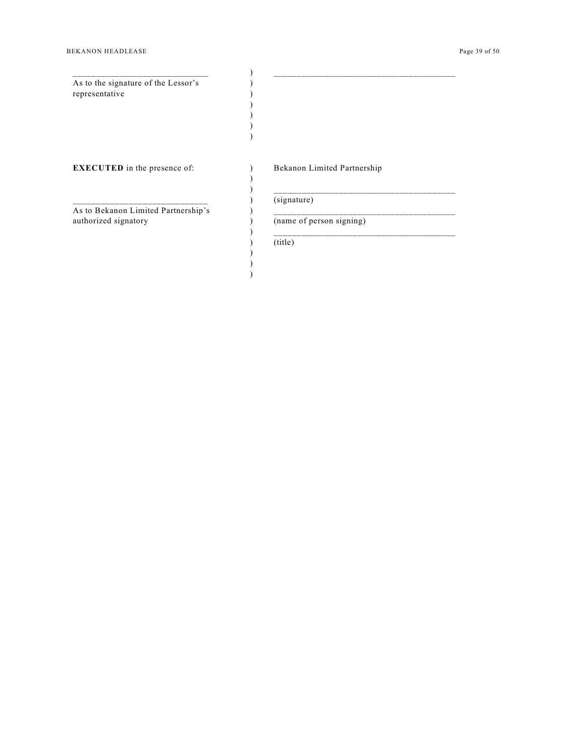| | | |
|---|---|---|
| ____________________________ As to the signature of the Lessor's representative | ) ) ) ) ) ) ) | ______________________________________ |
| **EXECUTED** in the presence of: ____________________________ As to Bekanon Limited Partnership's authorized signatory | ) ) ) ) ) ) ) ) ) ) ) | Bekanon Limited Partnership ______________________________________ (signature) ______________________________________ (name of person signing) ______________________________________ (title) |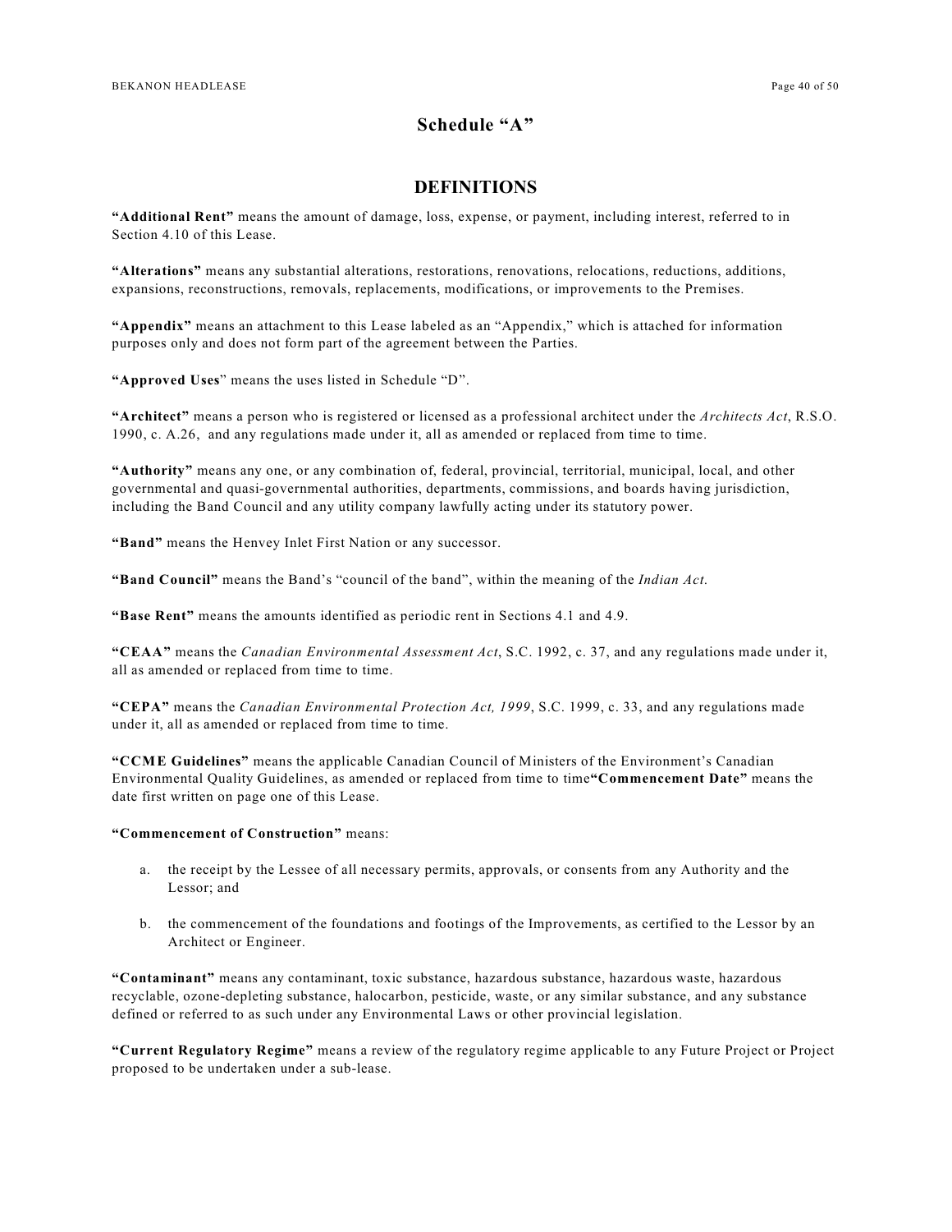# Schedule "A"

## DEFINITIONS

**"Additional Rent"** means the amount of damage, loss, expense, or payment, including interest, referred to in Section 4.10 of this Lease.

**"Alterations"** means any substantial alterations, restorations, renovations, relocations, reductions, additions, expansions, reconstructions, removals, replacements, modifications, or improvements to the Premises.

**"Appendix"** means an attachment to this Lease labeled as an "Appendix," which is attached for information purposes only and does not form part of the agreement between the Parties.

**"Approved Uses"** means the uses listed in Schedule "D".

**"Architect"** means a person who is registered or licensed as a professional architect under the *Architects Act*, R.S.O. 1990, c. A.26, and any regulations made under it, all as amended or replaced from time to time.

**"Authority"** means any one, or any combination of, federal, provincial, territorial, municipal, local, and other governmental and quasi-governmental authorities, departments, commissions, and boards having jurisdiction, including the Band Council and any utility company lawfully acting under its statutory power.

**"Band"** means the Henvey Inlet First Nation or any successor.

**"Band Council"** means the Band's "council of the band", within the meaning of the *Indian Act*.

**"Base Rent"** means the amounts identified as periodic rent in Sections 4.1 and 4.9.

**"CEAA"** means the *Canadian Environmental Assessment Act*, S.C. 1992, c. 37, and any regulations made under it, all as amended or replaced from time to time.

**"CEPA"** means the *Canadian Environmental Protection Act, 1999*, S.C. 1999, c. 33, and any regulations made under it, all as amended or replaced from time to time.

**"CCME Guidelines"** means the applicable Canadian Council of Ministers of the Environment's Canadian Environmental Quality Guidelines, as amended or replaced from time to time**"Commencement Date"** means the date first written on page one of this Lease.

**"Commencement of Construction"** means:

a. the receipt by the Lessee of all necessary permits, approvals, or consents from any Authority and the Lessor; and

b. the commencement of the foundations and footings of the Improvements, as certified to the Lessor by an Architect or Engineer.

**"Contaminant"** means any contaminant, toxic substance, hazardous substance, hazardous waste, hazardous recyclable, ozone-depleting substance, halocarbon, pesticide, waste, or any similar substance, and any substance defined or referred to as such under any Environmental Laws or other provincial legislation.

**"Current Regulatory Regime"** means a review of the regulatory regime applicable to any Future Project or Project proposed to be undertaken under a sub-lease.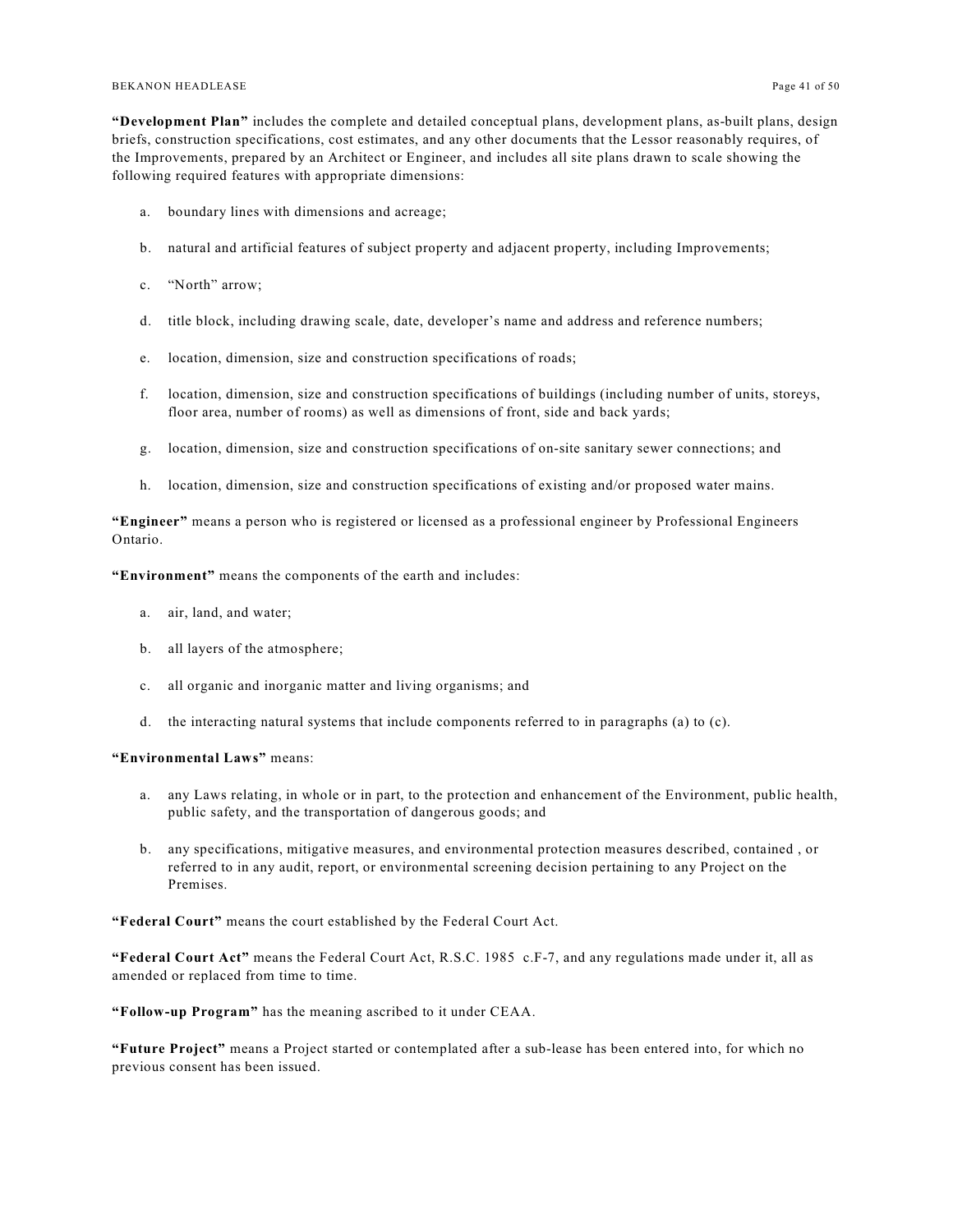**"Development Plan"** includes the complete and detailed conceptual plans, development plans, as-built plans, design briefs, construction specifications, cost estimates, and any other documents that the Lessor reasonably requires, of the Improvements, prepared by an Architect or Engineer, and includes all site plans drawn to scale showing the following required features with appropriate dimensions:

a. boundary lines with dimensions and acreage;

b. natural and artificial features of subject property and adjacent property, including Improvements;

c. "North" arrow;

d. title block, including drawing scale, date, developer's name and address and reference numbers;

e. location, dimension, size and construction specifications of roads;

f. location, dimension, size and construction specifications of buildings (including number of units, storeys, floor area, number of rooms) as well as dimensions of front, side and back yards;

g. location, dimension, size and construction specifications of on-site sanitary sewer connections; and

h. location, dimension, size and construction specifications of existing and/or proposed water mains.

**"Engineer"** means a person who is registered or licensed as a professional engineer by Professional Engineers Ontario.

**"Environment"** means the components of the earth and includes:

a. air, land, and water;

b. all layers of the atmosphere;

c. all organic and inorganic matter and living organisms; and

d. the interacting natural systems that include components referred to in paragraphs (a) to (c).

**"Environmental Laws"** means:

a. any Laws relating, in whole or in part, to the protection and enhancement of the Environment, public health, public safety, and the transportation of dangerous goods; and

b. any specifications, mitigative measures, and environmental protection measures described, contained , or referred to in any audit, report, or environmental screening decision pertaining to any Project on the Premises.

**"Federal Court"** means the court established by the Federal Court Act.

**"Federal Court Act"** means the Federal Court Act, R.S.C. 1985 c.F-7, and any regulations made under it, all as amended or replaced from time to time.

**"Follow-up Program"** has the meaning ascribed to it under CEAA.

**"Future Project"** means a Project started or contemplated after a sub-lease has been entered into, for which no previous consent has been issued.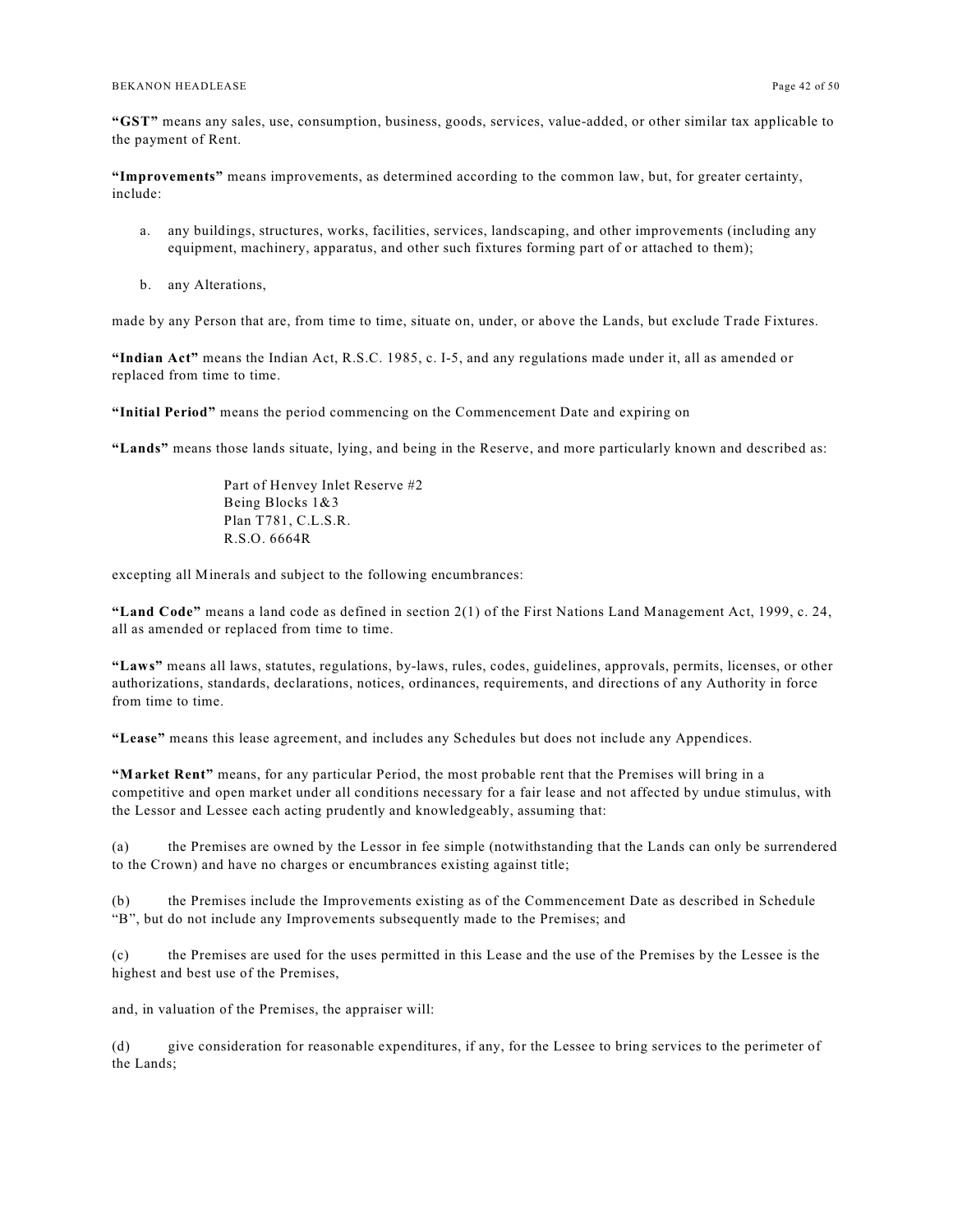**"GST"** means any sales, use, consumption, business, goods, services, value-added, or other similar tax applicable to the payment of Rent.

**"Improvements"** means improvements, as determined according to the common law, but, for greater certainty, include:

a. any buildings, structures, works, facilities, services, landscaping, and other improvements (including any equipment, machinery, apparatus, and other such fixtures forming part of or attached to them);

b. any Alterations,

made by any Person that are, from time to time, situate on, under, or above the Lands, but exclude Trade Fixtures.

**"Indian Act"** means the Indian Act, R.S.C. 1985, c. I-5, and any regulations made under it, all as amended or replaced from time to time.

**"Initial Period"** means the period commencing on the Commencement Date and expiring on

**"Lands"** means those lands situate, lying, and being in the Reserve, and more particularly known and described as:

> Part of Henvey Inlet Reserve #2
> Being Blocks 1&3
> Plan T781, C.L.S.R.
> R.S.O. 6664R

excepting all Minerals and subject to the following encumbrances:

**"Land Code"** means a land code as defined in section 2(1) of the First Nations Land Management Act, 1999, c. 24, all as amended or replaced from time to time.

**"Laws"** means all laws, statutes, regulations, by-laws, rules, codes, guidelines, approvals, permits, licenses, or other authorizations, standards, declarations, notices, ordinances, requirements, and directions of any Authority in force from time to time.

**"Lease"** means this lease agreement, and includes any Schedules but does not include any Appendices.

**"Market Rent"** means, for any particular Period, the most probable rent that the Premises will bring in a competitive and open market under all conditions necessary for a fair lease and not affected by undue stimulus, with the Lessor and Lessee each acting prudently and knowledgeably, assuming that:

(a) the Premises are owned by the Lessor in fee simple (notwithstanding that the Lands can only be surrendered to the Crown) and have no charges or encumbrances existing against title;

(b) the Premises include the Improvements existing as of the Commencement Date as described in Schedule "B", but do not include any Improvements subsequently made to the Premises; and

(c) the Premises are used for the uses permitted in this Lease and the use of the Premises by the Lessee is the highest and best use of the Premises,

and, in valuation of the Premises, the appraiser will:

(d) give consideration for reasonable expenditures, if any, for the Lessee to bring services to the perimeter of the Lands;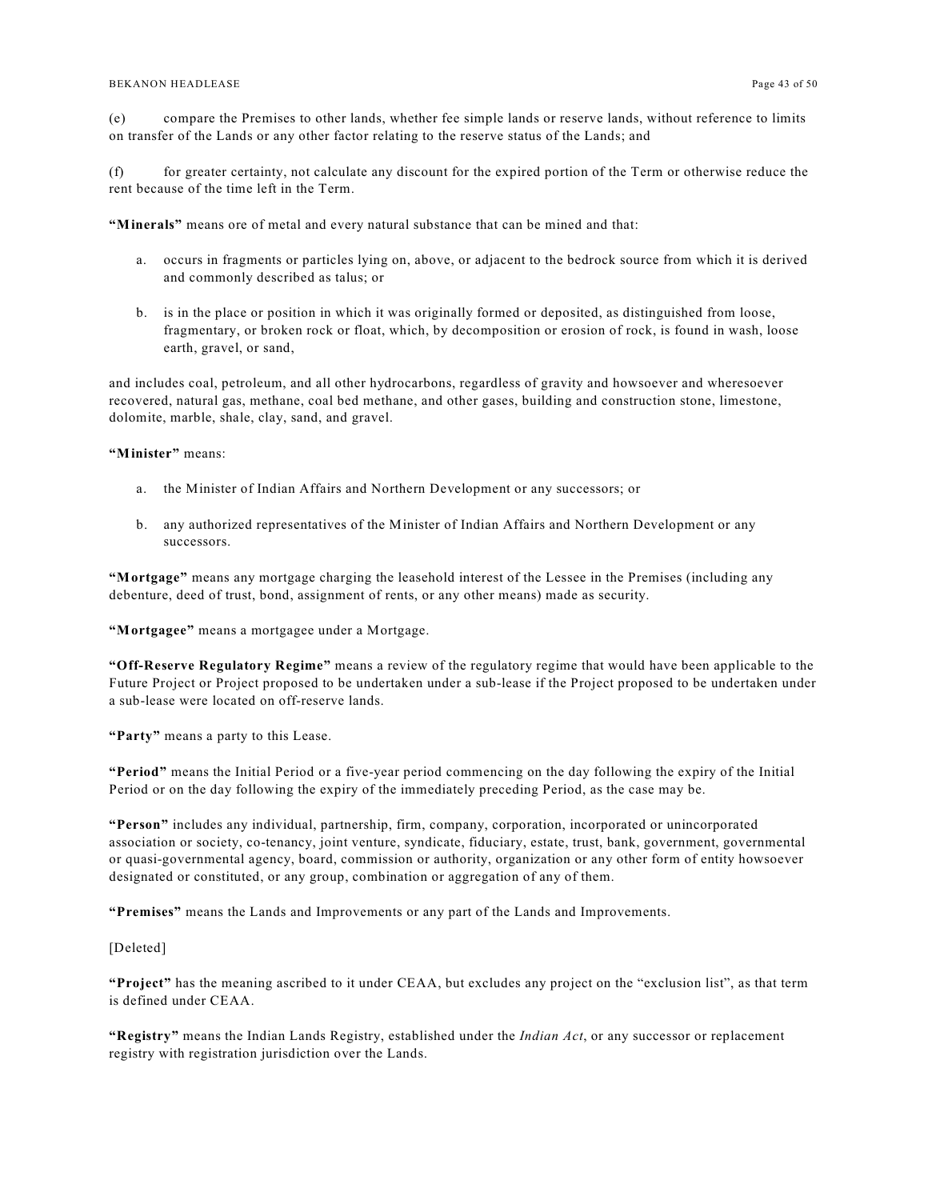(e) compare the Premises to other lands, whether fee simple lands or reserve lands, without reference to limits on transfer of the Lands or any other factor relating to the reserve status of the Lands; and

(f) for greater certainty, not calculate any discount for the expired portion of the Term or otherwise reduce the rent because of the time left in the Term.

**"Minerals"** means ore of metal and every natural substance that can be mined and that:

a. occurs in fragments or particles lying on, above, or adjacent to the bedrock source from which it is derived and commonly described as talus; or

b. is in the place or position in which it was originally formed or deposited, as distinguished from loose, fragmentary, or broken rock or float, which, by decomposition or erosion of rock, is found in wash, loose earth, gravel, or sand,

and includes coal, petroleum, and all other hydrocarbons, regardless of gravity and howsoever and wheresoever recovered, natural gas, methane, coal bed methane, and other gases, building and construction stone, limestone, dolomite, marble, shale, clay, sand, and gravel.

**"Minister"** means:

a. the Minister of Indian Affairs and Northern Development or any successors; or

b. any authorized representatives of the Minister of Indian Affairs and Northern Development or any successors.

**"Mortgage"** means any mortgage charging the leasehold interest of the Lessee in the Premises (including any debenture, deed of trust, bond, assignment of rents, or any other means) made as security.

**"Mortgagee"** means a mortgagee under a Mortgage.

**"Off-Reserve Regulatory Regime"** means a review of the regulatory regime that would have been applicable to the Future Project or Project proposed to be undertaken under a sub-lease if the Project proposed to be undertaken under a sub-lease were located on off-reserve lands.

**"Party"** means a party to this Lease.

**"Period"** means the Initial Period or a five-year period commencing on the day following the expiry of the Initial Period or on the day following the expiry of the immediately preceding Period, as the case may be.

**"Person"** includes any individual, partnership, firm, company, corporation, incorporated or unincorporated association or society, co-tenancy, joint venture, syndicate, fiduciary, estate, trust, bank, government, governmental or quasi-governmental agency, board, commission or authority, organization or any other form of entity howsoever designated or constituted, or any group, combination or aggregation of any of them.

**"Premises"** means the Lands and Improvements or any part of the Lands and Improvements.

[Deleted]

**"Project"** has the meaning ascribed to it under CEAA, but excludes any project on the "exclusion list", as that term is defined under CEAA.

**"Registry"** means the Indian Lands Registry, established under the *Indian Act*, or any successor or replacement registry with registration jurisdiction over the Lands.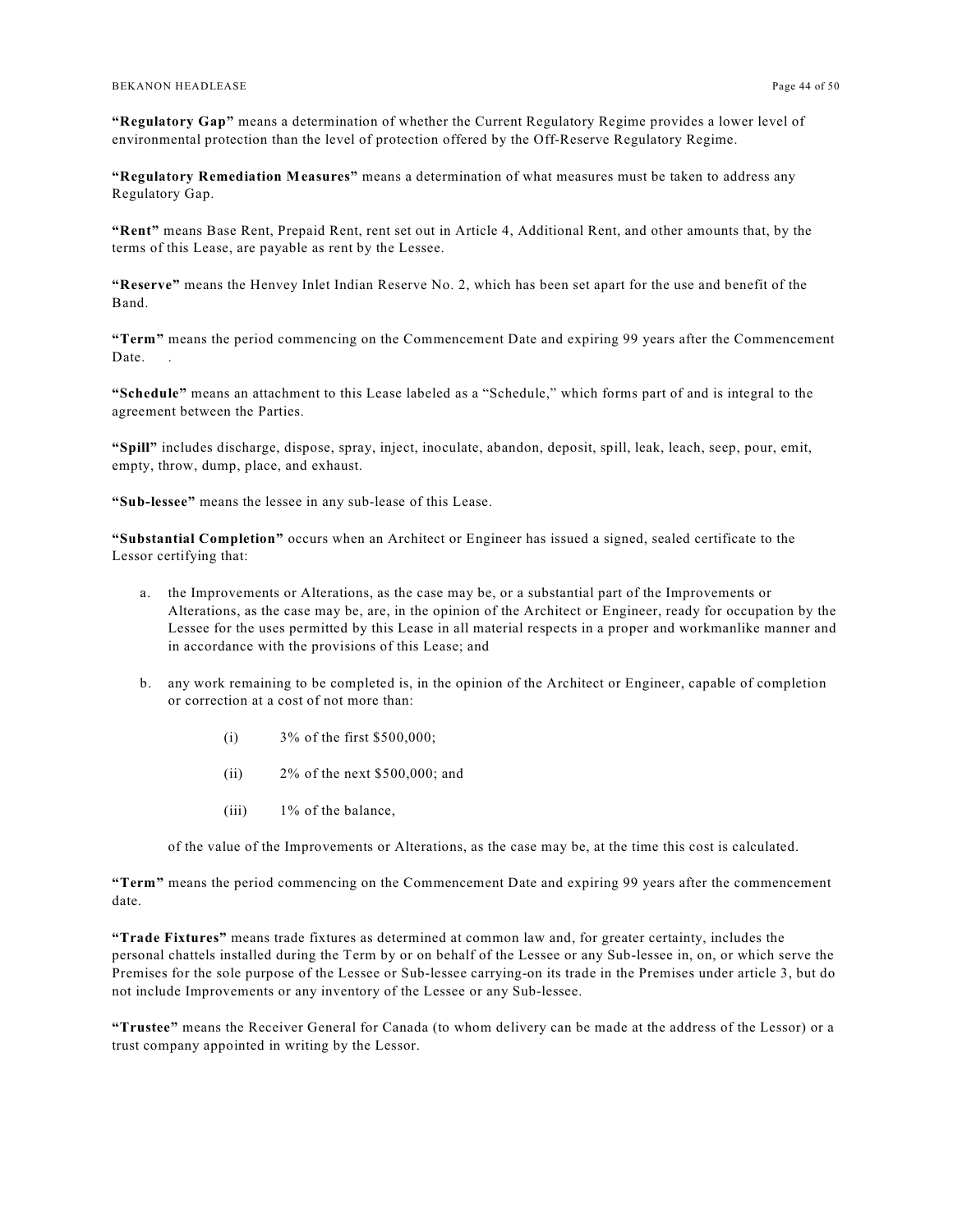**"Regulatory Gap"** means a determination of whether the Current Regulatory Regime provides a lower level of environmental protection than the level of protection offered by the Off-Reserve Regulatory Regime.

**"Regulatory Remediation Measures"** means a determination of what measures must be taken to address any Regulatory Gap.

**"Rent"** means Base Rent, Prepaid Rent, rent set out in Article 4, Additional Rent, and other amounts that, by the terms of this Lease, are payable as rent by the Lessee.

**"Reserve"** means the Henvey Inlet Indian Reserve No. 2, which has been set apart for the use and benefit of the Band.

**"Term"** means the period commencing on the Commencement Date and expiring 99 years after the Commencement Date. .

**"Schedule"** means an attachment to this Lease labeled as a "Schedule," which forms part of and is integral to the agreement between the Parties.

**"Spill"** includes discharge, dispose, spray, inject, inoculate, abandon, deposit, spill, leak, leach, seep, pour, emit, empty, throw, dump, place, and exhaust.

**"Sub-lessee"** means the lessee in any sub-lease of this Lease.

**"Substantial Completion"** occurs when an Architect or Engineer has issued a signed, sealed certificate to the Lessor certifying that:

a. the Improvements or Alterations, as the case may be, or a substantial part of the Improvements or Alterations, as the case may be, are, in the opinion of the Architect or Engineer, ready for occupation by the Lessee for the uses permitted by this Lease in all material respects in a proper and workmanlike manner and in accordance with the provisions of this Lease; and

b. any work remaining to be completed is, in the opinion of the Architect or Engineer, capable of completion or correction at a cost of not more than:

   (i) 3% of the first $500,000;

   (ii) 2% of the next $500,000; and

   (iii) 1% of the balance,

   of the value of the Improvements or Alterations, as the case may be, at the time this cost is calculated.

**"Term"** means the period commencing on the Commencement Date and expiring 99 years after the commencement date.

**"Trade Fixtures"** means trade fixtures as determined at common law and, for greater certainty, includes the personal chattels installed during the Term by or on behalf of the Lessee or any Sub-lessee in, on, or which serve the Premises for the sole purpose of the Lessee or Sub-lessee carrying-on its trade in the Premises under article 3, but do not include Improvements or any inventory of the Lessee or any Sub-lessee.

**"Trustee"** means the Receiver General for Canada (to whom delivery can be made at the address of the Lessor) or a trust company appointed in writing by the Lessor.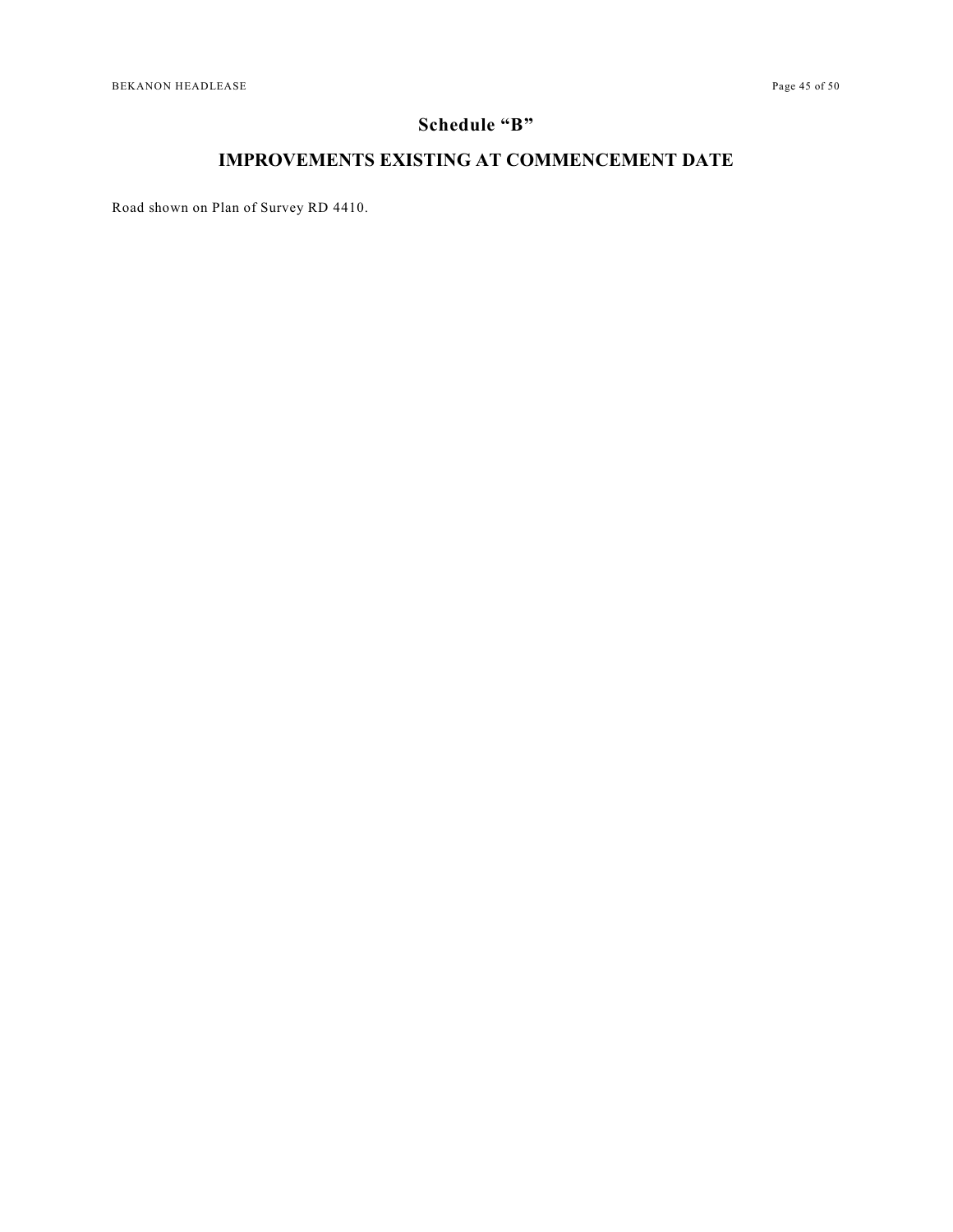# Schedule "B"

## IMPROVEMENTS EXISTING AT COMMENCEMENT DATE

Road shown on Plan of Survey RD 4410.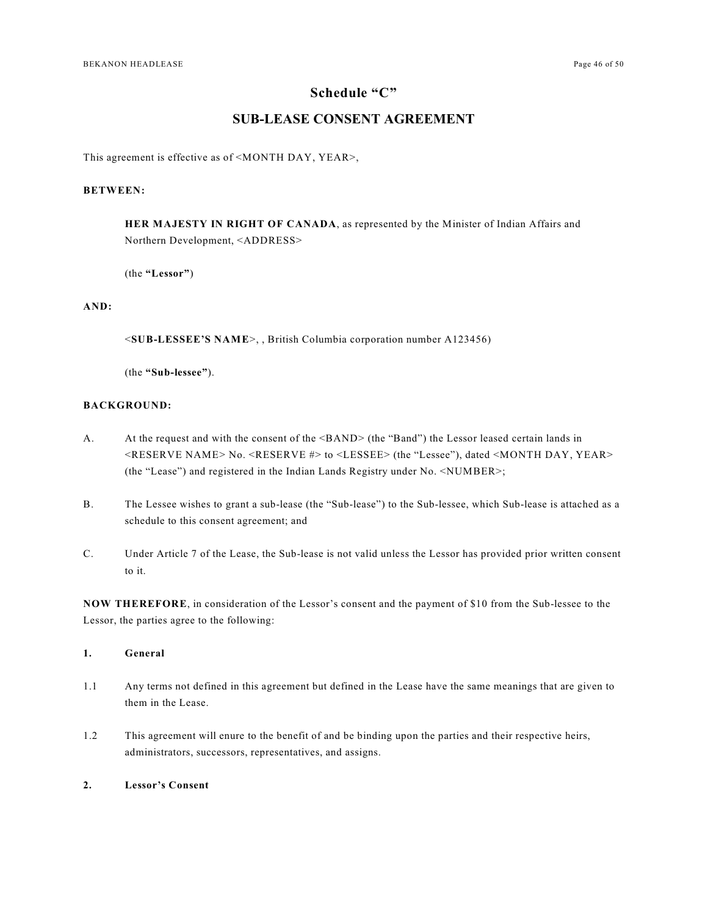# Schedule "C"

## SUB-LEASE CONSENT AGREEMENT

This agreement is effective as of <MONTH DAY, YEAR>,

**BETWEEN:**

> **HER MAJESTY IN RIGHT OF CANADA**, as represented by the Minister of Indian Affairs and Northern Development, <ADDRESS>
>
> (the **"Lessor"**)

**AND:**

> <**SUB-LESSEE'S NAME**>, , British Columbia corporation number A123456)
>
> (the **"Sub-lessee"**).

**BACKGROUND:**

A. At the request and with the consent of the <BAND> (the "Band") the Lessor leased certain lands in <RESERVE NAME> No. <RESERVE #> to <LESSEE> (the "Lessee"), dated <MONTH DAY, YEAR> (the "Lease") and registered in the Indian Lands Registry under No. <NUMBER>;

B. The Lessee wishes to grant a sub-lease (the "Sub-lease") to the Sub-lessee, which Sub-lease is attached as a schedule to this consent agreement; and

C. Under Article 7 of the Lease, the Sub-lease is not valid unless the Lessor has provided prior written consent to it.

**NOW THEREFORE**, in consideration of the Lessor's consent and the payment of $10 from the Sub-lessee to the Lessor, the parties agree to the following:

**1. General**

1.1 Any terms not defined in this agreement but defined in the Lease have the same meanings that are given to them in the Lease.

1.2 This agreement will enure to the benefit of and be binding upon the parties and their respective heirs, administrators, successors, representatives, and assigns.

**2. Lessor's Consent**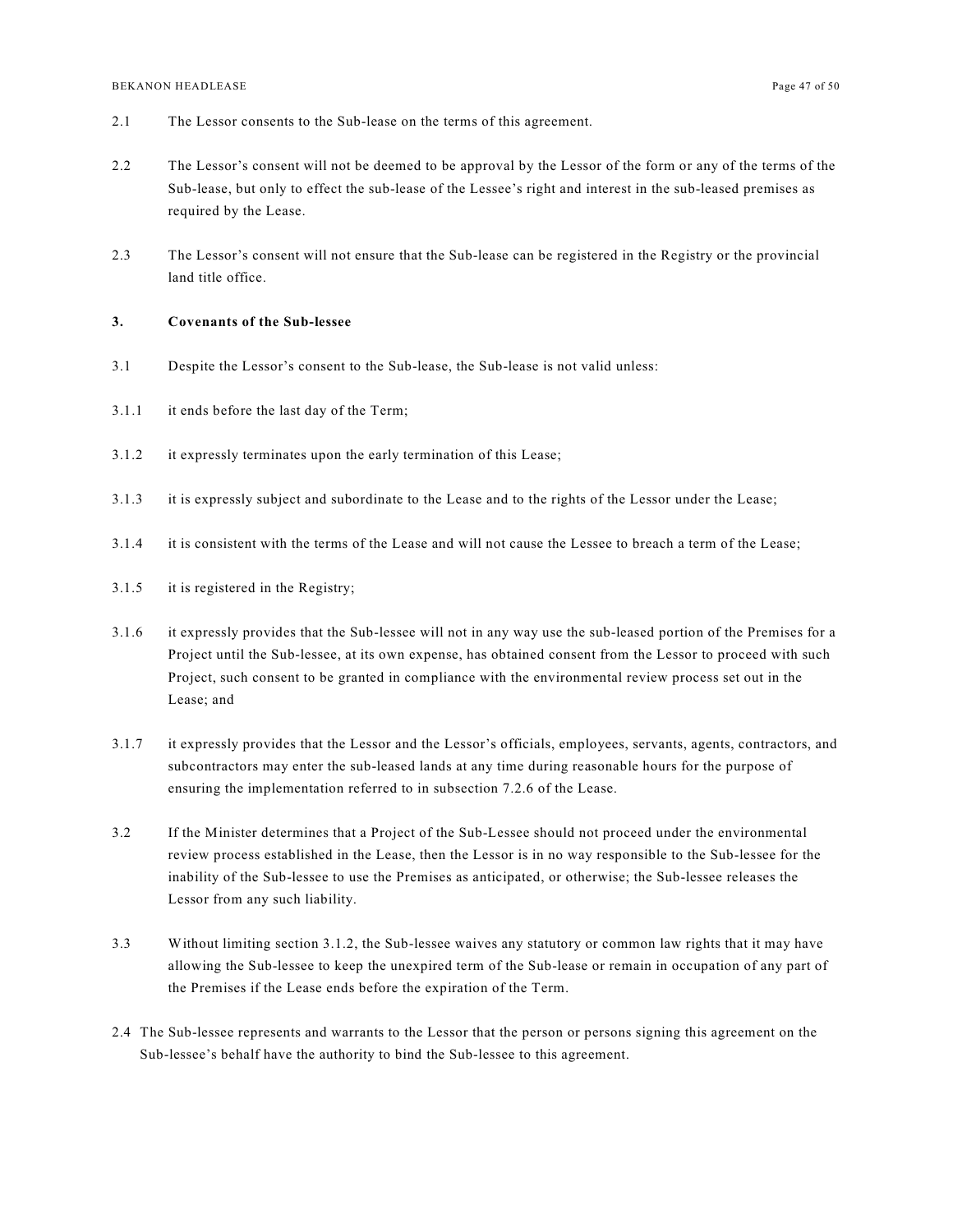2.1 The Lessor consents to the Sub-lease on the terms of this agreement.

2.2 The Lessor's consent will not be deemed to be approval by the Lessor of the form or any of the terms of the Sub-lease, but only to effect the sub-lease of the Lessee's right and interest in the sub-leased premises as required by the Lease.

2.3 The Lessor's consent will not ensure that the Sub-lease can be registered in the Registry or the provincial land title office.

### 3. Covenants of the Sub-lessee

3.1 Despite the Lessor's consent to the Sub-lease, the Sub-lease is not valid unless:

3.1.1 it ends before the last day of the Term;

3.1.2 it expressly terminates upon the early termination of this Lease;

3.1.3 it is expressly subject and subordinate to the Lease and to the rights of the Lessor under the Lease;

3.1.4 it is consistent with the terms of the Lease and will not cause the Lessee to breach a term of the Lease;

3.1.5 it is registered in the Registry;

3.1.6 it expressly provides that the Sub-lessee will not in any way use the sub-leased portion of the Premises for a Project until the Sub-lessee, at its own expense, has obtained consent from the Lessor to proceed with such Project, such consent to be granted in compliance with the environmental review process set out in the Lease; and

3.1.7 it expressly provides that the Lessor and the Lessor's officials, employees, servants, agents, contractors, and subcontractors may enter the sub-leased lands at any time during reasonable hours for the purpose of ensuring the implementation referred to in subsection 7.2.6 of the Lease.

3.2 If the Minister determines that a Project of the Sub-Lessee should not proceed under the environmental review process established in the Lease, then the Lessor is in no way responsible to the Sub-lessee for the inability of the Sub-lessee to use the Premises as anticipated, or otherwise; the Sub-lessee releases the Lessor from any such liability.

3.3 Without limiting section 3.1.2, the Sub-lessee waives any statutory or common law rights that it may have allowing the Sub-lessee to keep the unexpired term of the Sub-lease or remain in occupation of any part of the Premises if the Lease ends before the expiration of the Term.

2.4 The Sub-lessee represents and warrants to the Lessor that the person or persons signing this agreement on the Sub-lessee's behalf have the authority to bind the Sub-lessee to this agreement.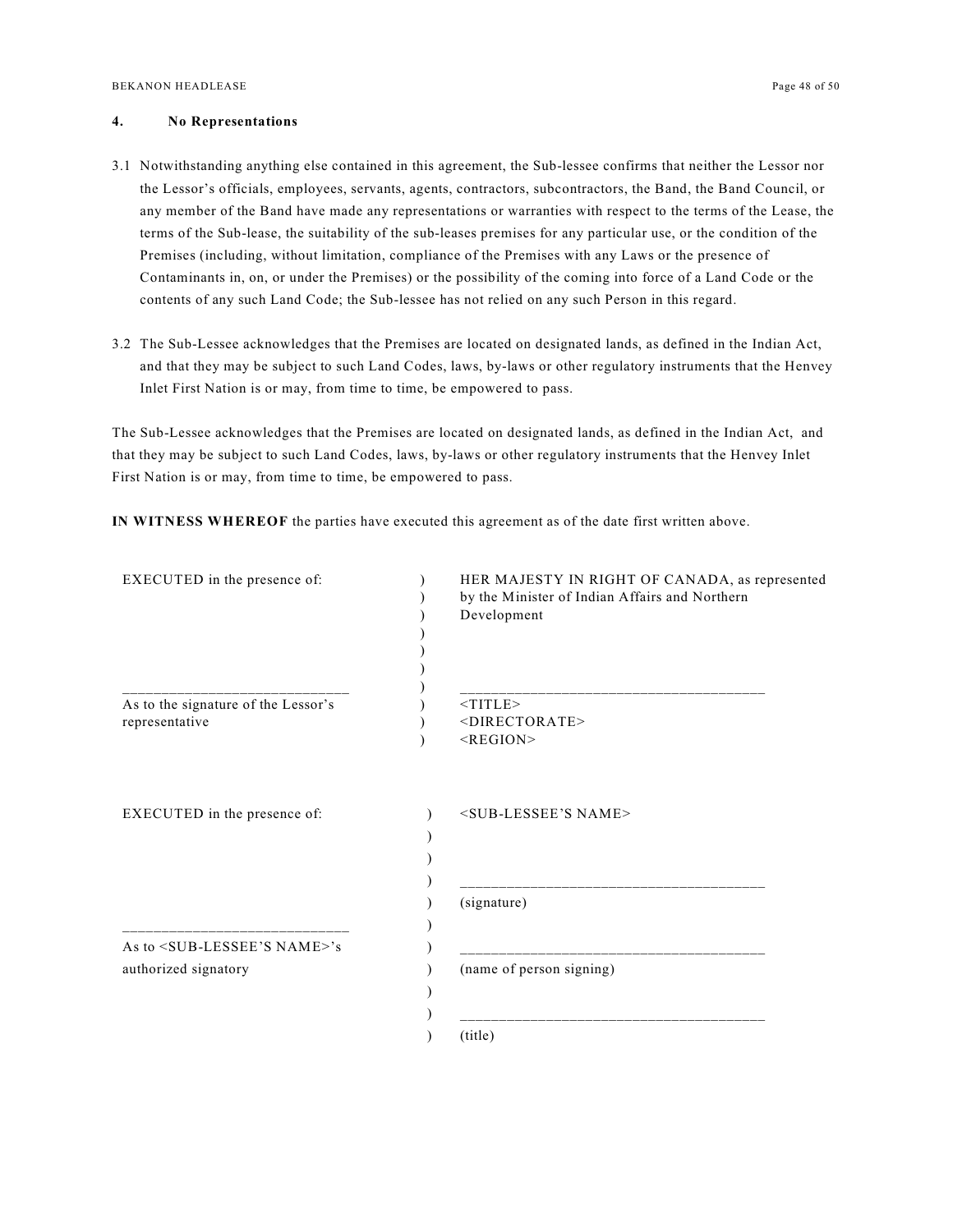## 4. No Representations

3.1 Notwithstanding anything else contained in this agreement, the Sub-lessee confirms that neither the Lessor nor the Lessor's officials, employees, servants, agents, contractors, subcontractors, the Band, the Band Council, or any member of the Band have made any representations or warranties with respect to the terms of the Lease, the terms of the Sub-lease, the suitability of the sub-leases premises for any particular use, or the condition of the Premises (including, without limitation, compliance of the Premises with any Laws or the presence of Contaminants in, on, or under the Premises) or the possibility of the coming into force of a Land Code or the contents of any such Land Code; the Sub-lessee has not relied on any such Person in this regard.

3.2 The Sub-Lessee acknowledges that the Premises are located on designated lands, as defined in the Indian Act, and that they may be subject to such Land Codes, laws, by-laws or other regulatory instruments that the Henvey Inlet First Nation is or may, from time to time, be empowered to pass.

The Sub-Lessee acknowledges that the Premises are located on designated lands, as defined in the Indian Act, and that they may be subject to such Land Codes, laws, by-laws or other regulatory instruments that the Henvey Inlet First Nation is or may, from time to time, be empowered to pass.

**IN WITNESS WHEREOF** the parties have executed this agreement as of the date first written above.

| | | |
|---|---|---|
| EXECUTED in the presence of: | ) | HER MAJESTY IN RIGHT OF CANADA, as represented by the Minister of Indian Affairs and Northern Development |
| ____________________________ | ) | ______________________________________ |
| As to the signature of the Lessor's representative | ) | <TITLE> <DIRECTORATE> <REGION> |

| | | |
|---|---|---|
| EXECUTED in the presence of: | ) | <SUB-LESSEE'S NAME> |
| | ) | ______________________________________ |
| | ) | (signature) |
| ____________________________ | ) | |
| As to <SUB-LESSEE'S NAME>'s authorized signatory | ) | ______________________________________ |
| | ) | (name of person signing) |
| | ) | ______________________________________ |
| | ) | (title) |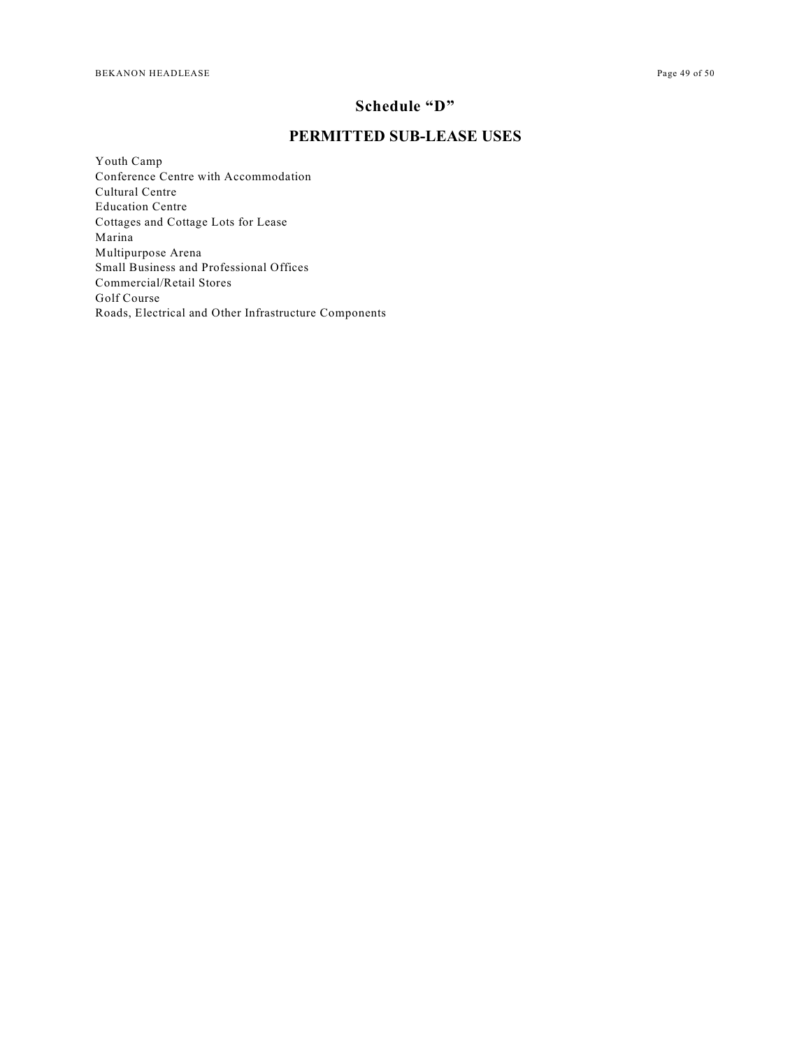## Schedule "D"

## PERMITTED SUB-LEASE USES

Youth Camp
Conference Centre with Accommodation
Cultural Centre
Education Centre
Cottages and Cottage Lots for Lease
Marina
Multipurpose Arena
Small Business and Professional Offices
Commercial/Retail Stores
Golf Course
Roads, Electrical and Other Infrastructure Components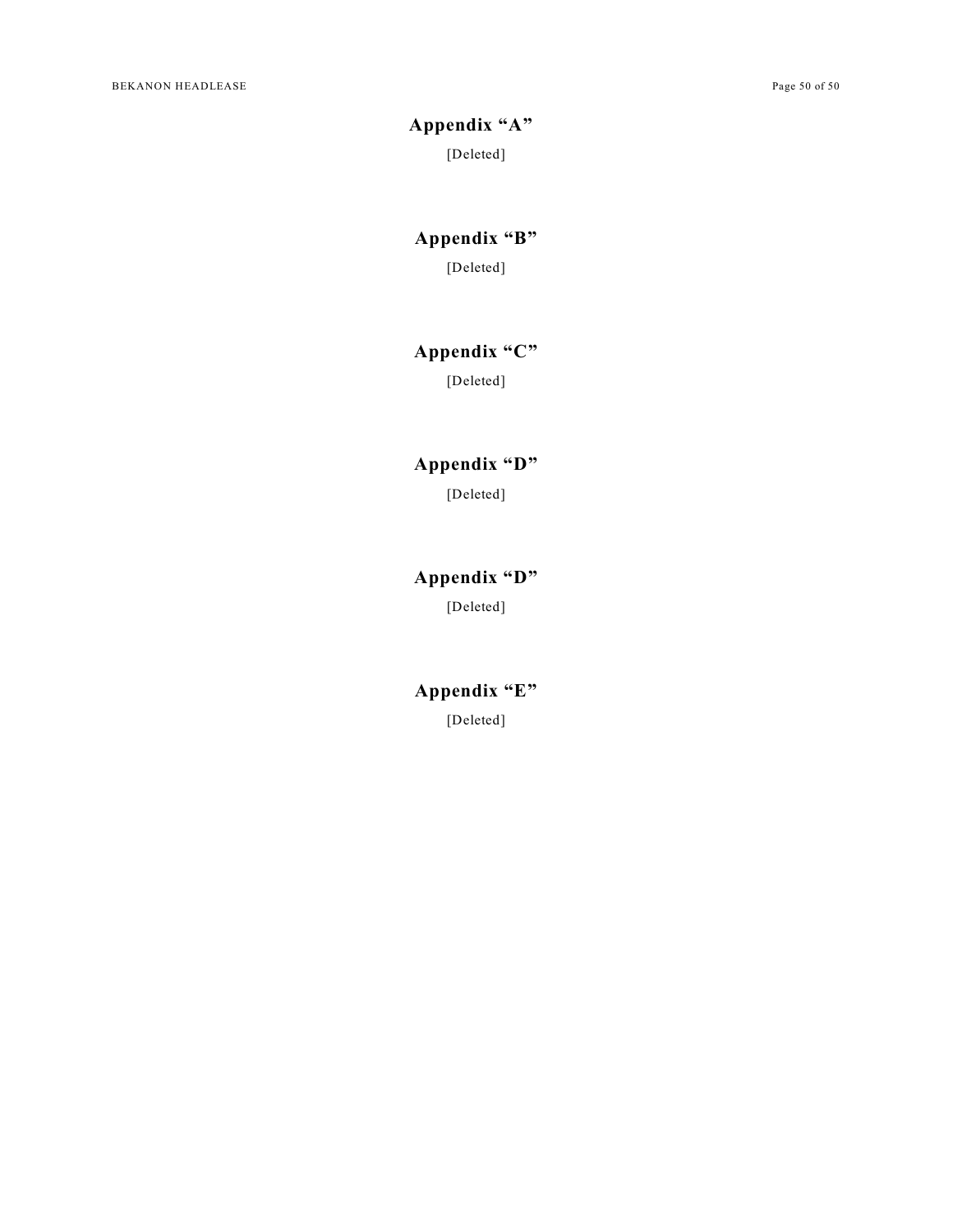## Appendix "A"

[Deleted]

## Appendix "B"

[Deleted]

## Appendix "C"

[Deleted]

## Appendix "D"

[Deleted]

## Appendix "D"

[Deleted]

## Appendix "E"

[Deleted]